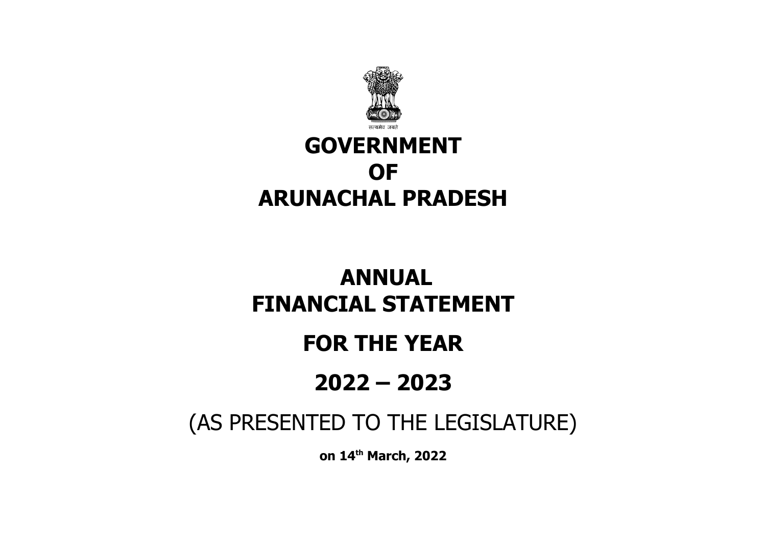सत्यमेव जयते

# GOVERNMENT
# OF
# ARUNACHAL PRADESH

# ANNUAL
# FINANCIAL STATEMENT

# FOR THE YEAR

# 2022 – 2023

(AS PRESENTED TO THE LEGISLATURE)

**on 14th March, 2022**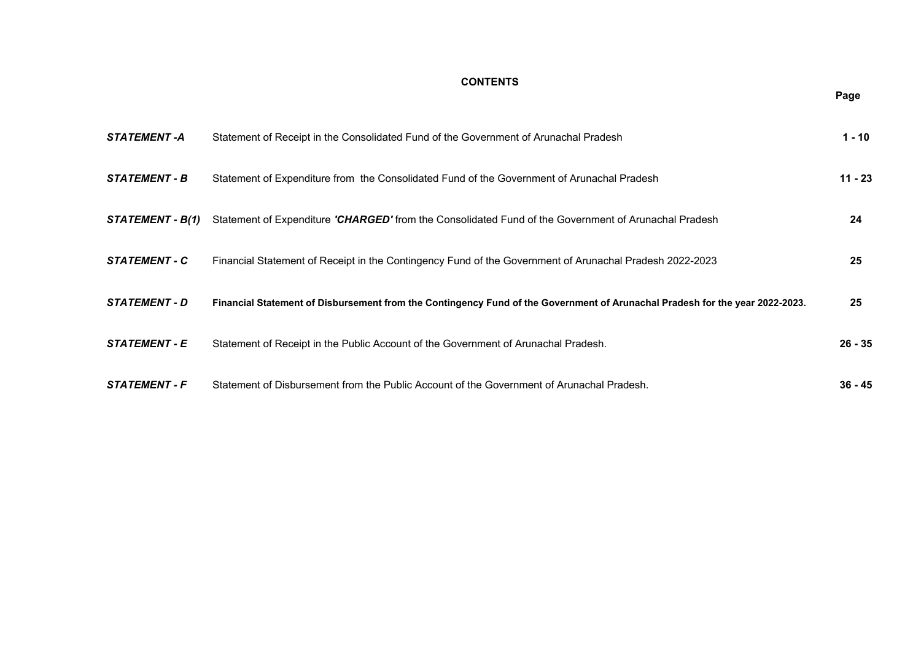# CONTENTS

| | | Page |
|---|---|---|
| ***STATEMENT -A*** | Statement of Receipt in the Consolidated Fund of the Government of Arunachal Pradesh | **1 - 10** |
| ***STATEMENT - B*** | Statement of Expenditure from the Consolidated Fund of the Government of Arunachal Pradesh | **11 - 23** |
| ***STATEMENT - B(1)*** | Statement of Expenditure ***'CHARGED'*** from the Consolidated Fund of the Government of Arunachal Pradesh | **24** |
| ***STATEMENT - C*** | Financial Statement of Receipt in the Contingency Fund of the Government of Arunachal Pradesh 2022-2023 | **25** |
| ***STATEMENT - D*** | **Financial Statement of Disbursement from the Contingency Fund of the Government of Arunachal Pradesh for the year 2022-2023.** | **25** |
| ***STATEMENT - E*** | Statement of Receipt in the Public Account of the Government of Arunachal Pradesh. | **26 - 35** |
| ***STATEMENT - F*** | Statement of Disbursement from the Public Account of the Government of Arunachal Pradesh. | **36 - 45** |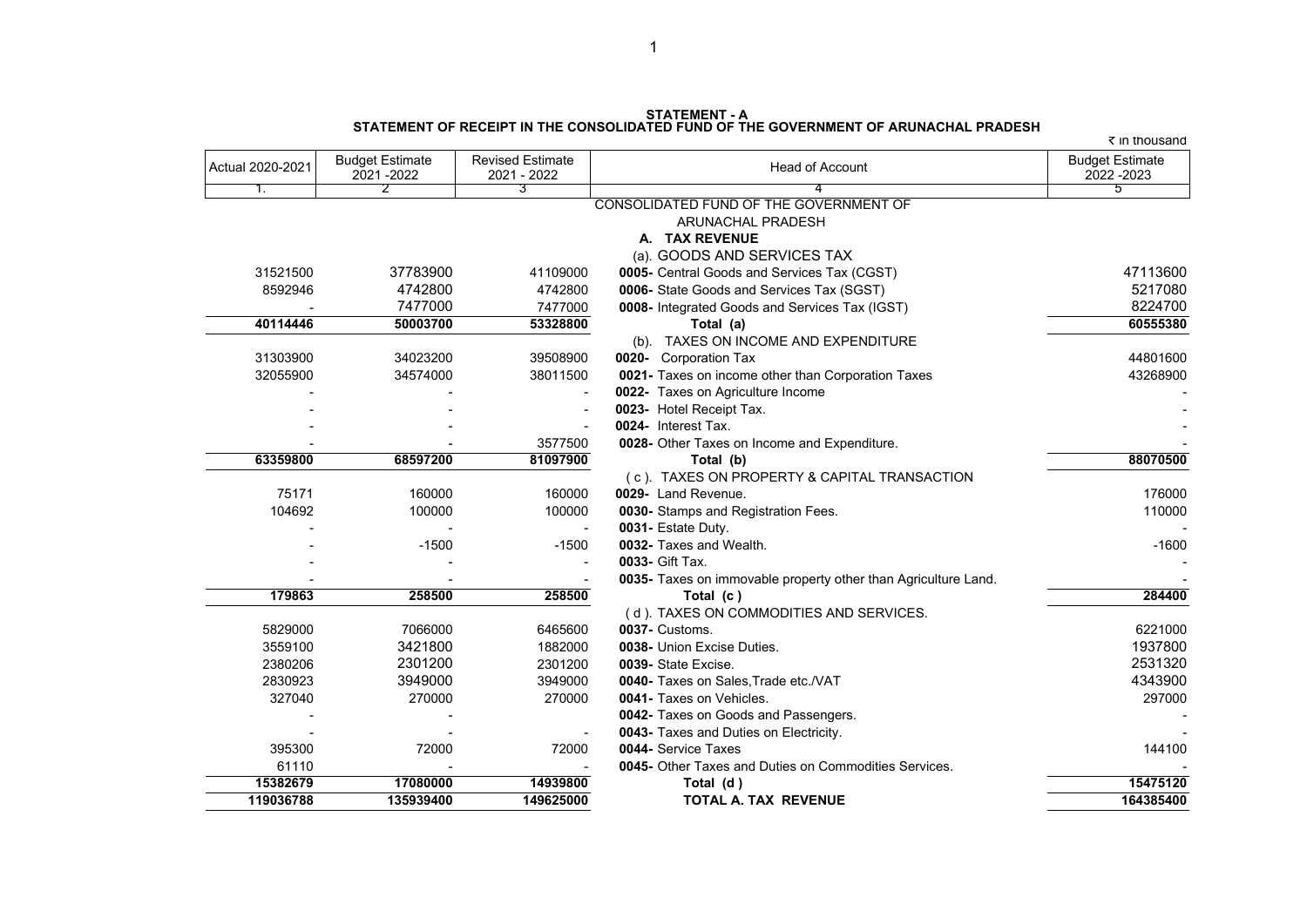**STATEMENT - A**

**STATEMENT OF RECEIPT IN THE CONSOLIDATED FUND OF THE GOVERNMENT OF ARUNACHAL PRADESH**

₹ in thousand

| Actual 2020-2021 | Budget Estimate 2021 -2022 | Revised Estimate 2021 - 2022 | Head of Account | Budget Estimate 2022 -2023 |
|---|---|---|---|---|
| 1. | 2 | 3 | 4 | 5 |
| | | | CONSOLIDATED FUND OF THE GOVERNMENT OF ARUNACHAL PRADESH | |
| | | | **A. TAX REVENUE** | |
| | | | (a). GOODS AND SERVICES TAX | |
| 31521500 | 37783900 | 41109000 | **0005-** Central Goods and Services Tax (CGST) | 47113600 |
| 8592946 | 4742800 | 4742800 | **0006-** State Goods and Services Tax (SGST) | 5217080 |
| - | 7477000 | 7477000 | **0008-** Integrated Goods and Services Tax (IGST) | 8224700 |
| **40114446** | **50003700** | **53328800** | **Total (a)** | **60555380** |
| | | | (b). TAXES ON INCOME AND EXPENDITURE | |
| 31303900 | 34023200 | 39508900 | **0020-** Corporation Tax | 44801600 |
| 32055900 | 34574000 | 38011500 | **0021-** Taxes on income other than Corporation Taxes | 43268900 |
| - | - | - | **0022-** Taxes on Agriculture Income | - |
| - | - | - | **0023-** Hotel Receipt Tax. | - |
| - | - | - | **0024-** Interest Tax. | - |
| - | - | 3577500 | **0028-** Other Taxes on Income and Expenditure. | - |
| **63359800** | **68597200** | **81097900** | **Total (b)** | **88070500** |
| | | | ( c ). TAXES ON PROPERTY & CAPITAL TRANSACTION | |
| 75171 | 160000 | 160000 | **0029-** Land Revenue. | 176000 |
| 104692 | 100000 | 100000 | **0030-** Stamps and Registration Fees. | 110000 |
| - | - | - | **0031-** Estate Duty. | - |
| - | -1500 | -1500 | **0032-** Taxes and Wealth. | -1600 |
| - | - | - | **0033-** Gift Tax. | - |
| - | - | - | **0035-** Taxes on immovable property other than Agriculture Land. | - |
| **179863** | **258500** | **258500** | **Total (c )** | **284400** |
| | | | ( d ). TAXES ON COMMODITIES AND SERVICES. | |
| 5829000 | 7066000 | 6465600 | **0037-** Customs. | 6221000 |
| 3559100 | 3421800 | 1882000 | **0038-** Union Excise Duties. | 1937800 |
| 2380206 | 2301200 | 2301200 | **0039-** State Excise. | 2531320 |
| 2830923 | 3949000 | 3949000 | **0040-** Taxes on Sales,Trade etc./VAT | 4343900 |
| 327040 | 270000 | 270000 | **0041-** Taxes on Vehicles. | 297000 |
| - | - | | **0042-** Taxes on Goods and Passengers. | - |
| - | - | - | **0043-** Taxes and Duties on Electricity. | - |
| 395300 | 72000 | 72000 | **0044-** Service Taxes | 144100 |
| 61110 | - | - | **0045-** Other Taxes and Duties on Commodities Services. | - |
| **15382679** | **17080000** | **14939800** | **Total (d )** | **15475120** |
| **119036788** | **135939400** | **149625000** | **TOTAL A. TAX REVENUE** | **164385400** |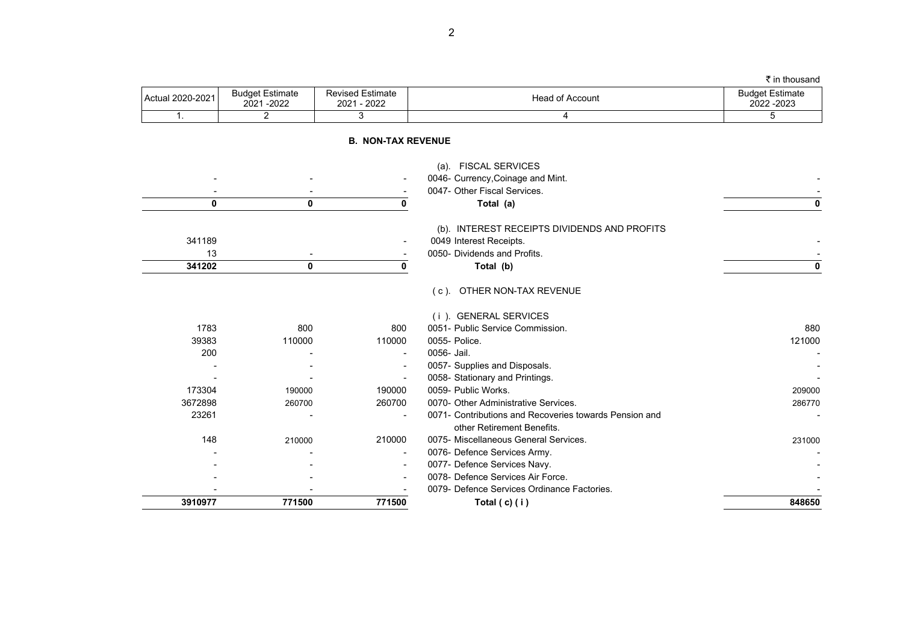₹ in thousand

| Actual 2020-2021 | Budget Estimate 2021 -2022 | Revised Estimate 2021 - 2022 | Head of Account | Budget Estimate 2022 -2023 |
|---|---|---|---|---|
| 1. | 2 | 3 | 4 | 5 |
| | | | **B. NON-TAX REVENUE** | |
| | | | (a). FISCAL SERVICES | |
| - | - | - | 0046- Currency,Coinage and Mint. | - |
| - | - | - | 0047- Other Fiscal Services. | - |
| **0** | **0** | **0** | **Total (a)** | **0** |
| | | | (b). INTEREST RECEIPTS DIVIDENDS AND PROFITS | |
| 341189 | | - | 0049 Interest Receipts. | - |
| 13 | - | - | 0050- Dividends and Profits. | - |
| **341202** | **0** | **0** | **Total (b)** | **0** |
| | | | ( c ). OTHER NON-TAX REVENUE | |
| | | | ( i ). GENERAL SERVICES | |
| 1783 | 800 | 800 | 0051- Public Service Commission. | 880 |
| 39383 | 110000 | 110000 | 0055- Police. | 121000 |
| 200 | - | - | 0056- Jail. | - |
| - | - | - | 0057- Supplies and Disposals. | - |
| - | - | - | 0058- Stationary and Printings. | - |
| 173304 | 190000 | 190000 | 0059- Public Works. | 209000 |
| 3672898 | 260700 | 260700 | 0070- Other Administrative Services. | 286770 |
| 23261 | - | - | 0071- Contributions and Recoveries towards Pension and other Retirement Benefits. | - |
| 148 | 210000 | 210000 | 0075- Miscellaneous General Services. | 231000 |
| - | - | - | 0076- Defence Services Army. | - |
| - | - | - | 0077- Defence Services Navy. | - |
| - | - | - | 0078- Defence Services Air Force. | - |
| - | - | - | 0079- Defence Services Ordinance Factories. | - |
| **3910977** | **771500** | **771500** | **Total ( c) ( i )** | **848650** |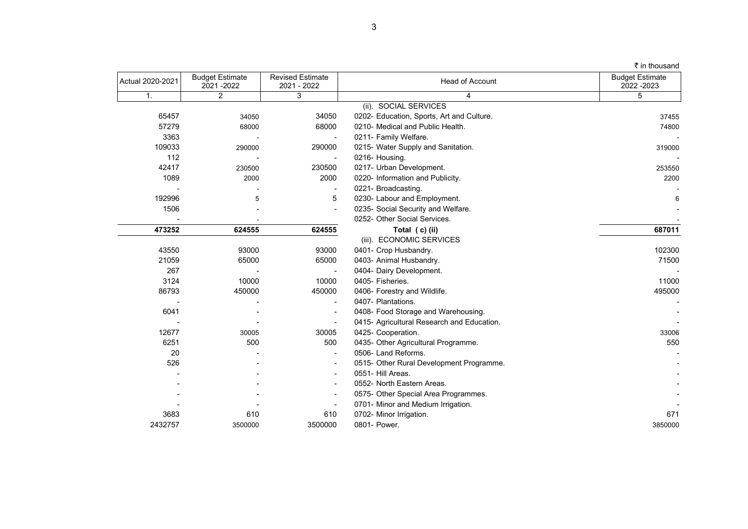₹ in thousand

| Actual 2020-2021 | Budget Estimate 2021 -2022 | Revised Estimate 2021 - 2022 | Head of Account | Budget Estimate 2022 -2023 |
|---|---|---|---|---|
| 1. | 2 | 3 | 4 | 5 |
| | | | (ii). SOCIAL SERVICES | |
| 65457 | 34050 | 34050 | 0202- Education, Sports, Art and Culture. | 37455 |
| 57279 | 68000 | 68000 | 0210- Medical and Public Health. | 74800 |
| 3363 | - | - | 0211- Family Welfare. | - |
| 109033 | 290000 | 290000 | 0215- Water Supply and Sanitation. | 319000 |
| 112 | - | - | 0216- Housing. | - |
| 42417 | 230500 | 230500 | 0217- Urban Development. | 253550 |
| 1089 | 2000 | 2000 | 0220- Information and Publicity. | 2200 |
| - | - | - | 0221- Broadcasting. | - |
| 192996 | 5 | 5 | 0230- Labour and Employment. | 6 |
| 1506 | - | - | 0235- Social Security and Welfare. | - |
| - | - | | 0252- Other Social Services. | - |
| **473252** | **624555** | **624555** | **Total ( c) (ii)** | **687011** |
| | | | (iii). ECONOMIC SERVICES | |
| 43550 | 93000 | 93000 | 0401- Crop Husbandry. | 102300 |
| 21059 | 65000 | 65000 | 0403- Animal Husbandry. | 71500 |
| 267 | - | - | 0404- Dairy Development. | - |
| 3124 | 10000 | 10000 | 0405- Fisheries. | 11000 |
| 86793 | 450000 | 450000 | 0406- Forestry and Wildlife. | 495000 |
| - | - | - | 0407- Plantations. | - |
| 6041 | - | - | 0408- Food Storage and Warehousing. | - |
| - | - | - | 0415- Agricultural Research and Education. | - |
| 12677 | 30005 | 30005 | 0425- Cooperation. | 33006 |
| 6251 | 500 | 500 | 0435- Other Agricultural Programme. | 550 |
| 20 | - | - | 0506- Land Reforms. | - |
| 526 | - | - | 0515- Other Rural Development Programme. | - |
| - | - | - | 0551- Hill Areas. | - |
| - | - | - | 0552- North Eastern Areas. | - |
| - | - | - | 0575- Other Special Area Programmes. | - |
| - | - | - | 0701- Minor and Medium Irrigation. | - |
| 3683 | 610 | 610 | 0702- Minor Irrigation. | 671 |
| 2432757 | 3500000 | 3500000 | 0801- Power. | 3850000 |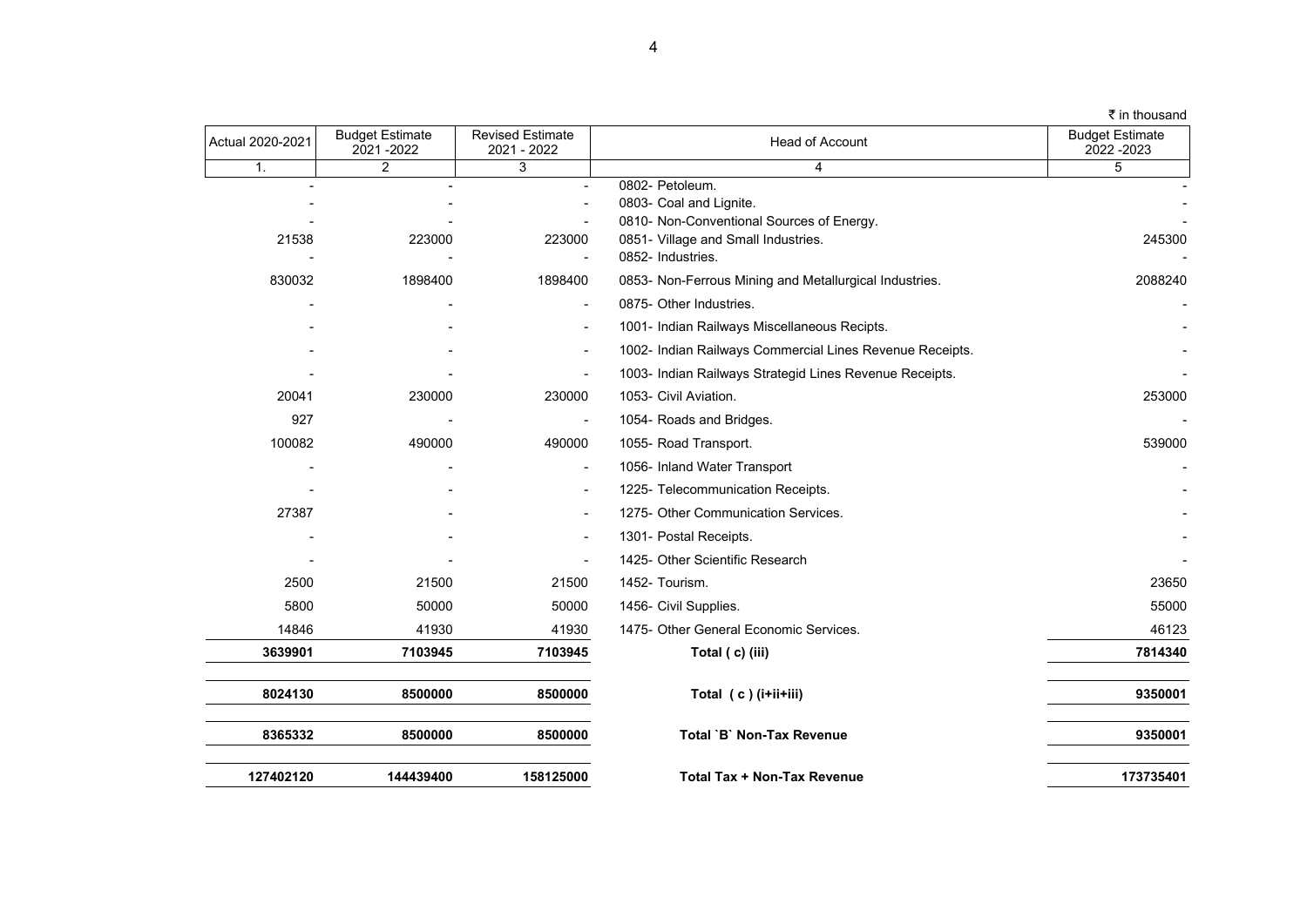₹ in thousand

| Actual 2020-2021 | Budget Estimate 2021 -2022 | Revised Estimate 2021 - 2022 | Head of Account | Budget Estimate 2022 -2023 |
|---|---|---|---|---|
| 1. | 2 | 3 | 4 | 5 |
| - | - | - | 0802- Petoleum. | - |
| - | - | - | 0803- Coal and Lignite. | - |
| - | - | - | 0810- Non-Conventional Sources of Energy. | - |
| 21538 | 223000 | 223000 | 0851- Village and Small Industries. | 245300 |
| - | - | - | 0852- Industries. | - |
| 830032 | 1898400 | 1898400 | 0853- Non-Ferrous Mining and Metallurgical Industries. | 2088240 |
| - | - | - | 0875- Other Industries. | - |
| - | - | - | 1001- Indian Railways Miscellaneous Recipts. | - |
| - | - | - | 1002- Indian Railways Commercial Lines Revenue Receipts. | - |
| - | - | - | 1003- Indian Railways Strategid Lines Revenue Receipts. | - |
| 20041 | 230000 | 230000 | 1053- Civil Aviation. | 253000 |
| 927 | - | - | 1054- Roads and Bridges. | - |
| 100082 | 490000 | 490000 | 1055- Road Transport. | 539000 |
| - | - | - | 1056- Inland Water Transport | - |
| - | - | - | 1225- Telecommunication Receipts. | - |
| 27387 | - | - | 1275- Other Communication Services. | - |
| - | - | - | 1301- Postal Receipts. | - |
| - | - | - | 1425- Other Scientific Research | - |
| 2500 | 21500 | 21500 | 1452- Tourism. | 23650 |
| 5800 | 50000 | 50000 | 1456- Civil Supplies. | 55000 |
| 14846 | 41930 | 41930 | 1475- Other General Economic Services. | 46123 |
| **3639901** | **7103945** | **7103945** | **Total ( c) (iii)** | **7814340** |
| **8024130** | **8500000** | **8500000** | **Total ( c ) (i+ii+iii)** | **9350001** |
| **8365332** | **8500000** | **8500000** | **Total `B` Non-Tax Revenue** | **9350001** |
| **127402120** | **144439400** | **158125000** | **Total Tax + Non-Tax Revenue** | **173735401** |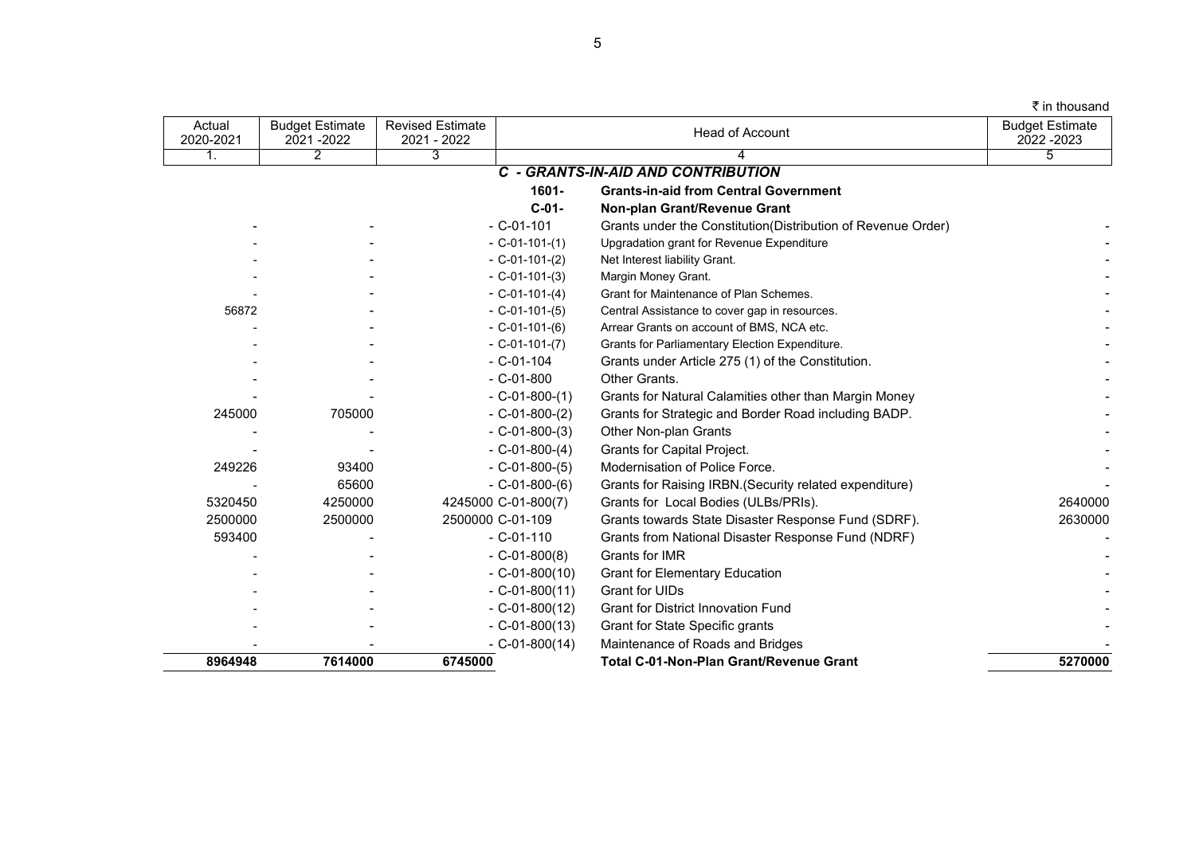₹ in thousand

| Actual 2020-2021 | Budget Estimate 2021 -2022 | Revised Estimate 2021 - 2022 | Head of Account | | Budget Estimate 2022 -2023 |
|---|---|---|---|---|---|
| 1. | 2 | 3 | 4 | | 5 |
| | | | ***C - GRANTS-IN-AID AND CONTRIBUTION*** | | |
| | | | **1601-** | **Grants-in-aid from Central Government** | |
| | | | **C-01-** | **Non-plan Grant/Revenue Grant** | |
| - | - | - | C-01-101 | Grants under the Constitution(Distribution of Revenue Order) | - |
| - | - | - | C-01-101-(1) | Upgradation grant for Revenue Expenditure | - |
| - | - | - | C-01-101-(2) | Net Interest liability Grant. | - |
| - | - | - | C-01-101-(3) | Margin Money Grant. | - |
| - | - | - | C-01-101-(4) | Grant for Maintenance of Plan Schemes. | - |
| 56872 | - | - | C-01-101-(5) | Central Assistance to cover gap in resources. | - |
| - | - | - | C-01-101-(6) | Arrear Grants on account of BMS, NCA etc. | - |
| - | - | - | C-01-101-(7) | Grants for Parliamentary Election Expenditure. | - |
| - | - | - | C-01-104 | Grants under Article 275 (1) of the Constitution. | - |
| - | - | - | C-01-800 | Other Grants. | - |
| - | - | - | C-01-800-(1) | Grants for Natural Calamities other than Margin Money | - |
| 245000 | 705000 | - | C-01-800-(2) | Grants for Strategic and Border Road including BADP. | - |
| - | - | - | C-01-800-(3) | Other Non-plan Grants | - |
| - | - | - | C-01-800-(4) | Grants for Capital Project. | - |
| 249226 | 93400 | - | C-01-800-(5) | Modernisation of Police Force. | - |
| - | 65600 | - | C-01-800-(6) | Grants for Raising IRBN.(Security related expenditure) | - |
| 5320450 | 4250000 | 4245000 | C-01-800(7) | Grants for Local Bodies (ULBs/PRIs). | 2640000 |
| 2500000 | 2500000 | 2500000 | C-01-109 | Grants towards State Disaster Response Fund (SDRF). | 2630000 |
| 593400 | - | - | C-01-110 | Grants from National Disaster Response Fund (NDRF) | - |
| - | - | - | C-01-800(8) | Grants for IMR | - |
| - | - | - | C-01-800(10) | Grant for Elementary Education | - |
| - | - | - | C-01-800(11) | Grant for UIDs | - |
| - | - | - | C-01-800(12) | Grant for District Innovation Fund | - |
| - | - | - | C-01-800(13) | Grant for State Specific grants | - |
| - | - | - | C-01-800(14) | Maintenance of Roads and Bridges | - |
| **8964948** | **7614000** | **6745000** | | **Total C-01-Non-Plan Grant/Revenue Grant** | **5270000** |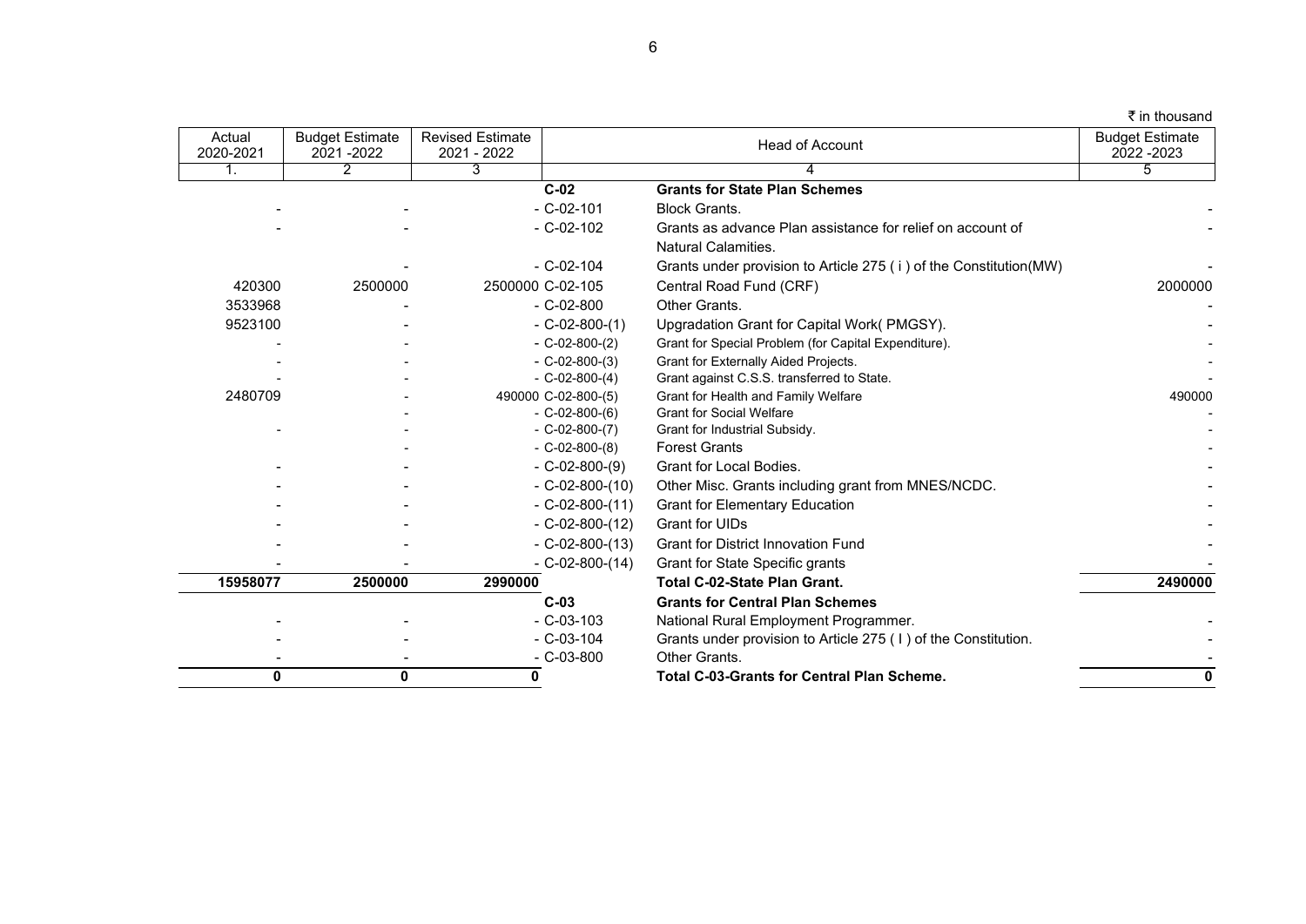₹ in thousand

| Actual 2020-2021 | Budget Estimate 2021 -2022 | Revised Estimate 2021 - 2022 | Head of Account | | Budget Estimate 2022 -2023 |
|---|---|---|---|---|---|
| 1. | 2 | 3 | 4 | | 5 |
| | | | **C-02** | **Grants for State Plan Schemes** | |
| - | - | - | C-02-101 | Block Grants. | - |
| - | - | - | C-02-102 | Grants as advance Plan assistance for relief on account of Natural Calamities. | - |
| | - | - | C-02-104 | Grants under provision to Article 275 ( i ) of the Constitution(MW) | - |
| 420300 | 2500000 | 2500000 | C-02-105 | Central Road Fund (CRF) | 2000000 |
| 3533968 | - | - | C-02-800 | Other Grants. | - |
| 9523100 | - | - | C-02-800-(1) | Upgradation Grant for Capital Work( PMGSY). | - |
| - | - | - | C-02-800-(2) | Grant for Special Problem (for Capital Expenditure). | - |
| - | - | - | C-02-800-(3) | Grant for Externally Aided Projects. | - |
| - | - | - | C-02-800-(4) | Grant against C.S.S. transferred to State. | - |
| 2480709 | - | 490000 | C-02-800-(5) | Grant for Health and Family Welfare | 490000 |
| | - | - | C-02-800-(6) | Grant for Social Welfare | - |
| - | - | - | C-02-800-(7) | Grant for Industrial Subsidy. | - |
| | - | - | C-02-800-(8) | Forest Grants | - |
| - | - | - | C-02-800-(9) | Grant for Local Bodies. | - |
| - | - | - | C-02-800-(10) | Other Misc. Grants including grant from MNES/NCDC. | - |
| - | - | - | C-02-800-(11) | Grant for Elementary Education | - |
| - | - | - | C-02-800-(12) | Grant for UIDs | - |
| - | - | - | C-02-800-(13) | Grant for District Innovation Fund | - |
| - | - | - | C-02-800-(14) | Grant for State Specific grants | - |
| **15958077** | **2500000** | **2990000** | | **Total C-02-State Plan Grant.** | **2490000** |
| | | | **C-03** | **Grants for Central Plan Schemes** | |
| - | - | - | C-03-103 | National Rural Employment Programmer. | - |
| - | - | - | C-03-104 | Grants under provision to Article 275 ( I ) of the Constitution. | - |
| - | - | - | C-03-800 | Other Grants. | - |
| **0** | **0** | **0** | | **Total C-03-Grants for Central Plan Scheme.** | **0** |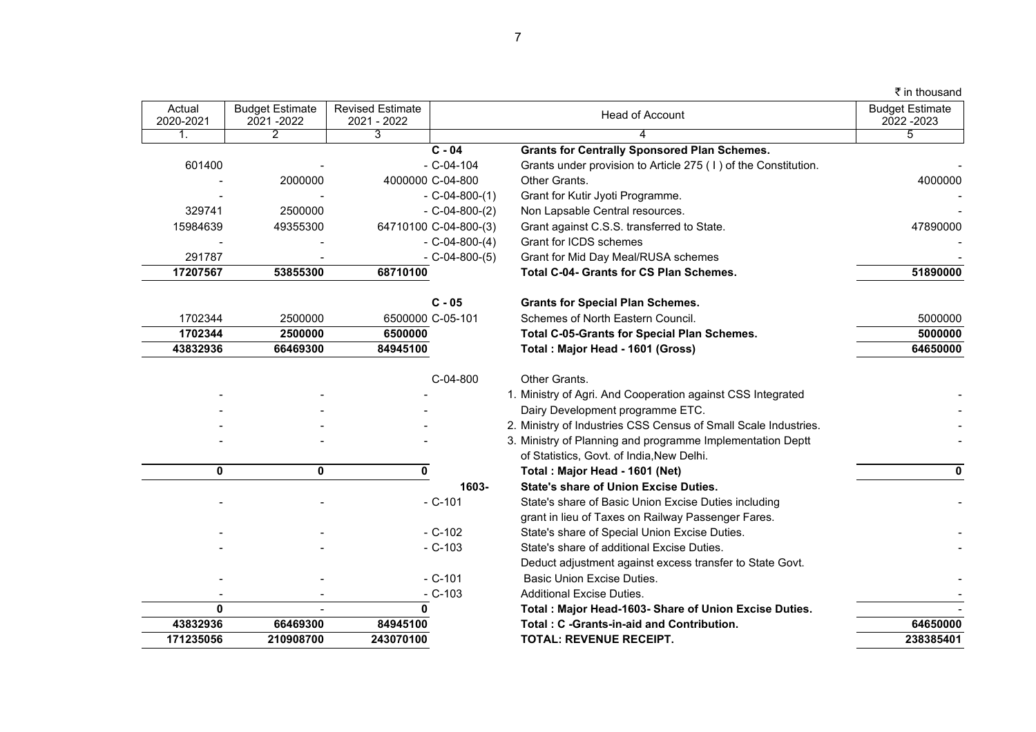₹ in thousand

| Actual 2020-2021 | Budget Estimate 2021 -2022 | Revised Estimate 2021 - 2022 | Head of Account | | Budget Estimate 2022 -2023 |
|---|---|---|---|---|---|
| 1. | 2 | 3 | 4 | | 5 |
| | | | **C - 04** | **Grants for Centrally Sponsored Plan Schemes.** | |
| 601400 | - | - | C-04-104 | Grants under provision to Article 275 ( I ) of the Constitution. | - |
| - | 2000000 | 4000000 | C-04-800 | Other Grants. | 4000000 |
| - | - | - | C-04-800-(1) | Grant for Kutir Jyoti Programme. | - |
| 329741 | 2500000 | - | C-04-800-(2) | Non Lapsable Central resources. | - |
| 15984639 | 49355300 | 64710100 | C-04-800-(3) | Grant against C.S.S. transferred to State. | 47890000 |
| - | - | - | C-04-800-(4) | Grant for ICDS schemes | - |
| 291787 | - | - | C-04-800-(5) | Grant for Mid Day Meal/RUSA schemes | - |
| **17207567** | **53855300** | **68710100** | | **Total C-04- Grants for CS Plan Schemes.** | **51890000** |
| | | | **C - 05** | **Grants for Special Plan Schemes.** | |
| 1702344 | 2500000 | 6500000 | C-05-101 | Schemes of North Eastern Council. | 5000000 |
| **1702344** | **2500000** | **6500000** | | **Total C-05-Grants for Special Plan Schemes.** | **5000000** |
| **43832936** | **66469300** | **84945100** | | **Total : Major Head - 1601 (Gross)** | **64650000** |
| | | | C-04-800 | Other Grants. | |
| - | - | - | | 1. Ministry of Agri. And Cooperation against CSS Integrated Dairy Development programme ETC. | - |
| - | - | - | | 2. Ministry of Industries CSS Census of Small Scale Industries. | - |
| - | - | - | | 3. Ministry of Planning and programme Implementation Deptt of Statistics, Govt. of India,New Delhi. | - |
| **0** | **0** | **0** | | **Total : Major Head - 1601 (Net)** | **0** |
| | | | **1603-** | **State's share of Union Excise Duties.** | |
| - | - | - | C-101 | State's share of Basic Union Excise Duties including grant in lieu of Taxes on Railway Passenger Fares. | - |
| - | - | - | C-102 | State's share of Special Union Excise Duties. | - |
| - | - | - | C-103 | State's share of additional Excise Duties. | - |
| | | | | Deduct adjustment against excess transfer to State Govt. | |
| - | - | - | C-101 | Basic Union Excise Duties. | - |
| - | - | - | C-103 | Additional Excise Duties. | - |
| **0** | **-** | **0** | | **Total : Major Head-1603- Share of Union Excise Duties.** | **-** |
| **43832936** | **66469300** | **84945100** | | **Total : C -Grants-in-aid and Contribution.** | **64650000** |
| **171235056** | **210908700** | **243070100** | | **TOTAL: REVENUE RECEIPT.** | **238385401** |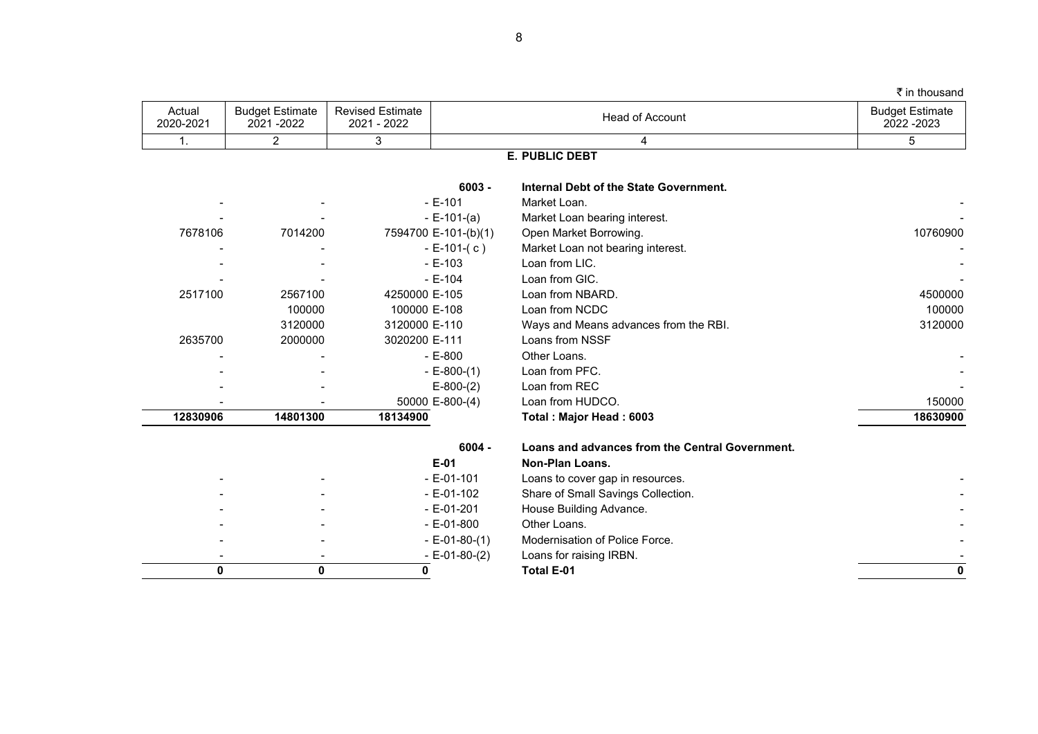₹ in thousand

| Actual 2020-2021 | Budget Estimate 2021 -2022 | Revised Estimate 2021 - 2022 | | Head of Account | Budget Estimate 2022 -2023 |
|---|---|---|---|---|---|
| 1. | 2 | 3 | | 4 | 5 |
| | | | | **E. PUBLIC DEBT** | |
| | | | **6003 -** | **Internal Debt of the State Government.** | |
| - | - | - | E-101 | Market Loan. | - |
| - | - | - | E-101-(a) | Market Loan bearing interest. | - |
| 7678106 | 7014200 | 7594700 | E-101-(b)(1) | Open Market Borrowing. | 10760900 |
| - | - | - | E-101-( c ) | Market Loan not bearing interest. | - |
| - | - | - | E-103 | Loan from LIC. | - |
| - | - | - | E-104 | Loan from GIC. | - |
| 2517100 | 2567100 | 4250000 | E-105 | Loan from NBARD. | 4500000 |
| | 100000 | 100000 | E-108 | Loan from NCDC | 100000 |
| | 3120000 | 3120000 | E-110 | Ways and Means advances from the RBI. | 3120000 |
| 2635700 | 2000000 | 3020200 | E-111 | Loans from NSSF | |
| - | - | - | E-800 | Other Loans. | - |
| - | - | - | E-800-(1) | Loan from PFC. | - |
| - | - | | E-800-(2) | Loan from REC | - |
| - | - | 50000 | E-800-(4) | Loan from HUDCO. | 150000 |
| **12830906** | **14801300** | **18134900** | | **Total : Major Head : 6003** | **18630900** |
| | | | **6004 -** | **Loans and advances from the Central Government.** | |
| | | | **E-01** | **Non-Plan Loans.** | |
| - | - | - | E-01-101 | Loans to cover gap in resources. | - |
| - | - | - | E-01-102 | Share of Small Savings Collection. | - |
| - | - | - | E-01-201 | House Building Advance. | - |
| - | - | - | E-01-800 | Other Loans. | - |
| - | - | - | E-01-80-(1) | Modernisation of Police Force. | - |
| - | - | - | E-01-80-(2) | Loans for raising IRBN. | - |
| **0** | **0** | **0** | | **Total E-01** | **0** |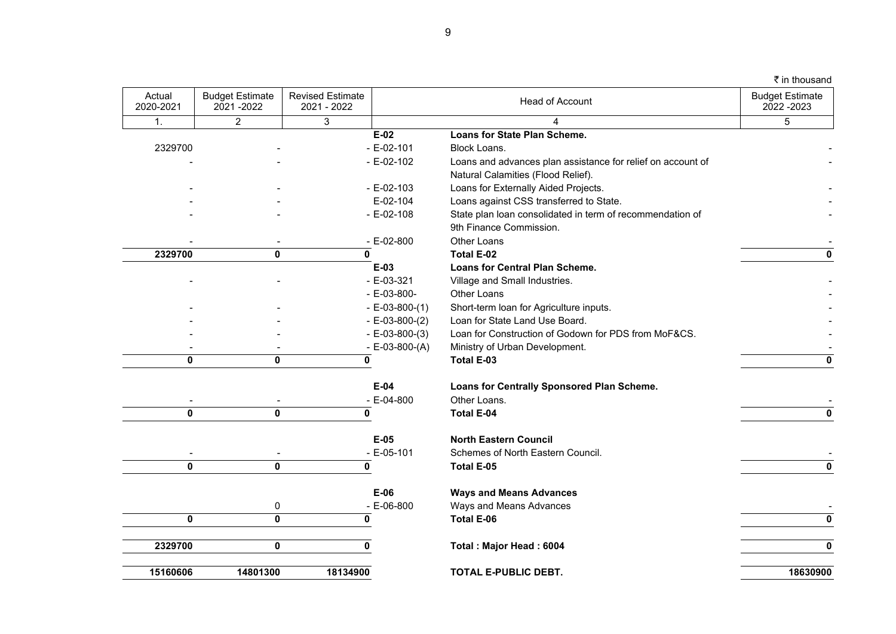₹ in thousand

| Actual 2020-2021 | Budget Estimate 2021 -2022 | Revised Estimate 2021 - 2022 | Head of Account | | Budget Estimate 2022 -2023 |
|---|---|---|---|---|---|
| 1. | 2 | 3 | 4 | | 5 |
| | | | **E-02** | **Loans for State Plan Scheme.** | |
| 2329700 | - | - | E-02-101 | Block Loans. | - |
| - | - | - | E-02-102 | Loans and advances plan assistance for relief on account of Natural Calamities (Flood Relief). | - |
| - | - | - | E-02-103 | Loans for Externally Aided Projects. | - |
| - | - | | E-02-104 | Loans against CSS transferred to State. | - |
| - | - | - | E-02-108 | State plan loan consolidated in term of recommendation of 9th Finance Commission. | - |
| - | - | - | E-02-800 | Other Loans | - |
| **2329700** | **0** | **0** | | **Total E-02** | **0** |
| | | | **E-03** | **Loans for Central Plan Scheme.** | |
| - | - | - | E-03-321 | Village and Small Industries. | - |
| | | - | E-03-800- | Other Loans | - |
| - | - | - | E-03-800-(1) | Short-term loan for Agriculture inputs. | - |
| - | - | - | E-03-800-(2) | Loan for State Land Use Board. | - |
| - | - | - | E-03-800-(3) | Loan for Construction of Godown for PDS from MoF&CS. | - |
| - | - | - | E-03-800-(A) | Ministry of Urban Development. | - |
| **0** | **0** | **0** | | **Total E-03** | **0** |
| | | | **E-04** | **Loans for Centrally Sponsored Plan Scheme.** | |
| - | - | - | E-04-800 | Other Loans. | - |
| **0** | **0** | **0** | | **Total E-04** | **0** |
| | | | **E-05** | **North Eastern Council** | |
| - | - | - | E-05-101 | Schemes of North Eastern Council. | - |
| **0** | **0** | **0** | | **Total E-05** | **0** |
| | | | **E-06** | **Ways and Means Advances** | |
| | 0 | - | E-06-800 | Ways and Means Advances | - |
| **0** | **0** | **0** | | **Total E-06** | **0** |
| **2329700** | **0** | **0** | | **Total : Major Head : 6004** | **0** |
| **15160606** | **14801300** | **18134900** | | **TOTAL E-PUBLIC DEBT.** | **18630900** |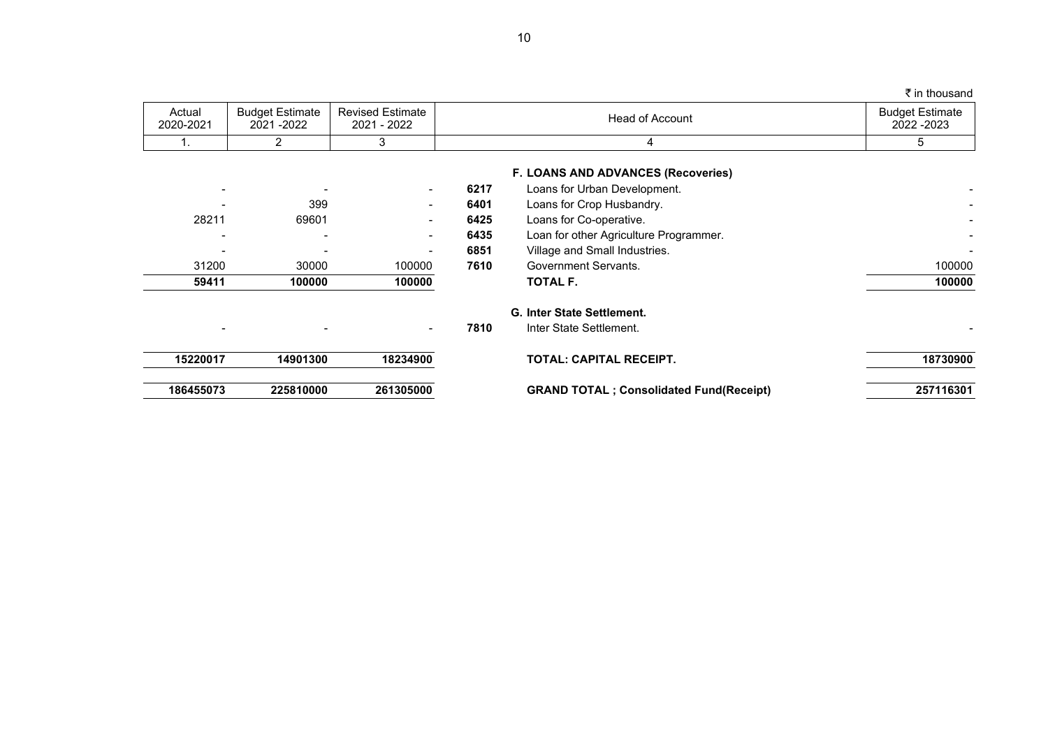₹ in thousand

| Actual 2020-2021 | Budget Estimate 2021 -2022 | Revised Estimate 2021 - 2022 | Head of Account | | Budget Estimate 2022 -2023 |
|---|---|---|---|---|---|
| 1. | 2 | 3 | 4 | | 5 |
| | | | | **F. LOANS AND ADVANCES (Recoveries)** | |
| - | - | - | **6217** | Loans for Urban Development. | - |
| - | 399 | - | **6401** | Loans for Crop Husbandry. | - |
| 28211 | 69601 | - | **6425** | Loans for Co-operative. | - |
| - | - | - | **6435** | Loan for other Agriculture Programmer. | - |
| - | - | - | **6851** | Village and Small Industries. | - |
| 31200 | 30000 | 100000 | **7610** | Government Servants. | 100000 |
| **59411** | **100000** | **100000** | | **TOTAL F.** | **100000** |
| | | | | **G. Inter State Settlement.** | |
| - | - | - | **7810** | Inter State Settlement. | - |
| **15220017** | **14901300** | **18234900** | | **TOTAL: CAPITAL RECEIPT.** | **18730900** |
| **186455073** | **225810000** | **261305000** | | **GRAND TOTAL ; Consolidated Fund(Receipt)** | **257116301** |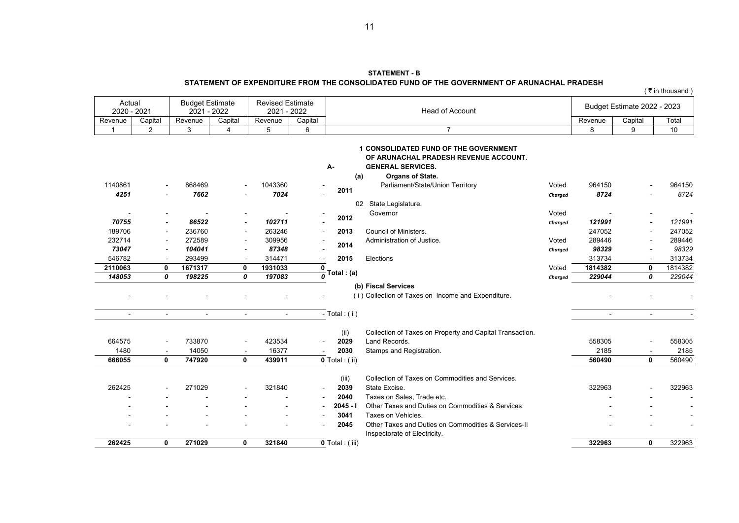**STATEMENT - B**

**STATEMENT OF EXPENDITURE FROM THE CONSOLIDATED FUND OF THE GOVERNMENT OF ARUNACHAL PRADESH**

( ₹ in thousand )

| Actual 2020 - 2021 | | Budget Estimate 2021 - 2022 | | Revised Estimate 2021 - 2022 | | Head of Account | | | Budget Estimate 2022 - 2023 | | |
|---|---|---|---|---|---|---|---|---|---|---|---|
| Revenue | Capital | Revenue | Capital | Revenue | Capital | | | | Revenue | Capital | Total |
| 1 | 2 | 3 | 4 | 5 | 6 | 7 | | | 8 | 9 | 10 |
| | | | | | | | **1 CONSOLIDATED FUND OF THE GOVERNMENT OF ARUNACHAL PRADESH REVENUE ACCOUNT.** | | | | |
| | | | | | | **A-** | **GENERAL SERVICES.** | | | | |
| | | | | | | **(a)** | **Organs of State.** | | | | |
| 1140861 | - | 868469 | - | 1043360 | - | **2011** | Parliament/State/Union Territory | Voted | 964150 | - | 964150 |
| *4251* | - | *7662* | - | *7024* | - | | | *Charged* | *8724* | - | *8724* |
| | | | | | | 02 | State Legislature. | | | | |
| - | - | - | - | - | - | **2012** | Governor | Voted | - | - | - |
| *70755* | - | *86522* | - | *102711* | - | | | *Charged* | *121991* | - | *121991* |
| 189706 | - | 236760 | - | 263246 | - | **2013** | Council of Ministers. | | 247052 | - | 247052 |
| 232714 | - | 272589 | - | 309956 | - | **2014** | Administration of Justice. | Voted | 289446 | - | 289446 |
| *73047* | - | *104041* | - | *87348* | - | | | *Charged* | *98329* | - | *98329* |
| 546782 | - | 293499 | - | 314471 | - | **2015** | Elections | | 313734 | - | 313734 |
| **2110063** | **0** | **1671317** | **0** | **1931033** | **0** | **Total : (a)** | | Voted | **1814382** | **0** | 1814382 |
| ***148053*** | ***0*** | ***198225*** | ***0*** | ***197083*** | ***0*** | | | *Charged* | ***229044*** | ***0*** | *229044* |
| | | | | | | | **(b) Fiscal Services** | | | | |
| - | - | - | - | - | - | | ( i ) Collection of Taxes on Income and Expenditure. | | - | - | - |
| - | - | - | - | - | - | Total : ( i ) | | | - | - | - |
| | | | | | | (ii) | Collection of Taxes on Property and Capital Transaction. | | | | |
| 664575 | - | 733870 | - | 423534 | - | **2029** | Land Records. | | 558305 | - | 558305 |
| 1480 | - | 14050 | - | 16377 | - | **2030** | Stamps and Registration. | | 2185 | - | 2185 |
| **666055** | **0** | **747920** | **0** | **439911** | **0** | Total : ( ii) | | | **560490** | **0** | 560490 |
| | | | | | | (iii) | Collection of Taxes on Commodities and Services. | | | | |
| 262425 | - | 271029 | - | 321840 | - | **2039** | State Excise. | | 322963 | - | 322963 |
| - | - | - | - | - | - | **2040** | Taxes on Sales, Trade etc. | | - | - | - |
| - | - | - | - | - | - | **2045 - I** | Other Taxes and Duties on Commodities & Services. | | - | - | - |
| - | - | - | - | - | - | **3041** | Taxes on Vehicles. | | - | - | - |
| - | - | - | - | - | - | **2045** | Other Taxes and Duties on Commodities & Services-II Inspectorate of Electricity. | | - | - | - |
| **262425** | **0** | **271029** | **0** | **321840** | **0** | Total : ( iii) | | | **322963** | **0** | 322963 |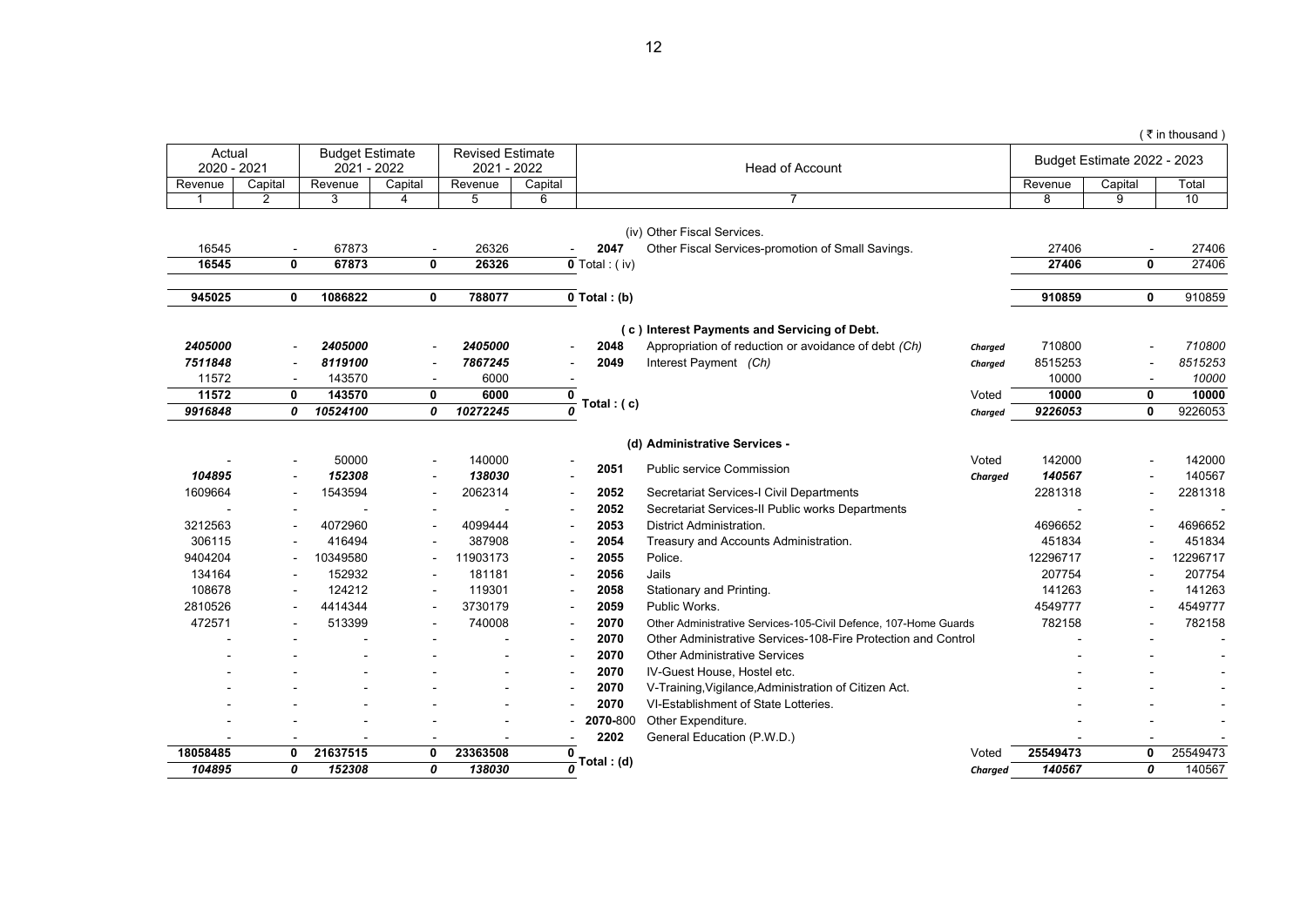( ₹ in thousand )

| Actual 2020 - 2021 | | Budget Estimate 2021 - 2022 | | Revised Estimate 2021 - 2022 | | Head of Account | | | Budget Estimate 2022 - 2023 | | |
|---|---|---|---|---|---|---|---|---|---|---|---|
| Revenue | Capital | Revenue | Capital | Revenue | Capital | | | | Revenue | Capital | Total |
| 1 | 2 | 3 | 4 | 5 | 6 | 7 | | | 8 | 9 | 10 |
| | | | | | | | (iv) Other Fiscal Services. | | | | |
| 16545 | - | 67873 | - | 26326 | - | 2047 | Other Fiscal Services-promotion of Small Savings. | | 27406 | - | 27406 |
| **16545** | **0** | **67873** | **0** | **26326** | **0** | Total : ( iv) | | | **27406** | **0** | 27406 |
| **945025** | **0** | **1086822** | **0** | **788077** | **0** | **Total : (b)** | | | **910859** | **0** | 910859 |
| | | | | | | | **( c ) Interest Payments and Servicing of Debt.** | | | | |
| *2405000* | - | *2405000* | - | *2405000* | - | **2048** | Appropriation of reduction or avoidance of debt *(Ch)* | *Charged* | 710800 | - | *710800* |
| *7511848* | - | *8119100* | - | *7867245* | - | **2049** | Interest Payment *(Ch)* | *Charged* | 8515253 | - | *8515253* |
| 11572 | - | 143570 | - | 6000 | - | | | | 10000 | - | *10000* |
| **11572** | **0** | **143570** | **0** | **6000** | **0** | **Total : ( c)** | | Voted | **10000** | **0** | **10000** |
| ***9916848*** | ***0*** | ***10524100*** | ***0*** | ***10272245*** | ***0*** | | | *Charged* | ***9226053*** | **0** | 9226053 |
| | | | | | | | **(d) Administrative Services -** | | | | |
| - | - | 50000 | - | 140000 | - | **2051** | Public service Commission | Voted | 142000 | - | 142000 |
| ***104895*** | - | ***152308*** | - | ***138030*** | - | | | *Charged* | ***140567*** | - | 140567 |
| 1609664 | - | 1543594 | - | 2062314 | - | **2052** | Secretariat Services-I Civil Departments | | 2281318 | - | 2281318 |
| - | - | - | - | - | - | **2052** | Secretariat Services-II Public works Departments | | - | - | - |
| 3212563 | - | 4072960 | - | 4099444 | - | **2053** | District Administration. | | 4696652 | - | 4696652 |
| 306115 | - | 416494 | - | 387908 | - | **2054** | Treasury and Accounts Administration. | | 451834 | - | 451834 |
| 9404204 | - | 10349580 | - | 11903173 | - | **2055** | Police. | | 12296717 | - | 12296717 |
| 134164 | - | 152932 | - | 181181 | - | **2056** | Jails | | 207754 | - | 207754 |
| 108678 | - | 124212 | - | 119301 | - | **2058** | Stationary and Printing. | | 141263 | - | 141263 |
| 2810526 | - | 4414344 | - | 3730179 | - | **2059** | Public Works. | | 4549777 | - | 4549777 |
| 472571 | - | 513399 | - | 740008 | - | **2070** | Other Administrative Services-105-Civil Defence, 107-Home Guards | | 782158 | - | 782158 |
| - | - | - | - | - | - | **2070** | Other Administrative Services-108-Fire Protection and Control | | - | - | - |
| - | - | - | - | - | - | **2070** | Other Administrative Services | | - | - | - |
| - | - | - | - | - | - | **2070** | IV-Guest House, Hostel etc. | | - | - | - |
| - | - | - | - | - | - | **2070** | V-Training,Vigilance,Administration of Citizen Act. | | - | - | - |
| - | - | - | - | - | - | **2070** | VI-Establishment of State Lotteries. | | - | - | - |
| - | - | - | - | - | - | **2070**-800 | Other Expenditure. | | - | - | - |
| - | - | - | - | - | - | **2202** | General Education (P.W.D.) | | - | - | - |
| **18058485** | **0** | **21637515** | **0** | **23363508** | **0** | **Total : (d)** | | Voted | **25549473** | **0** | 25549473 |
| ***104895*** | ***0*** | ***152308*** | ***0*** | ***138030*** | ***0*** | | | *Charged* | ***140567*** | ***0*** | 140567 |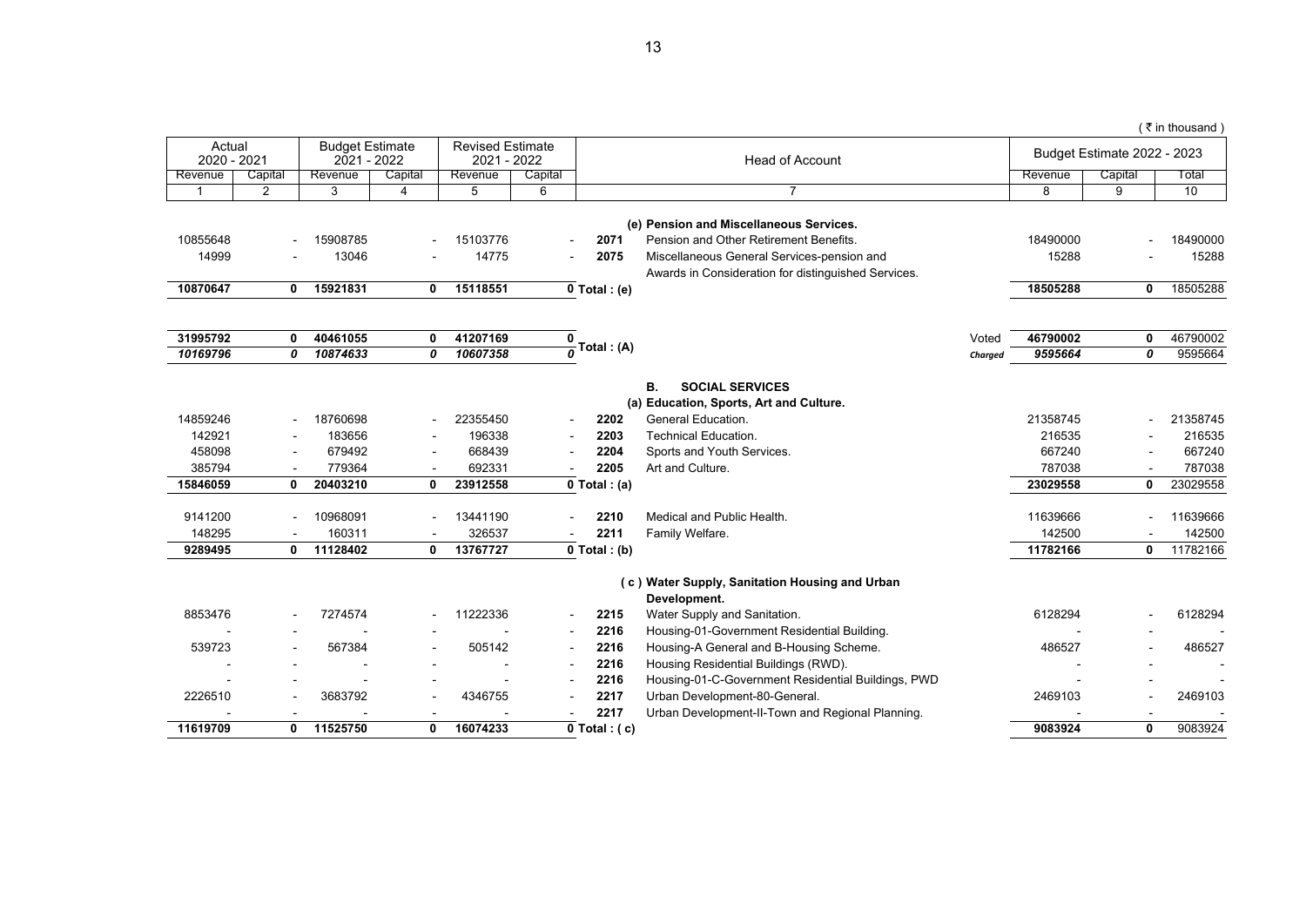( ₹ in thousand )

| Actual 2020 - 2021 | | Budget Estimate 2021 - 2022 | | Revised Estimate 2021 - 2022 | | Head of Account | | | Budget Estimate 2022 - 2023 | | |
|---|---|---|---|---|---|---|---|---|---|---|---|
| Revenue | Capital | Revenue | Capital | Revenue | Capital | | | | Revenue | Capital | Total |
| 1 | 2 | 3 | 4 | 5 | 6 | 7 | | | 8 | 9 | 10 |
| | | | | | | | **(e) Pension and Miscellaneous Services.** | | | | |
| 10855648 | - | 15908785 | - | 15103776 | - | **2071** | Pension and Other Retirement Benefits. | | 18490000 | - | 18490000 |
| 14999 | - | 13046 | - | 14775 | - | **2075** | Miscellaneous General Services-pension and Awards in Consideration for distinguished Services. | | 15288 | - | 15288 |
| **10870647** | **0** | **15921831** | **0** | **15118551** | **0** | **Total : (e)** | | | **18505288** | **0** | 18505288 |
| **31995792** | **0** | **40461055** | **0** | **41207169** | **0** | **Total : (A)** | | Voted | **46790002** | **0** | 46790002 |
| ***10169796*** | ***0*** | ***10874633*** | ***0*** | ***10607358*** | ***0*** | | | *Charged* | ***9595664*** | ***0*** | 9595664 |
| | | | | | | | **B. SOCIAL SERVICES** | | | | |
| | | | | | | | **(a) Education, Sports, Art and Culture.** | | | | |
| 14859246 | - | 18760698 | - | 22355450 | - | **2202** | General Education. | | 21358745 | - | 21358745 |
| 142921 | - | 183656 | - | 196338 | - | **2203** | Technical Education. | | 216535 | - | 216535 |
| 458098 | - | 679492 | - | 668439 | - | **2204** | Sports and Youth Services. | | 667240 | - | 667240 |
| 385794 | - | 779364 | - | 692331 | - | **2205** | Art and Culture. | | 787038 | - | 787038 |
| **15846059** | **0** | **20403210** | **0** | **23912558** | **0** | **Total : (a)** | | | **23029558** | **0** | 23029558 |
| 9141200 | - | 10968091 | - | 13441190 | - | **2210** | Medical and Public Health. | | 11639666 | - | 11639666 |
| 148295 | - | 160311 | - | 326537 | - | **2211** | Family Welfare. | | 142500 | - | 142500 |
| **9289495** | **0** | **11128402** | **0** | **13767727** | **0** | **Total : (b)** | | | **11782166** | **0** | 11782166 |
| | | | | | | | **( c ) Water Supply, Sanitation Housing and Urban Development.** | | | | |
| 8853476 | - | 7274574 | - | 11222336 | - | **2215** | Water Supply and Sanitation. | | 6128294 | - | 6128294 |
| - | - | - | - | - | - | **2216** | Housing-01-Government Residential Building. | | - | - | - |
| 539723 | - | 567384 | - | 505142 | - | **2216** | Housing-A General and B-Housing Scheme. | | 486527 | - | 486527 |
| - | - | - | - | - | - | **2216** | Housing Residential Buildings (RWD). | | - | - | - |
| - | - | - | - | - | - | **2216** | Housing-01-C-Government Residential Buildings, PWD | | - | - | - |
| 2226510 | - | 3683792 | - | 4346755 | - | **2217** | Urban Development-80-General. | | 2469103 | - | 2469103 |
| - | - | - | - | - | - | **2217** | Urban Development-II-Town and Regional Planning. | | - | - | - |
| **11619709** | **0** | **11525750** | **0** | **16074233** | **0** | **Total : ( c)** | | | **9083924** | **0** | 9083924 |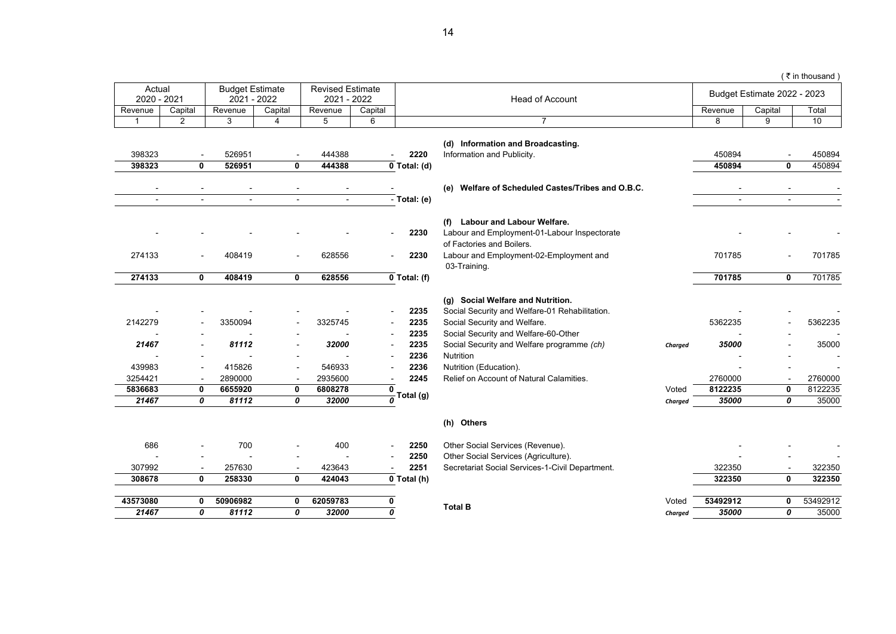( ₹ in thousand )

| Actual 2020 - 2021 | | Budget Estimate 2021 - 2022 | | Revised Estimate 2021 - 2022 | | Head of Account | | | Budget Estimate 2022 - 2023 | | |
|---|---|---|---|---|---|---|---|---|---|---|---|
| Revenue | Capital | Revenue | Capital | Revenue | Capital | | | | Revenue | Capital | Total |
| 1 | 2 | 3 | 4 | 5 | 6 | | 7 | | 8 | 9 | 10 |
| | | | | | | | **(d) Information and Broadcasting.** | | | | |
| 398323 | - | 526951 | - | 444388 | - | 2220 | Information and Publicity. | | 450894 | - | 450894 |
| **398323** | **0** | **526951** | **0** | **444388** | **0** | **Total: (d)** | | | **450894** | **0** | 450894 |
| - | - | - | - | - | - | | **(e) Welfare of Scheduled Castes/Tribes and O.B.C.** | | - | - | - |
| - | - | - | - | - | - | **Total: (e)** | | | - | - | - |
| | | | | | | | **(f) Labour and Labour Welfare.** | | | | |
| - | - | - | - | - | - | 2230 | Labour and Employment-01-Labour Inspectorate of Factories and Boilers. | | - | - | - |
| 274133 | - | 408419 | - | 628556 | - | 2230 | Labour and Employment-02-Employment and 03-Training. | | 701785 | - | 701785 |
| **274133** | **0** | **408419** | **0** | **628556** | **0** | **Total: (f)** | | | **701785** | **0** | 701785 |
| | | | | | | | **(g) Social Welfare and Nutrition.** | | | | |
| - | - | - | - | - | - | 2235 | Social Security and Welfare-01 Rehabilitation. | | - | - | - |
| 2142279 | - | 3350094 | - | 3325745 | - | 2235 | Social Security and Welfare. | | 5362235 | - | 5362235 |
| - | - | - | - | - | - | 2235 | Social Security and Welfare-60-Other | | - | - | - |
| *21467* | - | *81112* | - | *32000* | - | 2235 | Social Security and Welfare programme *(ch)* | *Charged* | *35000* | - | 35000 |
| - | - | - | - | - | - | 2236 | Nutrition | | - | - | - |
| 439983 | - | 415826 | - | 546933 | - | 2236 | Nutrition (Education). | | - | - | - |
| 3254421 | - | 2890000 | - | 2935600 | - | 2245 | Relief on Account of Natural Calamities. | | 2760000 | - | 2760000 |
| **5836683** | **0** | **6655920** | **0** | **6808278** | **0** | Total (g) | | Voted | **8122235** | **0** | 8122235 |
| *21467* | *0* | *81112* | *0* | *32000* | *0* | | | *Charged* | *35000* | *0* | 35000 |
| | | | | | | | **(h) Others** | | | | |
| 686 | - | 700 | - | 400 | - | 2250 | Other Social Services (Revenue). | | - | - | - |
| - | - | - | - | - | - | 2250 | Other Social Services (Agriculture). | | - | - | - |
| 307992 | - | 257630 | - | 423643 | - | 2251 | Secretariat Social Services-1-Civil Department. | | 322350 | - | 322350 |
| **308678** | **0** | **258330** | **0** | **424043** | **0** | **Total (h)** | | | **322350** | **0** | **322350** |
| **43573080** | **0** | **50906982** | **0** | **62059783** | **0** | | **Total B** | Voted | **53492912** | **0** | 53492912 |
| *21467* | *0* | *81112* | *0* | *32000* | *0* | | | *Charged* | *35000* | *0* | 35000 |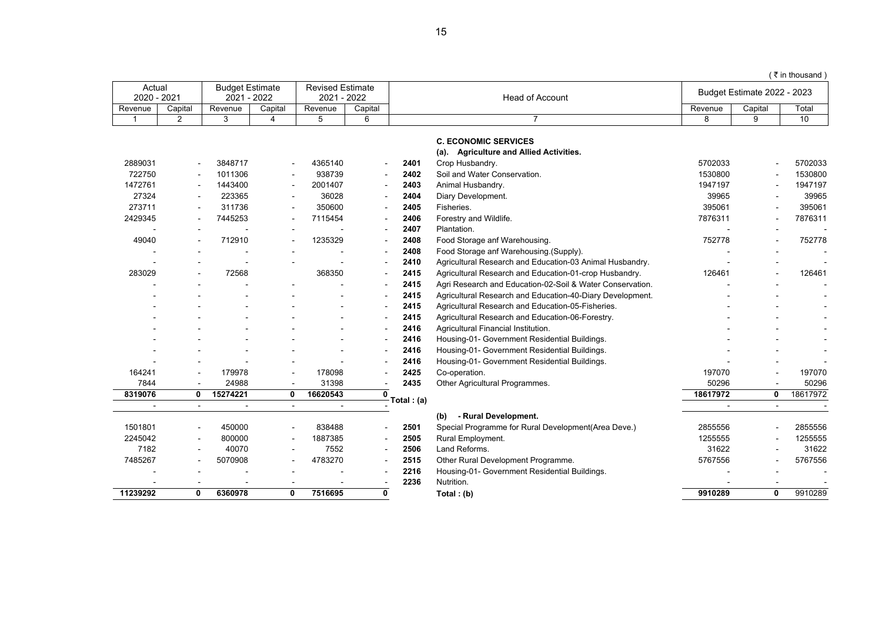( ₹ in thousand )

| Actual 2020 - 2021 | | Budget Estimate 2021 - 2022 | | Revised Estimate 2021 - 2022 | | Head of Account | | Budget Estimate 2022 - 2023 | | |
|---|---|---|---|---|---|---|---|---|---|---|
| Revenue | Capital | Revenue | Capital | Revenue | Capital | | | Revenue | Capital | Total |
| 1 | 2 | 3 | 4 | 5 | 6 | 7 | | 8 | 9 | 10 |
| | | | | | | | **C. ECONOMIC SERVICES** | | | |
| | | | | | | | **(a). Agriculture and Allied Activities.** | | | |
| 2889031 | - | 3848717 | - | 4365140 | - | **2401** | Crop Husbandry. | 5702033 | - | 5702033 |
| 722750 | - | 1011306 | - | 938739 | - | **2402** | Soil and Water Conservation. | 1530800 | - | 1530800 |
| 1472761 | - | 1443400 | - | 2001407 | - | **2403** | Animal Husbandry. | 1947197 | - | 1947197 |
| 27324 | - | 223365 | - | 36028 | - | **2404** | Diary Development. | 39965 | - | 39965 |
| 273711 | - | 311736 | - | 350600 | - | **2405** | Fisheries. | 395061 | - | 395061 |
| 2429345 | - | 7445253 | - | 7115454 | - | **2406** | Forestry and Wildlife. | 7876311 | - | 7876311 |
| - | - | - | - | - | - | **2407** | Plantation. | - | - | - |
| 49040 | - | 712910 | - | 1235329 | - | **2408** | Food Storage anf Warehousing. | 752778 | - | 752778 |
| - | - | - | - | - | - | **2408** | Food Storage anf Warehousing.(Supply). | - | - | - |
| - | - | - | - | - | - | **2410** | Agricultural Research and Education-03 Animal Husbandry. | - | - | - |
| 283029 | - | 72568 | | 368350 | - | **2415** | Agricultural Research and Education-01-crop Husbandry. | 126461 | - | 126461 |
| - | - | - | - | - | - | **2415** | Agri Research and Education-02-Soil & Water Conservation. | - | - | - |
| - | - | - | - | - | - | **2415** | Agricultural Research and Education-40-Diary Development. | - | - | - |
| - | - | - | - | - | - | **2415** | Agricultural Research and Education-05-Fisheries. | - | - | - |
| - | - | - | - | - | - | **2415** | Agricultural Research and Education-06-Forestry. | - | - | - |
| - | - | - | - | - | - | **2416** | Agricultural Financial Institution. | - | - | - |
| - | - | - | - | - | - | **2416** | Housing-01- Government Residential Buildings. | - | - | - |
| - | - | - | - | - | - | **2416** | Housing-01- Government Residential Buildings. | - | - | - |
| - | - | - | - | - | - | **2416** | Housing-01- Government Residential Buildings. | - | - | - |
| 164241 | - | 179978 | - | 178098 | - | **2425** | Co-operation. | 197070 | - | 197070 |
| 7844 | - | 24988 | - | 31398 | - | **2435** | Other Agricultural Programmes. | 50296 | - | 50296 |
| **8319076** | **0** | **15274221** | **0** | **16620543** | **0** | Total : (a) | | **18617972** | **0** | 18617972 |
| - | - | - | - | - | - | | | - | - | - |
| | | | | | | | **(b) - Rural Development.** | | | |
| 1501801 | - | 450000 | - | 838488 | - | **2501** | Special Programme for Rural Development(Area Deve.) | 2855556 | - | 2855556 |
| 2245042 | - | 800000 | - | 1887385 | - | **2505** | Rural Employment. | 1255555 | - | 1255555 |
| 7182 | - | 40070 | - | 7552 | - | **2506** | Land Reforms. | 31622 | - | 31622 |
| 7485267 | - | 5070908 | - | 4783270 | - | **2515** | Other Rural Development Programme. | 5767556 | - | 5767556 |
| - | - | - | - | - | - | **2216** | Housing-01- Government Residential Buildings. | - | - | - |
| - | - | - | - | - | - | **2236** | Nutrition. | - | - | - |
| **11239292** | **0** | **6360978** | **0** | **7516695** | **0** | | **Total : (b)** | **9910289** | **0** | 9910289 |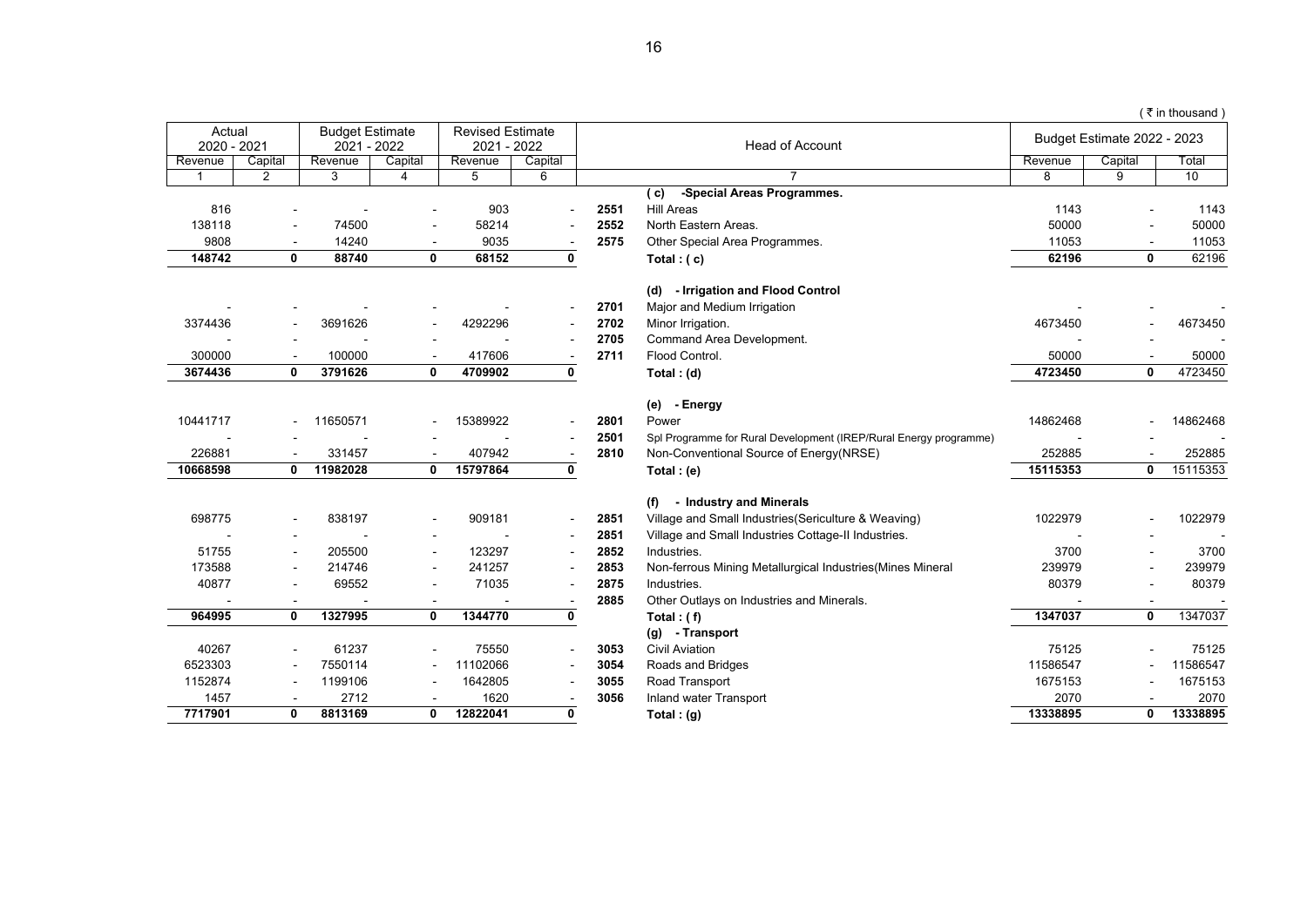( ₹ in thousand )

| Actual 2020 - 2021 | | Budget Estimate 2021 - 2022 | | Revised Estimate 2021 - 2022 | | | Head of Account | Budget Estimate 2022 - 2023 | | |
|---|---|---|---|---|---|---|---|---|---|---|
| Revenue | Capital | Revenue | Capital | Revenue | Capital | | | Revenue | Capital | Total |
| 1 | 2 | 3 | 4 | 5 | 6 | | 7 | 8 | 9 | 10 |
| | | | | | | | **( c) -Special Areas Programmes.** | | | |
| 816 | - | - | - | 903 | - | **2551** | Hill Areas | 1143 | - | 1143 |
| 138118 | - | 74500 | - | 58214 | - | **2552** | North Eastern Areas. | 50000 | - | 50000 |
| 9808 | - | 14240 | - | 9035 | - | **2575** | Other Special Area Programmes. | 11053 | - | 11053 |
| **148742** | **0** | **88740** | **0** | **68152** | **0** | | **Total : ( c)** | **62196** | **0** | 62196 |
| | | | | | | | **(d) - Irrigation and Flood Control** | | | |
| - | - | - | - | - | - | **2701** | Major and Medium Irrigation | - | - | - |
| 3374436 | - | 3691626 | - | 4292296 | - | **2702** | Minor Irrigation. | 4673450 | - | 4673450 |
| - | - | - | - | - | - | **2705** | Command Area Development. | - | - | - |
| 300000 | - | 100000 | - | 417606 | - | **2711** | Flood Control. | 50000 | - | 50000 |
| **3674436** | **0** | **3791626** | **0** | **4709902** | **0** | | **Total : (d)** | **4723450** | **0** | 4723450 |
| | | | | | | | **(e) - Energy** | | | |
| 10441717 | - | 11650571 | - | 15389922 | - | **2801** | Power | 14862468 | - | 14862468 |
| - | - | - | - | - | - | **2501** | Spl Programme for Rural Development (IREP/Rural Energy programme) | - | - | - |
| 226881 | - | 331457 | - | 407942 | - | **2810** | Non-Conventional Source of Energy(NRSE) | 252885 | - | 252885 |
| **10668598** | **0** | **11982028** | **0** | **15797864** | **0** | | **Total : (e)** | **15115353** | **0** | 15115353 |
| | | | | | | | **(f) - Industry and Minerals** | | | |
| 698775 | - | 838197 | - | 909181 | - | **2851** | Village and Small Industries(Sericulture & Weaving) | 1022979 | - | 1022979 |
| - | - | - | - | - | - | **2851** | Village and Small Industries Cottage-II Industries. | - | - | - |
| 51755 | - | 205500 | - | 123297 | - | **2852** | Industries. | 3700 | - | 3700 |
| 173588 | - | 214746 | - | 241257 | - | **2853** | Non-ferrous Mining Metallurgical Industries(Mines Mineral | 239979 | - | 239979 |
| 40877 | - | 69552 | - | 71035 | - | **2875** | Industries. | 80379 | - | 80379 |
| - | - | - | - | - | - | **2885** | Other Outlays on Industries and Minerals. | - | - | - |
| **964995** | **0** | **1327995** | **0** | **1344770** | **0** | | **Total : ( f)** | **1347037** | **0** | 1347037 |
| | | | | | | | **(g) - Transport** | | | |
| 40267 | - | 61237 | - | 75550 | - | **3053** | Civil Aviation | 75125 | - | 75125 |
| 6523303 | - | 7550114 | - | 11102066 | - | **3054** | Roads and Bridges | 11586547 | - | 11586547 |
| 1152874 | - | 1199106 | - | 1642805 | - | **3055** | Road Transport | 1675153 | - | 1675153 |
| 1457 | - | 2712 | - | 1620 | - | **3056** | Inland water Transport | 2070 | - | 2070 |
| **7717901** | **0** | **8813169** | **0** | **12822041** | **0** | | **Total : (g)** | **13338895** | **0** | **13338895** |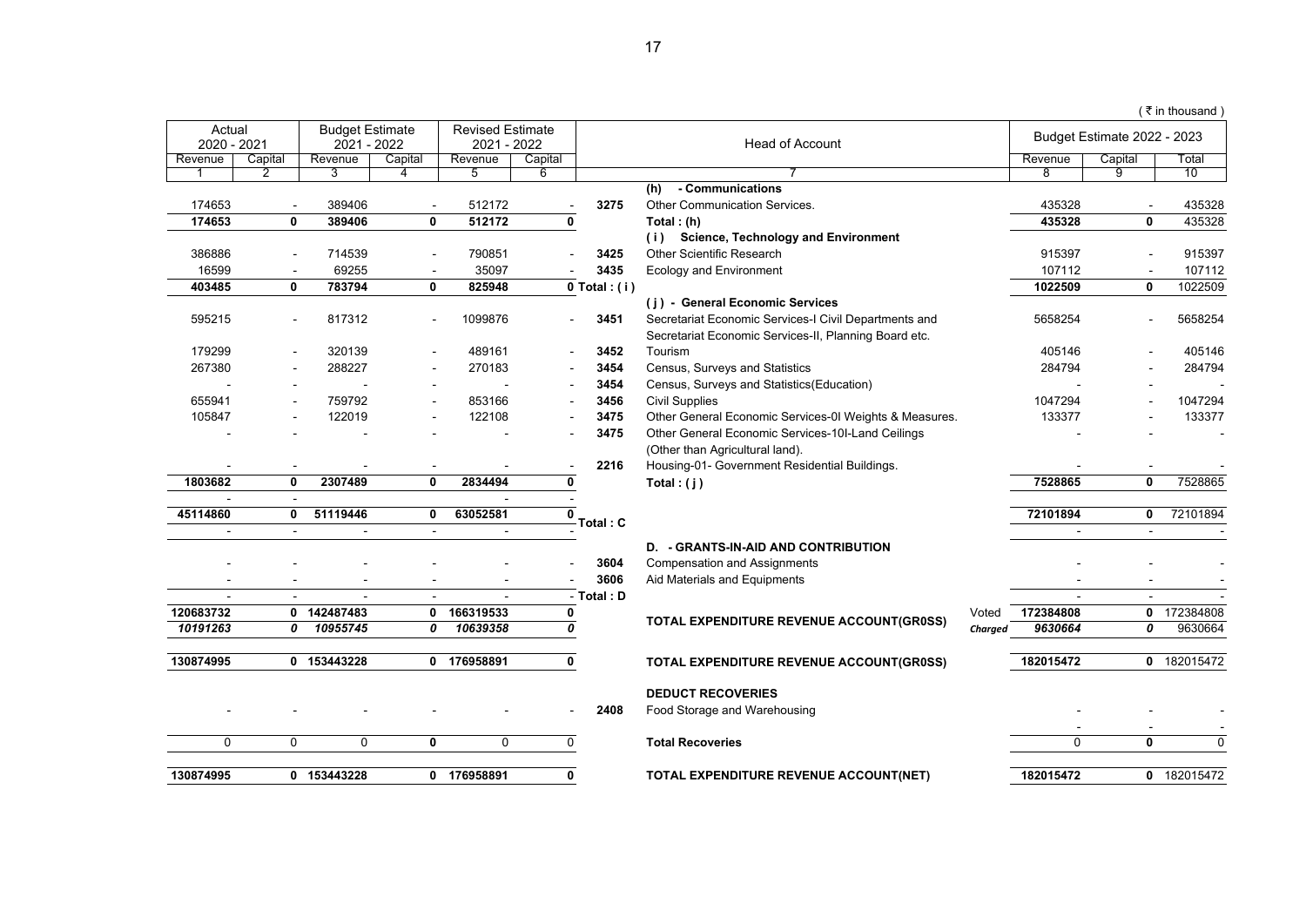( ₹ in thousand )

| Actual 2020 - 2021 | | Budget Estimate 2021 - 2022 | | Revised Estimate 2021 - 2022 | | | Head of Account | | Budget Estimate 2022 - 2023 | | |
|---|---|---|---|---|---|---|---|---|---|---|---|
| Revenue | Capital | Revenue | Capital | Revenue | Capital | | | | Revenue | Capital | Total |
| 1 | 2 | 3 | 4 | 5 | 6 | | 7 | | 8 | 9 | 10 |
| | | | | | | | **(h) - Communications** | | | | |
| 174653 | - | 389406 | - | 512172 | - | **3275** | Other Communication Services. | | 435328 | - | 435328 |
| **174653** | **0** | **389406** | **0** | **512172** | **0** | | **Total : (h)** | | **435328** | **0** | 435328 |
| | | | | | | | **( i ) Science, Technology and Environment** | | | | |
| 386886 | - | 714539 | - | 790851 | - | **3425** | Other Scientific Research | | 915397 | - | 915397 |
| 16599 | - | 69255 | - | 35097 | - | **3435** | Ecology and Environment | | 107112 | - | 107112 |
| **403485** | **0** | **783794** | **0** | **825948** | **0** | **Total : ( i )** | | | **1022509** | **0** | 1022509 |
| | | | | | | | **( j ) - General Economic Services** | | | | |
| 595215 | - | 817312 | - | 1099876 | - | **3451** | Secretariat Economic Services-I Civil Departments and Secretariat Economic Services-II, Planning Board etc. | | 5658254 | - | 5658254 |
| 179299 | - | 320139 | - | 489161 | - | **3452** | Tourism | | 405146 | - | 405146 |
| 267380 | - | 288227 | - | 270183 | - | **3454** | Census, Surveys and Statistics | | 284794 | - | 284794 |
| - | - | - | - | - | - | **3454** | Census, Surveys and Statistics(Education) | | - | - | - |
| 655941 | - | 759792 | - | 853166 | - | **3456** | Civil Supplies | | 1047294 | - | 1047294 |
| 105847 | - | 122019 | - | 122108 | - | **3475** | Other General Economic Services-0I Weights & Measures. | | 133377 | - | 133377 |
| - | - | - | - | - | - | **3475** | Other General Economic Services-10I-Land Ceilings (Other than Agricultural land). | | - | - | - |
| - | - | - | - | - | - | **2216** | Housing-01- Government Residential Buildings. | | - | - | - |
| **1803682** | **0** | **2307489** | **0** | **2834494** | **0** | | **Total : ( j )** | | **7528865** | **0** | 7528865 |
| - | - | | | - | - | | | | | | |
| **45114860** | **0** | **51119446** | **0** | **63052581** | **0** | **Total : C** | | | **72101894** | **0** | 72101894 |
| - | - | - | - | - | - | | | | - | - | - |
| | | | | | | | **D. - GRANTS-IN-AID AND CONTRIBUTION** | | | | |
| - | - | - | - | - | - | **3604** | Compensation and Assignments | | - | - | - |
| - | - | - | - | - | - | **3606** | Aid Materials and Equipments | | - | - | - |
| - | - | - | - | - | - | **Total : D** | | | - | - | - |
| **120683732** | **0** | **142487483** | **0** | **166319533** | **0** | | **TOTAL EXPENDITURE REVENUE ACCOUNT(GR0SS)** | Voted | **172384808** | **0** | 172384808 |
| ***10191263*** | ***0*** | ***10955745*** | ***0*** | ***10639358*** | ***0*** | | | ***Charged*** | ***9630664*** | ***0*** | 9630664 |
| **130874995** | **0** | **153443228** | **0** | **176958891** | **0** | | **TOTAL EXPENDITURE REVENUE ACCOUNT(GR0SS)** | | **182015472** | **0** | 182015472 |
| | | | | | | | **DEDUCT RECOVERIES** | | | | |
| - | - | - | - | - | - | **2408** | Food Storage and Warehousing | | - | - | - |
| | | | | | | | | | - | - | - |
| 0 | 0 | 0 | **0** | 0 | 0 | | **Total Recoveries** | | 0 | **0** | 0 |
| **130874995** | **0** | **153443228** | **0** | **176958891** | **0** | | **TOTAL EXPENDITURE REVENUE ACCOUNT(NET)** | | **182015472** | **0** | 182015472 |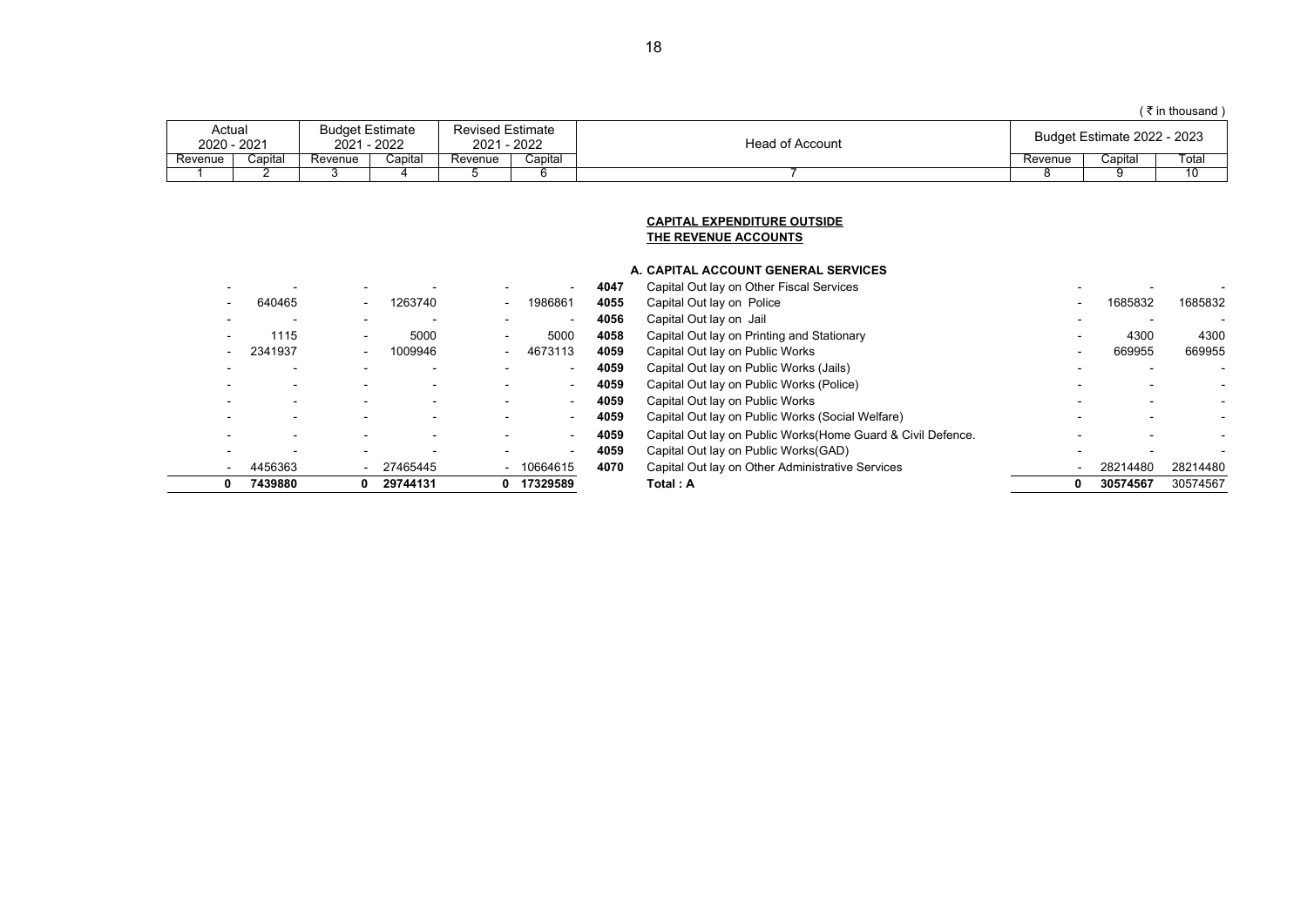( ₹ in thousand )

| Actual 2020 - 2021 | | Budget Estimate 2021 - 2022 | | Revised Estimate 2021 - 2022 | | Head of Account | | Budget Estimate 2022 - 2023 | | |
|---|---|---|---|---|---|---|---|---|---|---|
| Revenue | Capital | Revenue | Capital | Revenue | Capital | | | Revenue | Capital | Total |
| 1 | 2 | 3 | 4 | 5 | 6 | 7 | | 8 | 9 | 10 |
| | | | | | | | **CAPITAL EXPENDITURE OUTSIDE THE REVENUE ACCOUNTS** | | | |
| | | | | | | | **A. CAPITAL ACCOUNT GENERAL SERVICES** | | | |
| - | - | - | - | - | - | **4047** | Capital Out lay on Other Fiscal Services | - | - | - |
| - | 640465 | - | 1263740 | - | 1986861 | **4055** | Capital Out lay on Police | - | 1685832 | 1685832 |
| - | - | - | - | - | - | **4056** | Capital Out lay on Jail | - | - | - |
| - | 1115 | - | 5000 | - | 5000 | **4058** | Capital Out lay on Printing and Stationary | - | 4300 | 4300 |
| - | 2341937 | - | 1009946 | - | 4673113 | **4059** | Capital Out lay on Public Works | - | 669955 | 669955 |
| - | - | - | - | - | - | **4059** | Capital Out lay on Public Works (Jails) | - | - | - |
| - | - | - | - | - | - | **4059** | Capital Out lay on Public Works (Police) | - | - | - |
| - | - | - | - | - | - | **4059** | Capital Out lay on Public Works | - | - | - |
| - | - | - | - | - | - | **4059** | Capital Out lay on Public Works (Social Welfare) | - | - | - |
| - | - | - | - | - | - | **4059** | Capital Out lay on Public Works(Home Guard & Civil Defence. | - | - | - |
| - | - | - | - | - | - | **4059** | Capital Out lay on Public Works(GAD) | - | - | - |
| - | 4456363 | - | 27465445 | - | 10664615 | **4070** | Capital Out lay on Other Administrative Services | - | 28214480 | 28214480 |
| **0** | **7439880** | **0** | **29744131** | **0** | **17329589** | | **Total : A** | **0** | **30574567** | 30574567 |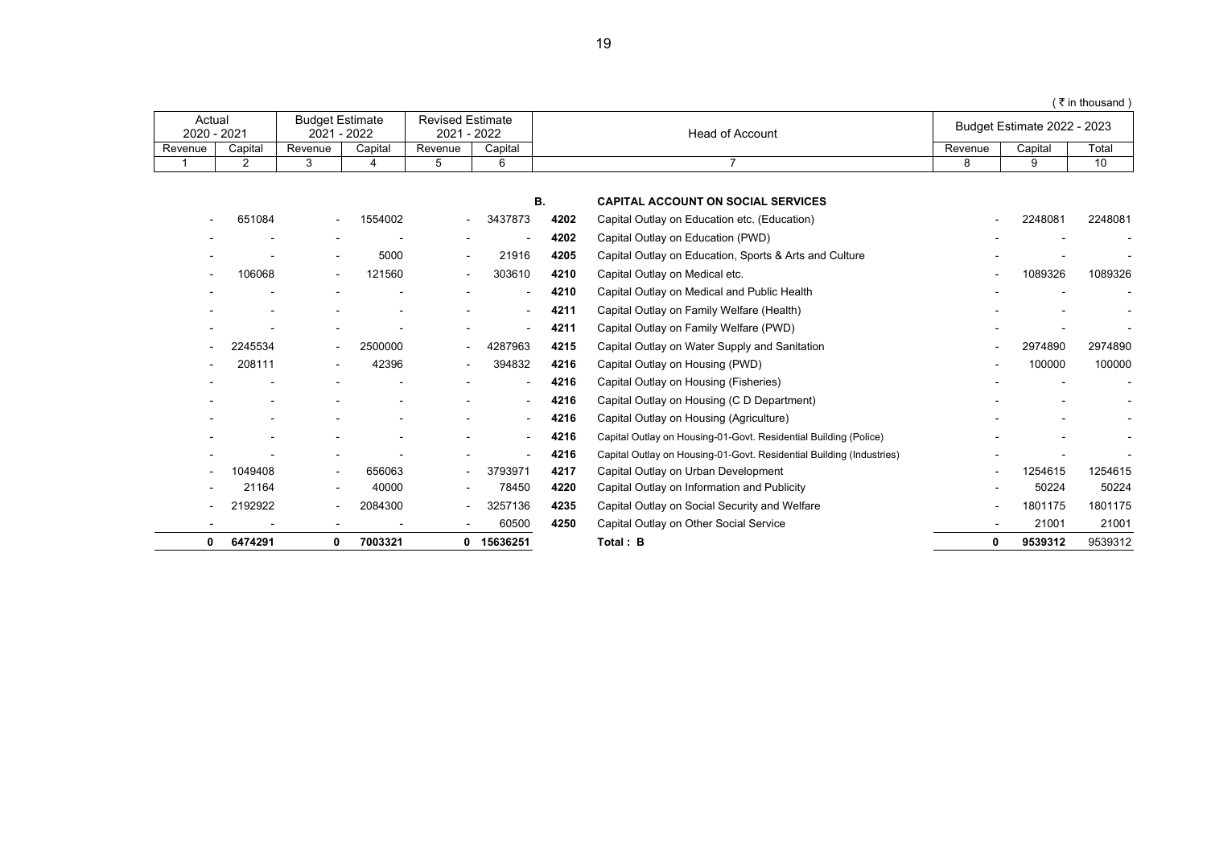( ₹ in thousand )

| Actual 2020 - 2021 | | Budget Estimate 2021 - 2022 | | Revised Estimate 2021 - 2022 | | | Head of Account | Budget Estimate 2022 - 2023 | | |
|---|---|---|---|---|---|---|---|---|---|---|
| Revenue | Capital | Revenue | Capital | Revenue | Capital | | | Revenue | Capital | Total |
| 1 | 2 | 3 | 4 | 5 | 6 | | 7 | 8 | 9 | 10 |
| | | | | | | **B.** | **CAPITAL ACCOUNT ON SOCIAL SERVICES** | | | |
| - | 651084 | - | 1554002 | - | 3437873 | **4202** | Capital Outlay on Education etc. (Education) | - | 2248081 | 2248081 |
| - | - | - | - | - | - | **4202** | Capital Outlay on Education (PWD) | - | - | - |
| - | - | - | 5000 | - | 21916 | **4205** | Capital Outlay on Education, Sports & Arts and Culture | - | - | - |
| - | 106068 | - | 121560 | - | 303610 | **4210** | Capital Outlay on Medical etc. | - | 1089326 | 1089326 |
| - | - | - | - | - | - | **4210** | Capital Outlay on Medical and Public Health | - | - | - |
| - | - | - | - | - | - | **4211** | Capital Outlay on Family Welfare (Health) | - | - | - |
| - | - | - | - | - | - | **4211** | Capital Outlay on Family Welfare (PWD) | - | - | - |
| - | 2245534 | - | 2500000 | - | 4287963 | **4215** | Capital Outlay on Water Supply and Sanitation | - | 2974890 | 2974890 |
| - | 208111 | - | 42396 | - | 394832 | **4216** | Capital Outlay on Housing (PWD) | - | 100000 | 100000 |
| - | - | - | - | - | - | **4216** | Capital Outlay on Housing (Fisheries) | - | - | - |
| - | - | - | - | - | - | **4216** | Capital Outlay on Housing (C D Department) | - | - | - |
| - | - | - | - | - | - | **4216** | Capital Outlay on Housing (Agriculture) | - | - | - |
| - | - | - | - | - | - | **4216** | Capital Outlay on Housing-01-Govt. Residential Building (Police) | - | - | - |
| - | - | - | - | - | - | **4216** | Capital Outlay on Housing-01-Govt. Residential Building (Industries) | - | - | - |
| - | 1049408 | - | 656063 | - | 3793971 | **4217** | Capital Outlay on Urban Development | - | 1254615 | 1254615 |
| - | 21164 | - | 40000 | - | 78450 | **4220** | Capital Outlay on Information and Publicity | - | 50224 | 50224 |
| - | 2192922 | - | 2084300 | - | 3257136 | **4235** | Capital Outlay on Social Security and Welfare | - | 1801175 | 1801175 |
| - | - | - | - | - | 60500 | **4250** | Capital Outlay on Other Social Service | - | 21001 | 21001 |
| **0** | **6474291** | **0** | **7003321** | **0** | **15636251** | | **Total : B** | **0** | **9539312** | 9539312 |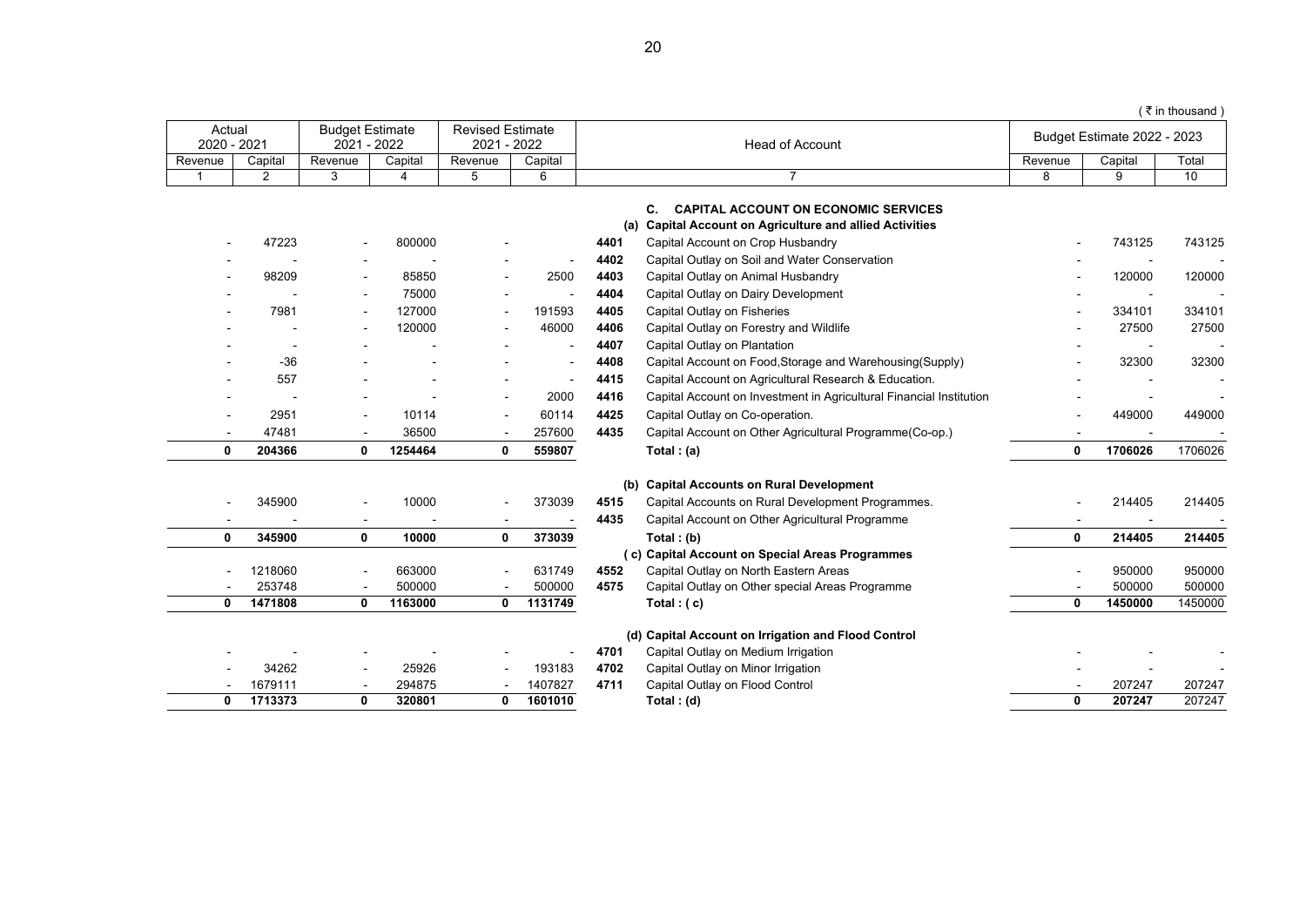( ₹ in thousand )

| Actual 2020 - 2021 | | Budget Estimate 2021 - 2022 | | Revised Estimate 2021 - 2022 | | Head of Account | | Budget Estimate 2022 - 2023 | | |
|---|---|---|---|---|---|---|---|---|---|---|
| Revenue | Capital | Revenue | Capital | Revenue | Capital | | | Revenue | Capital | Total |
| 1 | 2 | 3 | 4 | 5 | 6 | 7 | | 8 | 9 | 10 |
| | | | | | | | **C. CAPITAL ACCOUNT ON ECONOMIC SERVICES** | | | |
| | | | | | | | **(a) Capital Account on Agriculture and allied Activities** | | | |
| - | 47223 | - | 800000 | - | | 4401 | Capital Account on Crop Husbandry | - | 743125 | 743125 |
| - | - | - | - | - | - | 4402 | Capital Outlay on Soil and Water Conservation | - | - | - |
| - | 98209 | - | 85850 | - | 2500 | 4403 | Capital Outlay on Animal Husbandry | - | 120000 | 120000 |
| - | - | - | 75000 | - | - | 4404 | Capital Outlay on Dairy Development | - | - | - |
| - | 7981 | - | 127000 | - | 191593 | 4405 | Capital Outlay on Fisheries | - | 334101 | 334101 |
| - | - | - | 120000 | - | 46000 | 4406 | Capital Outlay on Forestry and Wildlife | - | 27500 | 27500 |
| - | - | - | - | - | - | 4407 | Capital Outlay on Plantation | - | - | - |
| - | -36 | - | - | - | - | 4408 | Capital Account on Food,Storage and Warehousing(Supply) | - | 32300 | 32300 |
| - | 557 | - | - | - | - | 4415 | Capital Account on Agricultural Research & Education. | - | - | - |
| - | - | - | - | - | 2000 | 4416 | Capital Account on Investment in Agricultural Financial Institution | - | - | - |
| - | 2951 | - | 10114 | - | 60114 | 4425 | Capital Outlay on Co-operation. | - | 449000 | 449000 |
| - | 47481 | - | 36500 | - | 257600 | 4435 | Capital Account on Other Agricultural Programme(Co-op.) | - | - | - |
| **0** | **204366** | **0** | **1254464** | **0** | **559807** | | **Total : (a)** | **0** | **1706026** | 1706026 |
| | | | | | | | **(b) Capital Accounts on Rural Development** | | | |
| - | 345900 | - | 10000 | - | 373039 | 4515 | Capital Accounts on Rural Development Programmes. | - | 214405 | 214405 |
| - | - | - | - | - | - | 4435 | Capital Account on Other Agricultural Programme | - | - | - |
| **0** | **345900** | **0** | **10000** | **0** | **373039** | | **Total : (b)** | **0** | **214405** | **214405** |
| | | | | | | | **( c) Capital Account on Special Areas Programmes** | | | |
| - | 1218060 | - | 663000 | - | 631749 | 4552 | Capital Outlay on North Eastern Areas | - | 950000 | 950000 |
| - | 253748 | - | 500000 | - | 500000 | 4575 | Capital Outlay on Other special Areas Programme | - | 500000 | 500000 |
| **0** | **1471808** | **0** | **1163000** | **0** | **1131749** | | **Total : ( c)** | **0** | **1450000** | 1450000 |
| | | | | | | | **(d) Capital Account on Irrigation and Flood Control** | | | |
| - | - | - | - | - | - | 4701 | Capital Outlay on Medium Irrigation | - | - | - |
| - | 34262 | - | 25926 | - | 193183 | 4702 | Capital Outlay on Minor Irrigation | - | - | - |
| - | 1679111 | - | 294875 | - | 1407827 | 4711 | Capital Outlay on Flood Control | - | 207247 | 207247 |
| **0** | **1713373** | **0** | **320801** | **0** | **1601010** | | **Total : (d)** | **0** | **207247** | 207247 |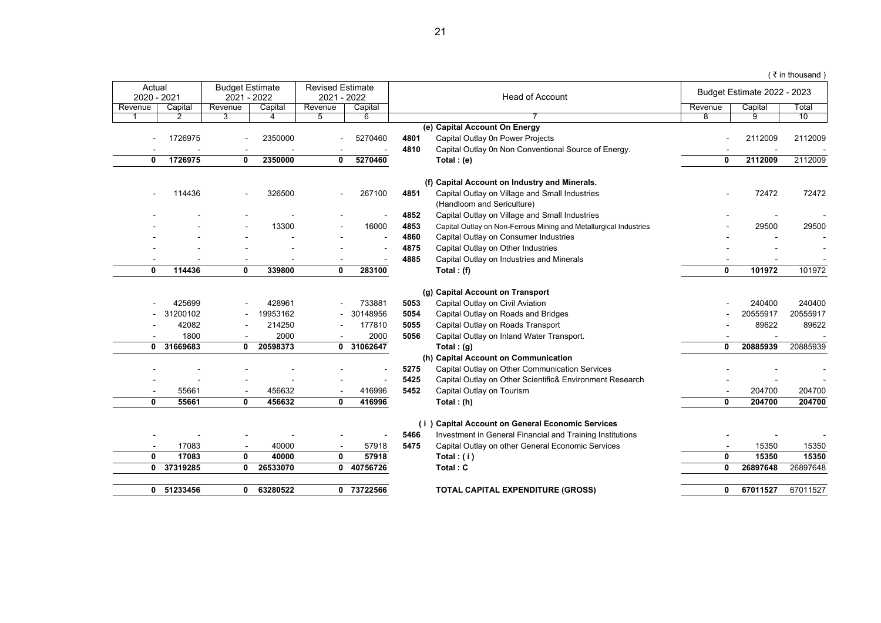( ₹ in thousand )

| Actual 2020 - 2021 | | Budget Estimate 2021 - 2022 | | Revised Estimate 2021 - 2022 | | | Head of Account | Budget Estimate 2022 - 2023 | | |
|---|---|---|---|---|---|---|---|---|---|---|
| Revenue | Capital | Revenue | Capital | Revenue | Capital | | | Revenue | Capital | Total |
| 1 | 2 | 3 | 4 | 5 | 6 | | 7 | 8 | 9 | 10 |
| | | | | | | | **(e) Capital Account On Energy** | | | |
| - | 1726975 | - | 2350000 | - | 5270460 | **4801** | Capital Outlay 0n Power Projects | - | 2112009 | 2112009 |
| - | - | - | - | - | - | **4810** | Capital Outlay 0n Non Conventional Source of Energy. | - | - | - |
| **0** | **1726975** | **0** | **2350000** | **0** | **5270460** | | **Total : (e)** | **0** | **2112009** | 2112009 |
| | | | | | | | **(f) Capital Account on Industry and Minerals.** | | | |
| - | 114436 | - | 326500 | - | 267100 | **4851** | Capital Outlay on Village and Small Industries (Handloom and Sericulture) | - | 72472 | 72472 |
| - | - | - | - | - | - | **4852** | Capital Outlay on Village and Small Industries | - | - | - |
| - | - | - | 13300 | - | 16000 | **4853** | Capital Outlay on Non-Ferrous Mining and Metallurgical Industries | - | 29500 | 29500 |
| - | - | - | - | - | - | **4860** | Capital Outlay on Consumer Industries | - | - | - |
| - | - | - | - | - | - | **4875** | Capital Outlay on Other Industries | - | - | - |
| - | - | - | - | - | - | **4885** | Capital Outlay on Industries and Minerals | - | - | - |
| **0** | **114436** | **0** | **339800** | **0** | **283100** | | **Total : (f)** | **0** | **101972** | 101972 |
| | | | | | | | **(g) Capital Account on Transport** | | | |
| - | 425699 | - | 428961 | - | 733881 | **5053** | Capital Outlay on Civil Aviation | - | 240400 | 240400 |
| - | 31200102 | - | 19953162 | - | 30148956 | **5054** | Capital Outlay on Roads and Bridges | - | 20555917 | 20555917 |
| - | 42082 | - | 214250 | - | 177810 | **5055** | Capital Outlay on Roads Transport | - | 89622 | 89622 |
| - | 1800 | - | 2000 | - | 2000 | **5056** | Capital Outlay on Inland Water Transport. | - | - | - |
| **0** | **31669683** | **0** | **20598373** | **0** | **31062647** | | **Total : (g)** | **0** | **20885939** | 20885939 |
| | | | | | | | **(h) Capital Account on Communication** | | | |
| - | - | - | - | - | - | **5275** | Capital Outlay on Other Communication Services | - | - | - |
| - | - | - | - | - | - | **5425** | Capital Outlay on Other Scientific& Environment Research | - | - | - |
| - | 55661 | - | 456632 | - | 416996 | **5452** | Capital Outlay on Tourism | - | 204700 | 204700 |
| **0** | **55661** | **0** | **456632** | **0** | **416996** | | **Total : (h)** | **0** | **204700** | **204700** |
| | | | | | | | **( i ) Capital Account on General Economic Services** | | | |
| - | - | - | - | - | - | **5466** | Investment in General Financial and Training Institutions | - | - | - |
| - | 17083 | - | 40000 | - | 57918 | **5475** | Capital Outlay on other General Economic Services | - | 15350 | 15350 |
| **0** | **17083** | **0** | **40000** | **0** | **57918** | | **Total : ( i )** | **0** | **15350** | **15350** |
| **0** | **37319285** | **0** | **26533070** | **0** | **40756726** | | **Total : C** | **0** | **26897648** | 26897648 |
| **0** | **51233456** | **0** | **63280522** | **0** | **73722566** | | **TOTAL CAPITAL EXPENDITURE (GROSS)** | **0** | **67011527** | 67011527 |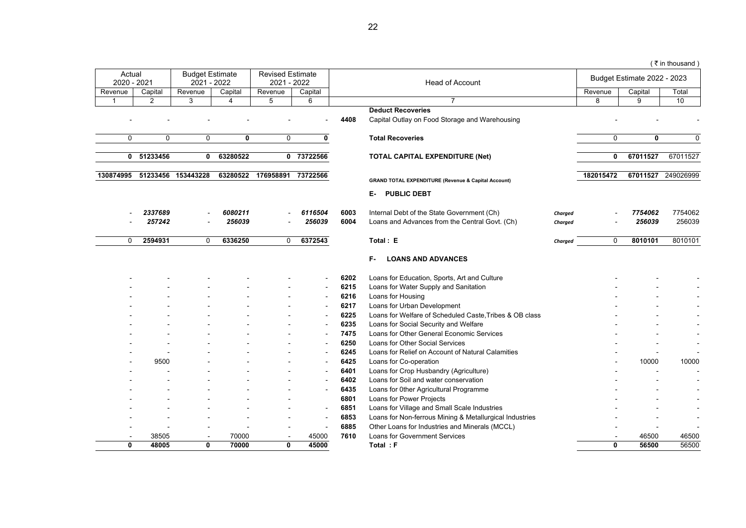( ₹ in thousand )

| Actual 2020 - 2021 | | Budget Estimate 2021 - 2022 | | Revised Estimate 2021 - 2022 | | | Head of Account | | Budget Estimate 2022 - 2023 | | |
|---|---|---|---|---|---|---|---|---|---|---|---|
| Revenue | Capital | Revenue | Capital | Revenue | Capital | | | | Revenue | Capital | Total |
| 1 | 2 | 3 | 4 | 5 | 6 | | 7 | | 8 | 9 | 10 |
| | | | | | | | **Deduct Recoveries** | | | | |
| - | - | - | - | - | - | 4408 | Capital Outlay on Food Storage and Warehousing | | - | - | - |
| 0 | 0 | 0 | **0** | 0 | **0** | | **Total Recoveries** | | 0 | **0** | 0 |
| **0** | **51233456** | **0** | **63280522** | **0** | **73722566** | | **TOTAL CAPITAL EXPENDITURE (Net)** | | **0** | **67011527** | 67011527 |
| **130874995** | **51233456** | **153443228** | **63280522** | **176958891** | **73722566** | | **GRAND TOTAL EXPENDITURE (Revenue & Capital Account)** | | **182015472** | **67011527** | 249026999 |
| | | | | | | | **E- PUBLIC DEBT** | | | | |
| - | *2337689* | - | *6080211* | - | *6116504* | 6003 | Internal Debt of the State Government (Ch) | *Charged* | - | *7754062* | 7754062 |
| - | *257242* | - | *256039* | - | *256039* | 6004 | Loans and Advances from the Central Govt. (Ch) | *Charged* | - | *256039* | 256039 |
| 0 | **2594931** | 0 | **6336250** | 0 | **6372543** | | **Total : E** | *Charged* | 0 | **8010101** | 8010101 |
| | | | | | | | **F- LOANS AND ADVANCES** | | | | |
| - | - | - | - | - | - | 6202 | Loans for Education, Sports, Art and Culture | | - | - | - |
| - | - | - | - | - | - | 6215 | Loans for Water Supply and Sanitation | | - | - | - |
| - | - | - | - | - | - | 6216 | Loans for Housing | | - | - | - |
| - | - | - | - | - | - | 6217 | Loans for Urban Development | | - | - | - |
| - | - | - | - | - | - | 6225 | Loans for Welfare of Scheduled Caste,Tribes & OB class | | - | - | - |
| - | - | - | - | - | - | 6235 | Loans for Social Security and Welfare | | - | - | - |
| - | - | - | - | - | - | 7475 | Loans for Other General Economic Services | | - | - | - |
| - | - | - | - | - | - | 6250 | Loans for Other Social Services | | - | - | - |
| - | - | - | - | - | - | 6245 | Loans for Relief on Account of Natural Calamities | | - | - | - |
| - | 9500 | - | - | - | - | 6425 | Loans for Co-operation | | - | 10000 | 10000 |
| - | - | - | - | - | - | 6401 | Loans for Crop Husbandry (Agriculture) | | - | - | - |
| - | - | - | - | - | - | 6402 | Loans for Soil and water conservation | | - | - | - |
| - | - | - | - | - | - | 6435 | Loans for 0ther Agricultural Programme | | - | - | - |
| - | - | - | - | - | | 6801 | Loans for Power Projects | | - | - | - |
| - | - | - | - | - | - | 6851 | Loans for Village and Small Scale Industries | | - | - | - |
| - | - | - | - | - | - | 6853 | Loans for Non-ferrous Mining & Metallurgical Industries | | - | - | - |
| - | - | - | - | - | - | 6885 | Other Loans for Industries and Minerals (MCCL) | | - | - | - |
| - | 38505 | - | 70000 | - | 45000 | 7610 | Loans for Government Services | | - | 46500 | 46500 |
| **0** | **48005** | **0** | **70000** | **0** | **45000** | | **Total : F** | | **0** | **56500** | 56500 |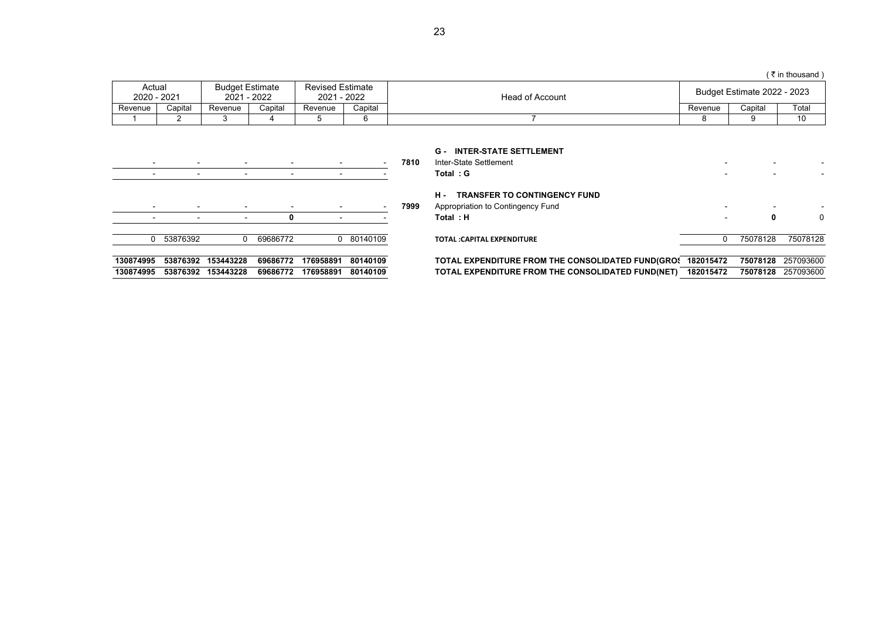( ₹ in thousand )

| Actual 2020 - 2021 | | Budget Estimate 2021 - 2022 | | Revised Estimate 2021 - 2022 | | | Head of Account | Budget Estimate 2022 - 2023 | | |
|---|---|---|---|---|---|---|---|---|---|---|
| Revenue | Capital | Revenue | Capital | Revenue | Capital | | | Revenue | Capital | Total |
| 1 | 2 | 3 | 4 | 5 | 6 | | 7 | 8 | 9 | 10 |
| | | | | | | | **G - INTER-STATE SETTLEMENT** | | | |
| - | - | - | - | - | - | **7810** | Inter-State Settlement | - | - | - |
| - | - | - | - | - | - | | **Total : G** | - | - | - |
| | | | | | | | **H - TRANSFER TO CONTINGENCY FUND** | | | |
| - | - | - | - | - | - | **7999** | Appropriation to Contingency Fund | - | - | - |
| - | - | - | **0** | - | - | | **Total : H** | - | **0** | 0 |
| 0 | 53876392 | 0 | 69686772 | 0 | 80140109 | | **TOTAL :CAPITAL EXPENDITURE** | 0 | 75078128 | 75078128 |
| **130874995** | **53876392** | **153443228** | **69686772** | **176958891** | **80140109** | | **TOTAL EXPENDITURE FROM THE CONSOLIDATED FUND(GROSS)** | **182015472** | **75078128** | 257093600 |
| **130874995** | **53876392** | **153443228** | **69686772** | **176958891** | **80140109** | | **TOTAL EXPENDITURE FROM THE CONSOLIDATED FUND(NET)** | **182015472** | **75078128** | 257093600 |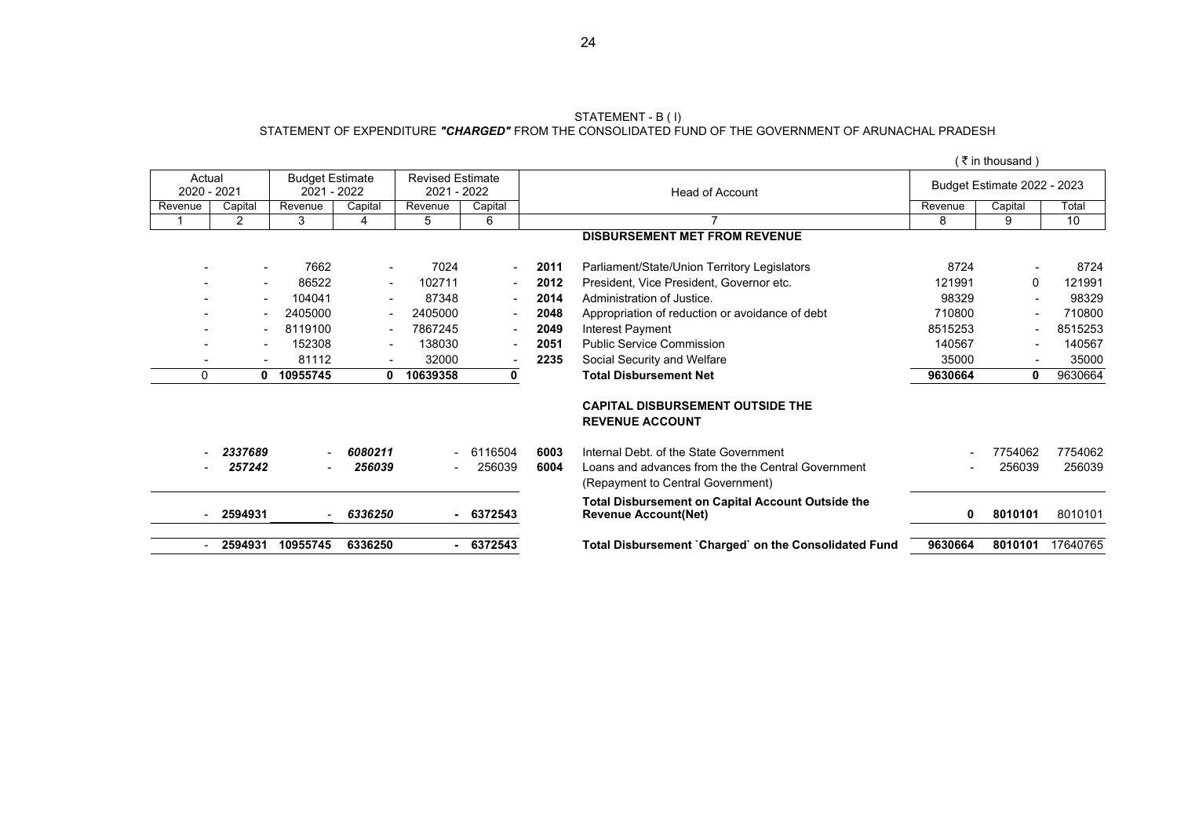STATEMENT - B ( I)

STATEMENT OF EXPENDITURE ***"CHARGED"*** FROM THE CONSOLIDATED FUND OF THE GOVERNMENT OF ARUNACHAL PRADESH

( ₹ in thousand )

| Actual 2020 - 2021 | | Budget Estimate 2021 - 2022 | | Revised Estimate 2021 - 2022 | | | Head of Account | Budget Estimate 2022 - 2023 | | |
|---|---|---|---|---|---|---|---|---|---|---|
| Revenue | Capital | Revenue | Capital | Revenue | Capital | | | Revenue | Capital | Total |
| 1 | 2 | 3 | 4 | 5 | 6 | | 7 | 8 | 9 | 10 |
| | | | | | | | **DISBURSEMENT MET FROM REVENUE** | | | |
| - | - | 7662 | - | 7024 | - | **2011** | Parliament/State/Union Territory Legislators | 8724 | - | 8724 |
| - | - | 86522 | - | 102711 | - | **2012** | President, Vice President, Governor etc. | 121991 | 0 | 121991 |
| - | - | 104041 | - | 87348 | - | **2014** | Administration of Justice. | 98329 | - | 98329 |
| - | - | 2405000 | - | 2405000 | - | **2048** | Appropriation of reduction or avoidance of debt | 710800 | - | 710800 |
| - | - | 8119100 | - | 7867245 | - | **2049** | Interest Payment | 8515253 | - | 8515253 |
| - | - | 152308 | - | 138030 | - | **2051** | Public Service Commission | 140567 | - | 140567 |
| - | - | 81112 | - | 32000 | - | **2235** | Social Security and Welfare | 35000 | - | 35000 |
| 0 | **0** | **10955745** | **0** | **10639358** | **0** | | **Total Disbursement Net** | **9630664** | **0** | 9630664 |
| | | | | | | | **CAPITAL DISBURSEMENT OUTSIDE THE REVENUE ACCOUNT** | | | |
| - | ***2337689*** | - | ***6080211*** | - | 6116504 | **6003** | Internal Debt. of the State Government | - | 7754062 | 7754062 |
| - | ***257242*** | - | ***256039*** | - | 256039 | **6004** | Loans and advances from the the Central Government (Repayment to Central Government) | - | 256039 | 256039 |
| - | **2594931** | - | ***6336250*** | - | **6372543** | | **Total Disbursement on Capital Account Outside the Revenue Account(Net)** | **0** | **8010101** | 8010101 |
| - | **2594931** | **10955745** | **6336250** | - | **6372543** | | **Total Disbursement `Charged` on the Consolidated Fund** | **9630664** | **8010101** | 17640765 |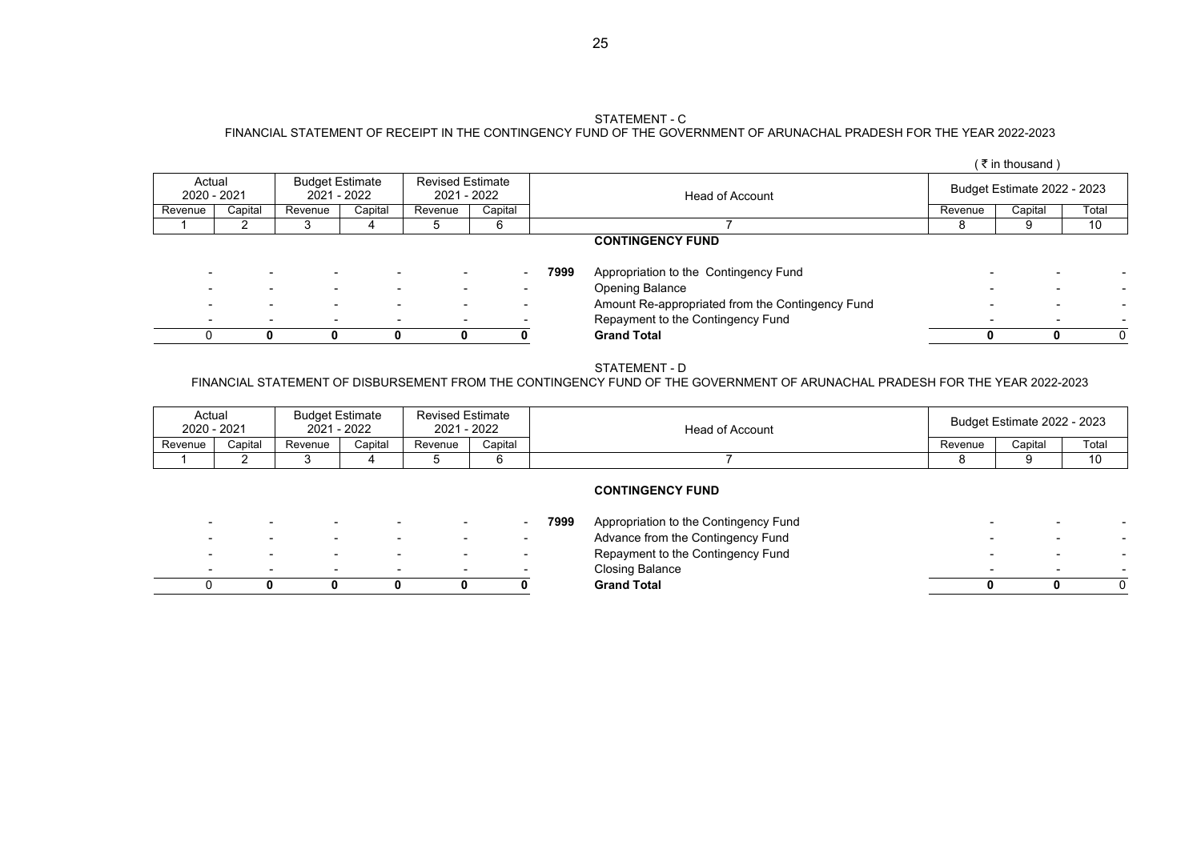## STATEMENT - C

### FINANCIAL STATEMENT OF RECEIPT IN THE CONTINGENCY FUND OF THE GOVERNMENT OF ARUNACHAL PRADESH FOR THE YEAR 2022-2023

( ₹ in thousand )

| Actual 2020 - 2021 | | Budget Estimate 2021 - 2022 | | Revised Estimate 2021 - 2022 | | Head of Account | | Budget Estimate 2022 - 2023 | | |
|---|---|---|---|---|---|---|---|---|---|---|
| Revenue | Capital | Revenue | Capital | Revenue | Capital | | | Revenue | Capital | Total |
| 1 | 2 | 3 | 4 | 5 | 6 | 7 | | 8 | 9 | 10 |
| | | | | | | | **CONTINGENCY FUND** | | | |
| - | - | - | - | - | - | **7999** | Appropriation to the Contingency Fund | - | - | - |
| - | - | - | - | - | - | | Opening Balance | - | - | - |
| - | - | - | - | - | - | | Amount Re-appropriated from the Contingency Fund | - | - | - |
| - | - | - | - | - | - | | Repayment to the Contingency Fund | - | - | - |
| 0 | **0** | **0** | **0** | **0** | **0** | | **Grand Total** | **0** | **0** | 0 |

## STATEMENT - D

### FINANCIAL STATEMENT OF DISBURSEMENT FROM THE CONTINGENCY FUND OF THE GOVERNMENT OF ARUNACHAL PRADESH FOR THE YEAR 2022-2023

| Actual 2020 - 2021 | | Budget Estimate 2021 - 2022 | | Revised Estimate 2021 - 2022 | | Head of Account | | Budget Estimate 2022 - 2023 | | |
|---|---|---|---|---|---|---|---|---|---|---|
| Revenue | Capital | Revenue | Capital | Revenue | Capital | | | Revenue | Capital | Total |
| 1 | 2 | 3 | 4 | 5 | 6 | 7 | | 8 | 9 | 10 |
| | | | | | | | **CONTINGENCY FUND** | | | |
| - | - | - | - | - | - | **7999** | Appropriation to the Contingency Fund | - | - | - |
| - | - | - | - | - | - | | Advance from the Contingency Fund | - | - | - |
| - | - | - | - | - | - | | Repayment to the Contingency Fund | - | - | - |
| - | - | - | - | - | - | | Closing Balance | - | - | - |
| 0 | **0** | **0** | **0** | **0** | **0** | | **Grand Total** | **0** | **0** | 0 |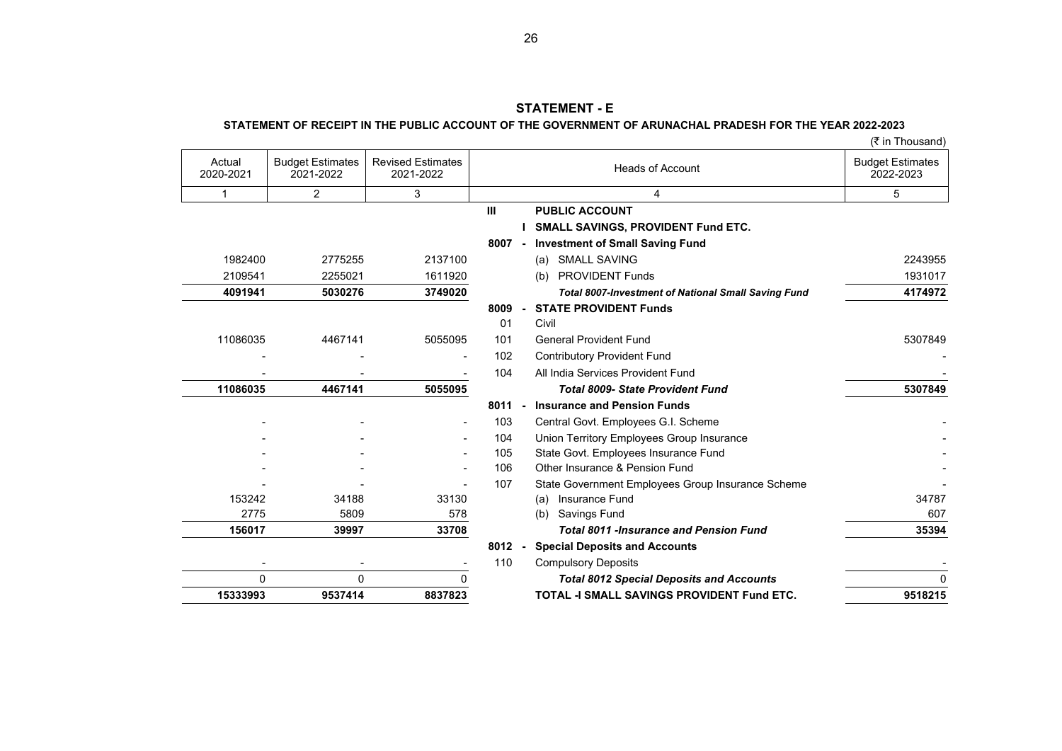## STATEMENT - E

### STATEMENT OF RECEIPT IN THE PUBLIC ACCOUNT OF THE GOVERNMENT OF ARUNACHAL PRADESH FOR THE YEAR 2022-2023

(₹ in Thousand)

| Actual 2020-2021 | Budget Estimates 2021-2022 | Revised Estimates 2021-2022 | | Heads of Account | Budget Estimates 2022-2023 |
|---|---|---|---|---|---|
| 1 | 2 | 3 | | 4 | 5 |
| | | | III | **PUBLIC ACCOUNT** | |
| | | | I | **SMALL SAVINGS, PROVIDENT Fund ETC.** | |
| | | | 8007 - | **Investment of Small Saving Fund** | |
| 1982400 | 2775255 | 2137100 | | (a) SMALL SAVING | 2243955 |
| 2109541 | 2255021 | 1611920 | | (b) PROVIDENT Funds | 1931017 |
| **4091941** | **5030276** | **3749020** | | ***Total 8007-Investment of National Small Saving Fund*** | **4174972** |
| | | | 8009 - | **STATE PROVIDENT Funds** | |
| | | | 01 | Civil | |
| 11086035 | 4467141 | 5055095 | 101 | General Provident Fund | 5307849 |
| - | - | - | 102 | Contributory Provident Fund | - |
| - | - | - | 104 | All India Services Provident Fund | - |
| **11086035** | **4467141** | **5055095** | | ***Total 8009- State Provident Fund*** | **5307849** |
| | | | 8011 - | **Insurance and Pension Funds** | |
| - | - | - | 103 | Central Govt. Employees G.I. Scheme | - |
| - | - | - | 104 | Union Territory Employees Group Insurance | - |
| - | - | - | 105 | State Govt. Employees Insurance Fund | - |
| - | - | - | 106 | Other Insurance & Pension Fund | - |
| - | - | - | 107 | State Government Employees Group Insurance Scheme | - |
| 153242 | 34188 | 33130 | | (a) Insurance Fund | 34787 |
| 2775 | 5809 | 578 | | (b) Savings Fund | 607 |
| **156017** | **39997** | **33708** | | ***Total 8011 -Insurance and Pension Fund*** | **35394** |
| | | | 8012 - | **Special Deposits and Accounts** | |
| - | - | - | 110 | Compulsory Deposits | - |
| 0 | 0 | 0 | | ***Total 8012 Special Deposits and Accounts*** | 0 |
| **15333993** | **9537414** | **8837823** | | **TOTAL -I SMALL SAVINGS PROVIDENT Fund ETC.** | **9518215** |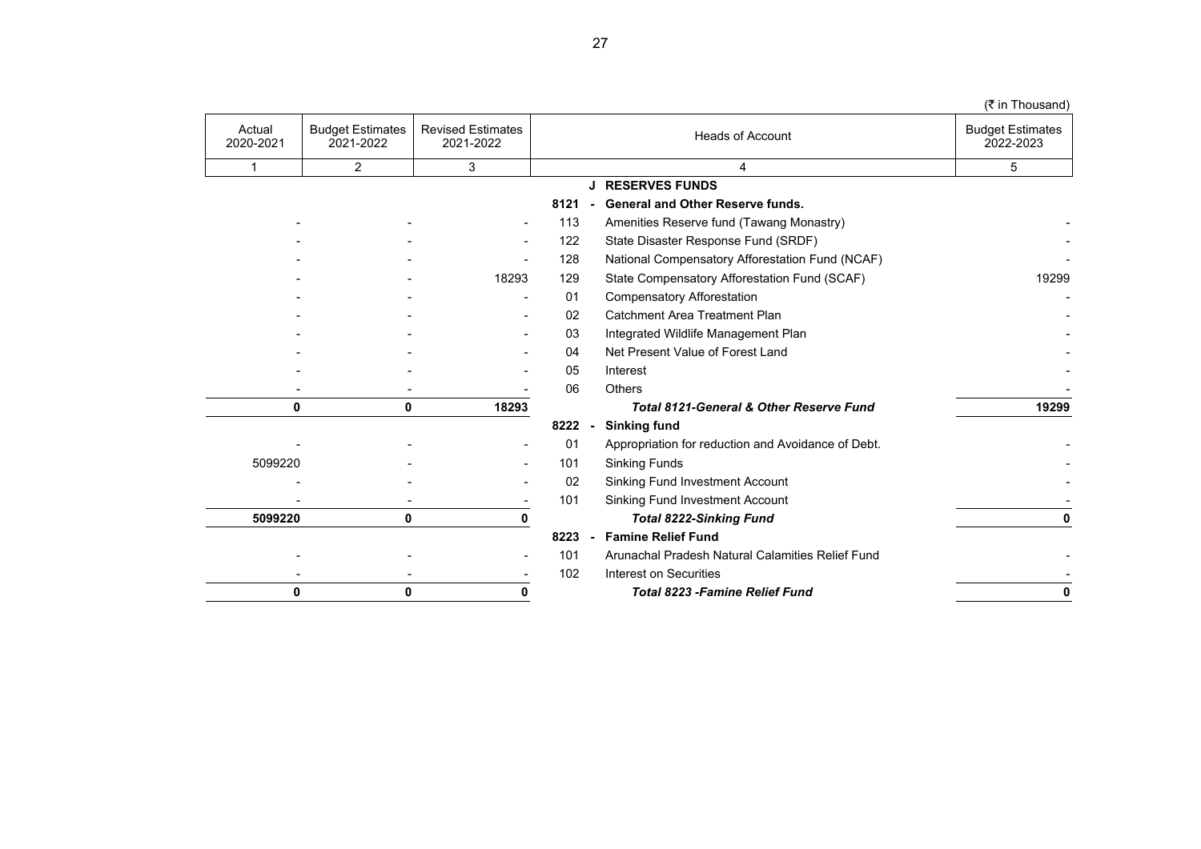(₹ in Thousand)

| Actual 2020-2021 | Budget Estimates 2021-2022 | Revised Estimates 2021-2022 | Heads of Account | | Budget Estimates 2022-2023 |
|---|---|---|---|---|---|
| 1 | 2 | 3 | 4 | | 5 |
| | | | J | **RESERVES FUNDS** | |
| | | | **8121 -** | **General and Other Reserve funds.** | |
| - | - | - | 113 | Amenities Reserve fund (Tawang Monastry) | - |
| - | - | - | 122 | State Disaster Response Fund (SRDF) | - |
| - | - | - | 128 | National Compensatory Afforestation Fund (NCAF) | - |
| - | - | 18293 | 129 | State Compensatory Afforestation Fund (SCAF) | 19299 |
| - | - | - | 01 | Compensatory Afforestation | - |
| - | - | - | 02 | Catchment Area Treatment Plan | - |
| - | - | - | 03 | Integrated Wildlife Management Plan | - |
| - | - | - | 04 | Net Present Value of Forest Land | - |
| - | - | - | 05 | Interest | - |
| - | - | - | 06 | Others | - |
| **0** | **0** | **18293** | | ***Total 8121-General & Other Reserve Fund*** | **19299** |
| | | | **8222 -** | **Sinking fund** | |
| - | - | - | 01 | Appropriation for reduction and Avoidance of Debt. | - |
| 5099220 | - | - | 101 | Sinking Funds | - |
| - | - | - | 02 | Sinking Fund Investment Account | - |
| - | - | - | 101 | Sinking Fund Investment Account | - |
| **5099220** | **0** | **0** | | ***Total 8222-Sinking Fund*** | **0** |
| | | | **8223 -** | **Famine Relief Fund** | |
| - | - | - | 101 | Arunachal Pradesh Natural Calamities Relief Fund | - |
| - | - | - | 102 | Interest on Securities | - |
| **0** | **0** | **0** | | ***Total 8223 -Famine Relief Fund*** | **0** |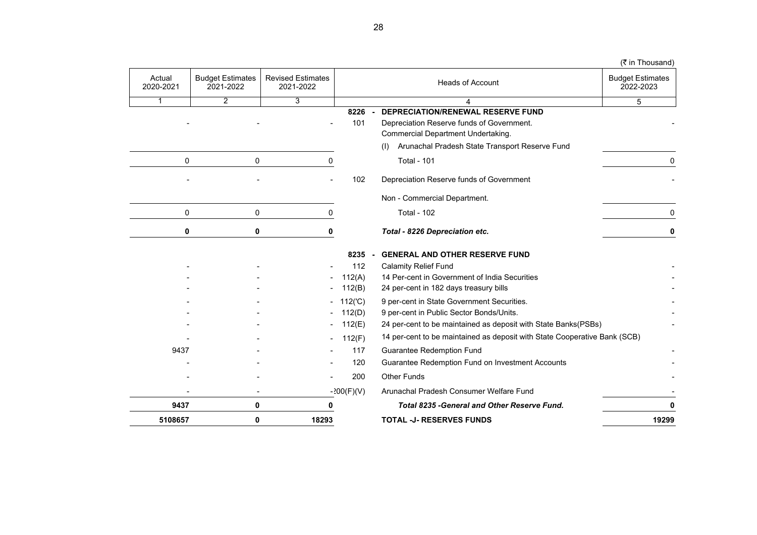(₹ in Thousand)

| Actual 2020-2021 | Budget Estimates 2021-2022 | Revised Estimates 2021-2022 | | Heads of Account | Budget Estimates 2022-2023 |
|---|---|---|---|---|---|
| 1 | 2 | 3 | | 4 | 5 |
| | | | **8226 -** | **DEPRECIATION/RENEWAL RESERVE FUND** | |
| - | - | - | 101 | Depreciation Reserve funds of Government. Commercial Department Undertaking. | - |
| | | | | (I) Arunachal Pradesh State Transport Reserve Fund | |
| 0 | 0 | 0 | | Total - 101 | 0 |
| - | - | - | 102 | Depreciation Reserve funds of Government | - |
| | | | | Non - Commercial Department. | |
| 0 | 0 | 0 | | Total - 102 | 0 |
| **0** | **0** | **0** | | ***Total - 8226 Depreciation etc.*** | **0** |
| | | | **8235 -** | **GENERAL AND OTHER RESERVE FUND** | |
| - | - | - | 112 | Calamity Relief Fund | - |
| - | - | - | 112(A) | 14 Per-cent in Government of India Securities | - |
| - | - | - | 112(B) | 24 per-cent in 182 days treasury bills | - |
| - | - | - | 112('C) | 9 per-cent in State Government Securities. | - |
| - | - | - | 112(D) | 9 per-cent in Public Sector Bonds/Units. | - |
| - | - | - | 112(E) | 24 per-cent to be maintained as deposit with State Banks(PSBs) | - |
| - | - | - | 112(F) | 14 per-cent to be maintained as deposit with State Cooperative Bank (SCB) | |
| 9437 | - | - | 117 | Guarantee Redemption Fund | - |
| - | - | - | 120 | Guarantee Redemption Fund on Investment Accounts | - |
| - | - | - | 200 | Other Funds | - |
| - | - | - | 200(F)(V) | Arunachal Pradesh Consumer Welfare Fund | - |
| **9437** | **0** | **0** | | ***Total 8235 -General and Other Reserve Fund.*** | **0** |
| **5108657** | **0** | **18293** | | **TOTAL -J- RESERVES FUNDS** | **19299** |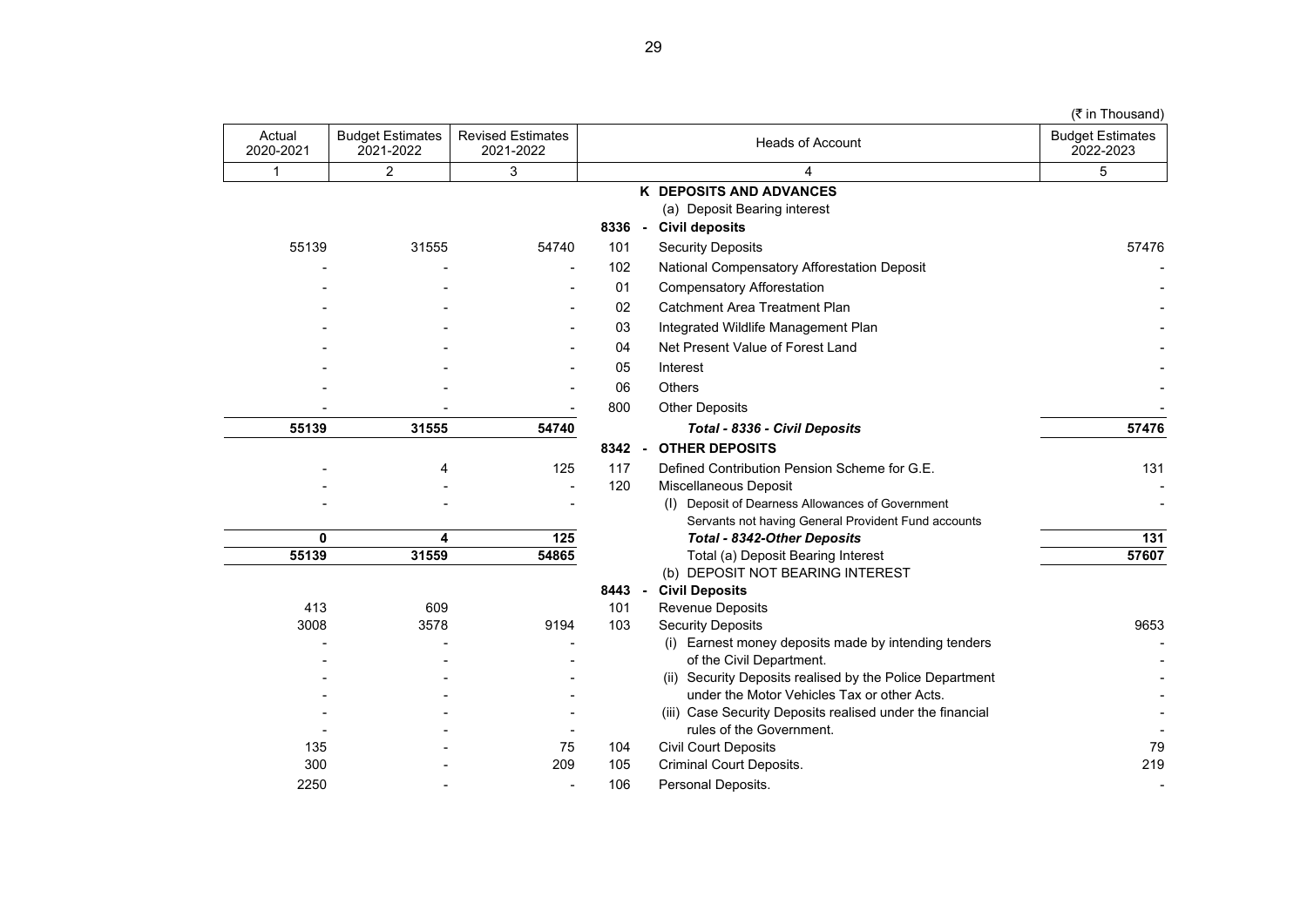(₹ in Thousand)

| Actual 2020-2021 | Budget Estimates 2021-2022 | Revised Estimates 2021-2022 | | Heads of Account | Budget Estimates 2022-2023 |
|---|---|---|---|---|---|
| 1 | 2 | 3 | | 4 | 5 |
| | | | | **K DEPOSITS AND ADVANCES** | |
| | | | | (a) Deposit Bearing interest | |
| | | | **8336 -** | **Civil deposits** | |
| 55139 | 31555 | 54740 | 101 | Security Deposits | 57476 |
| - | - | - | 102 | National Compensatory Afforestation Deposit | - |
| - | - | - | 01 | Compensatory Afforestation | - |
| - | - | - | 02 | Catchment Area Treatment Plan | - |
| - | - | - | 03 | Integrated Wildlife Management Plan | - |
| - | - | - | 04 | Net Present Value of Forest Land | - |
| - | - | - | 05 | Interest | - |
| - | - | - | 06 | Others | - |
| - | - | - | 800 | Other Deposits | - |
| **55139** | **31555** | **54740** | | ***Total - 8336 - Civil Deposits*** | **57476** |
| | | | **8342 -** | **OTHER DEPOSITS** | |
| - | 4 | 125 | 117 | Defined Contribution Pension Scheme for G.E. | 131 |
| - | - | - | 120 | Miscellaneous Deposit | - |
| - | - | - | | (I) Deposit of Dearness Allowances of Government Servants not having General Provident Fund accounts | - |
| **0** | **4** | **125** | | ***Total - 8342-Other Deposits*** | **131** |
| **55139** | **31559** | **54865** | | Total (a) Deposit Bearing Interest | **57607** |
| | | | | (b) DEPOSIT NOT BEARING INTEREST | |
| | | | **8443 -** | **Civil Deposits** | |
| 413 | 609 | | 101 | Revenue Deposits | |
| 3008 | 3578 | 9194 | 103 | Security Deposits | 9653 |
| - | - | - | | (i) Earnest money deposits made by intending tenders | - |
| - | - | - | | of the Civil Department. | - |
| - | - | - | | (ii) Security Deposits realised by the Police Department | - |
| - | - | - | | under the Motor Vehicles Tax or other Acts. | - |
| - | - | - | | (iii) Case Security Deposits realised under the financial | - |
| - | - | - | | rules of the Government. | - |
| 135 | - | 75 | 104 | Civil Court Deposits | 79 |
| 300 | - | 209 | 105 | Criminal Court Deposits. | 219 |
| 2250 | - | - | 106 | Personal Deposits. | - |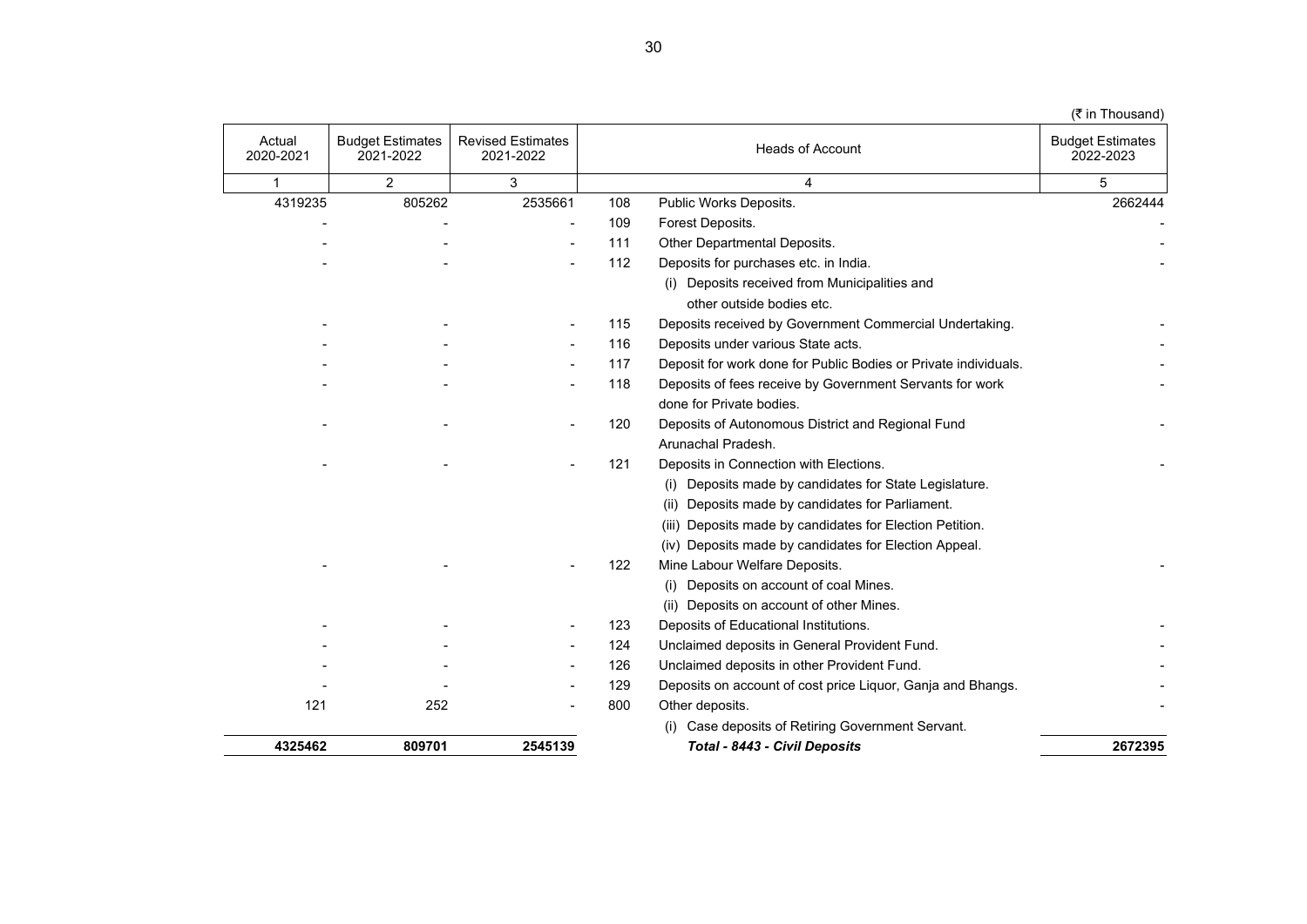(₹ in Thousand)

| Actual 2020-2021 | Budget Estimates 2021-2022 | Revised Estimates 2021-2022 | | Heads of Account | Budget Estimates 2022-2023 |
|---|---|---|---|---|---|
| 1 | 2 | 3 | | 4 | 5 |
| 4319235 | 805262 | 2535661 | 108 | Public Works Deposits. | 2662444 |
| - | - | - | 109 | Forest Deposits. | - |
| - | - | - | 111 | Other Departmental Deposits. | - |
| - | - | - | 112 | Deposits for purchases etc. in India. | - |
| | | | | (i) Deposits received from Municipalities and other outside bodies etc. | |
| - | - | - | 115 | Deposits received by Government Commercial Undertaking. | - |
| - | - | - | 116 | Deposits under various State acts. | - |
| - | - | - | 117 | Deposit for work done for Public Bodies or Private individuals. | - |
| - | - | - | 118 | Deposits of fees receive by Government Servants for work done for Private bodies. | - |
| - | - | - | 120 | Deposits of Autonomous District and Regional Fund Arunachal Pradesh. | - |
| - | - | - | 121 | Deposits in Connection with Elections. | - |
| | | | | (i) Deposits made by candidates for State Legislature. | |
| | | | | (ii) Deposits made by candidates for Parliament. | |
| | | | | (iii) Deposits made by candidates for Election Petition. | |
| | | | | (iv) Deposits made by candidates for Election Appeal. | |
| - | - | - | 122 | Mine Labour Welfare Deposits. | - |
| | | | | (i) Deposits on account of coal Mines. | |
| | | | | (ii) Deposits on account of other Mines. | |
| - | - | - | 123 | Deposits of Educational Institutions. | - |
| - | - | - | 124 | Unclaimed deposits in General Provident Fund. | - |
| - | - | - | 126 | Unclaimed deposits in other Provident Fund. | - |
| - | - | - | 129 | Deposits on account of cost price Liquor, Ganja and Bhangs. | - |
| 121 | 252 | - | 800 | Other deposits. | - |
| | | | | (i) Case deposits of Retiring Government Servant. | |
| **4325462** | **809701** | **2545139** | | ***Total - 8443 - Civil Deposits*** | **2672395** |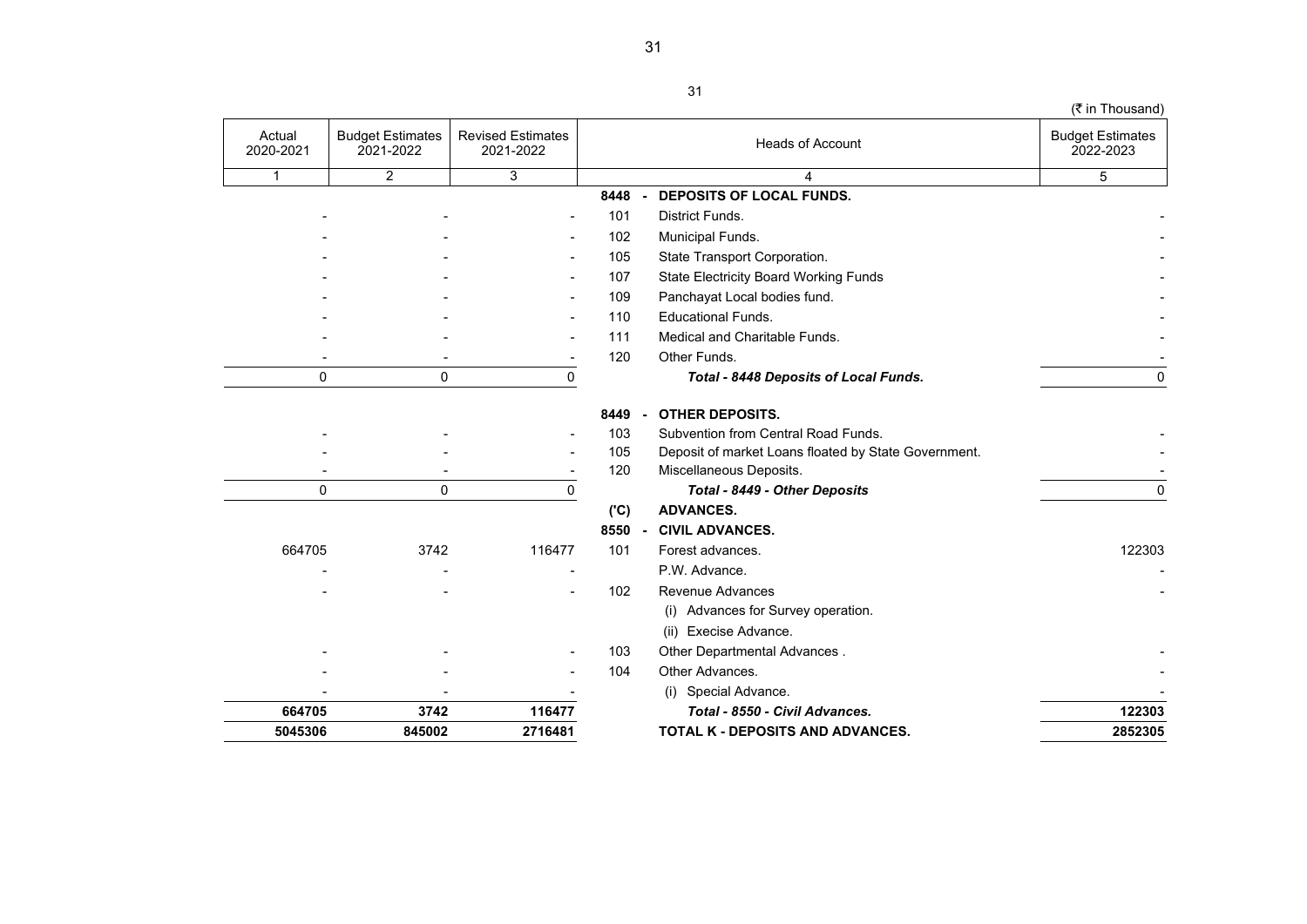(₹ in Thousand)

| Actual 2020-2021 | Budget Estimates 2021-2022 | Revised Estimates 2021-2022 | | Heads of Account | Budget Estimates 2022-2023 |
|---|---|---|---|---|---|
| 1 | 2 | 3 | | 4 | 5 |
| | | | **8448 -** | **DEPOSITS OF LOCAL FUNDS.** | |
| - | - | - | 101 | District Funds. | - |
| - | - | - | 102 | Municipal Funds. | - |
| - | - | - | 105 | State Transport Corporation. | - |
| - | - | - | 107 | State Electricity Board Working Funds | - |
| - | - | - | 109 | Panchayat Local bodies fund. | - |
| - | - | - | 110 | Educational Funds. | - |
| - | - | - | 111 | Medical and Charitable Funds. | - |
| - | - | - | 120 | Other Funds. | - |
| 0 | 0 | 0 | | ***Total - 8448 Deposits of Local Funds.*** | 0 |
| | | | **8449 -** | **OTHER DEPOSITS.** | |
| - | - | - | 103 | Subvention from Central Road Funds. | - |
| - | - | - | 105 | Deposit of market Loans floated by State Government. | - |
| - | - | - | 120 | Miscellaneous Deposits. | - |
| 0 | 0 | 0 | | ***Total - 8449 - Other Deposits*** | 0 |
| | | | **('C)** | **ADVANCES.** | |
| | | | **8550 -** | **CIVIL ADVANCES.** | |
| 664705 | 3742 | 116477 | 101 | Forest advances. | 122303 |
| - | - | - | | P.W. Advance. | - |
| - | - | - | 102 | Revenue Advances | - |
| | | | | (i) Advances for Survey operation. | |
| | | | | (ii) Execise Advance. | |
| - | - | - | 103 | Other Departmental Advances . | - |
| - | - | - | 104 | Other Advances. | - |
| - | - | - | | (i) Special Advance. | - |
| **664705** | **3742** | **116477** | | ***Total - 8550 - Civil Advances.*** | **122303** |
| **5045306** | **845002** | **2716481** | | **TOTAL K - DEPOSITS AND ADVANCES.** | **2852305** |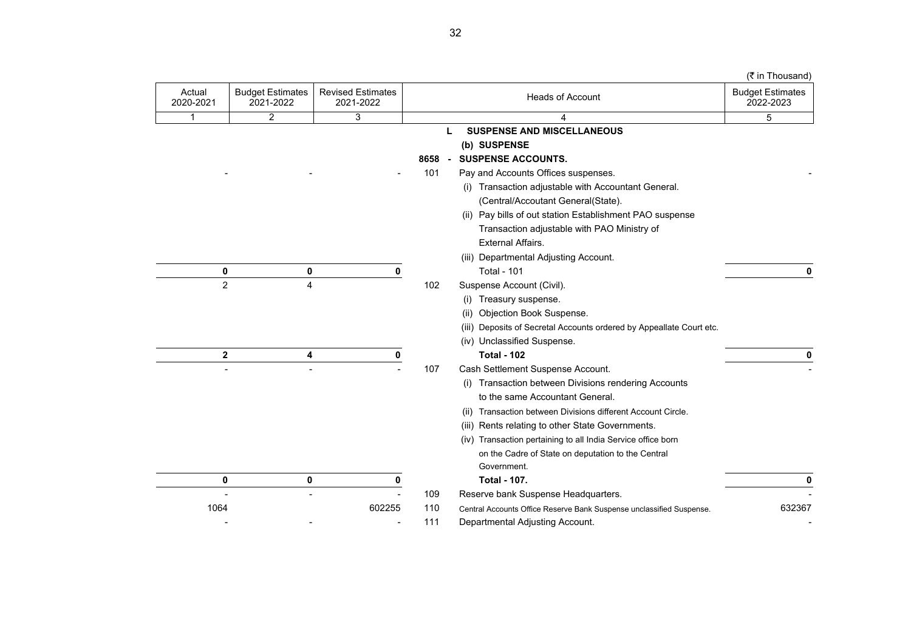(₹ in Thousand)

| Actual 2020-2021 | Budget Estimates 2021-2022 | Revised Estimates 2021-2022 | | Heads of Account | Budget Estimates 2022-2023 |
|---|---|---|---|---|---|
| 1 | 2 | 3 | | 4 | 5 |
| | | | **L** | **SUSPENSE AND MISCELLANEOUS** | |
| | | | | **(b) SUSPENSE** | |
| | | | **8658 -** | **SUSPENSE ACCOUNTS.** | |
| - | - | - | 101 | Pay and Accounts Offices suspenses. | - |
| | | | | (i) Transaction adjustable with Accountant General. (Central/Accoutant General(State). | |
| | | | | (ii) Pay bills of out station Establishment PAO suspense Transaction adjustable with PAO Ministry of External Affairs. | |
| | | | | (iii) Departmental Adjusting Account. | |
| **0** | **0** | **0** | | Total - 101 | **0** |
| 2 | 4 | | 102 | Suspense Account (Civil). | |
| | | | | (i) Treasury suspense. | |
| | | | | (ii) Objection Book Suspense. | |
| | | | | (iii) Deposits of Secretal Accounts ordered by Appeallate Court etc. | |
| | | | | (iv) Unclassified Suspense. | |
| **2** | **4** | **0** | | **Total - 102** | **0** |
| - | - | - | 107 | Cash Settlement Suspense Account. | - |
| | | | | (i) Transaction between Divisions rendering Accounts to the same Accountant General. | |
| | | | | (ii) Transaction between Divisions different Account Circle. | |
| | | | | (iii) Rents relating to other State Governments. | |
| | | | | (iv) Transaction pertaining to all India Service office born on the Cadre of State on deputation to the Central Government. | |
| **0** | **0** | **0** | | **Total - 107.** | **0** |
| - | - | - | 109 | Reserve bank Suspense Headquarters. | - |
| 1064 | | 602255 | 110 | Central Accounts Office Reserve Bank Suspense unclassified Suspense. | 632367 |
| - | - | - | 111 | Departmental Adjusting Account. | - |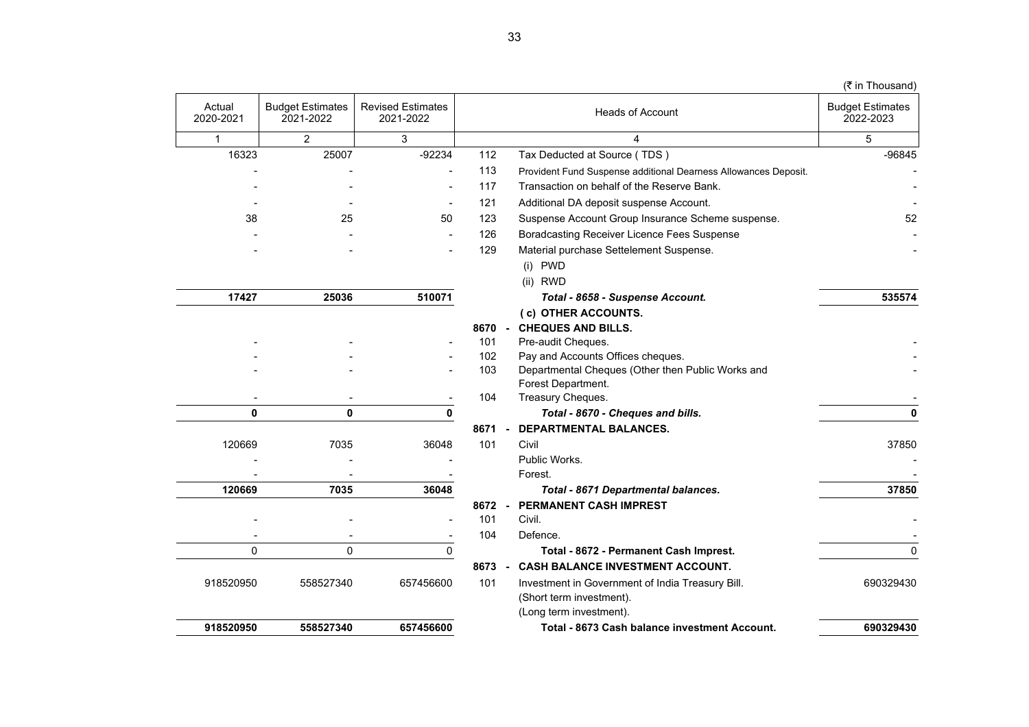(₹ in Thousand)

| Actual 2020-2021 | Budget Estimates 2021-2022 | Revised Estimates 2021-2022 | Heads of Account | | Budget Estimates 2022-2023 |
|---|---|---|---|---|---|
| 1 | 2 | 3 | 4 | | 5 |
| 16323 | 25007 | -92234 | 112 | Tax Deducted at Source ( TDS ) | -96845 |
| - | - | - | 113 | Provident Fund Suspense additional Dearness Allowances Deposit. | - |
| - | - | - | 117 | Transaction on behalf of the Reserve Bank. | - |
| - | - | - | 121 | Additional DA deposit suspense Account. | - |
| 38 | 25 | 50 | 123 | Suspense Account Group Insurance Scheme suspense. | 52 |
| - | - | - | 126 | Boradcasting Receiver Licence Fees Suspense | - |
| - | - | - | 129 | Material purchase Settelement Suspense. | - |
| | | | | (i) PWD | |
| | | | | (ii) RWD | |
| **17427** | **25036** | **510071** | | ***Total - 8658 - Suspense Account.*** | **535574** |
| | | | | **( c) OTHER ACCOUNTS.** | |
| | | | **8670 -** | **CHEQUES AND BILLS.** | |
| - | - | - | 101 | Pre-audit Cheques. | - |
| - | - | - | 102 | Pay and Accounts Offices cheques. | - |
| - | - | - | 103 | Departmental Cheques (Other then Public Works and Forest Department. | - |
| - | - | - | 104 | Treasury Cheques. | - |
| **0** | **0** | **0** | | ***Total - 8670 - Cheques and bills.*** | **0** |
| | | | **8671 -** | **DEPARTMENTAL BALANCES.** | |
| 120669 | 7035 | 36048 | 101 | Civil | 37850 |
| - | - | - | | Public Works. | - |
| - | - | - | | Forest. | - |
| **120669** | **7035** | **36048** | | ***Total - 8671 Departmental balances.*** | **37850** |
| | | | **8672 -** | **PERMANENT CASH IMPREST** | |
| - | - | - | 101 | Civil. | - |
| - | - | - | 104 | Defence. | - |
| 0 | 0 | 0 | | **Total - 8672 - Permanent Cash Imprest.** | 0 |
| | | | **8673 -** | **CASH BALANCE INVESTMENT ACCOUNT.** | |
| 918520950 | 558527340 | 657456600 | 101 | Investment in Government of India Treasury Bill. (Short term investment). (Long term investment). | 690329430 |
| **918520950** | **558527340** | **657456600** | | **Total - 8673 Cash balance investment Account.** | **690329430** |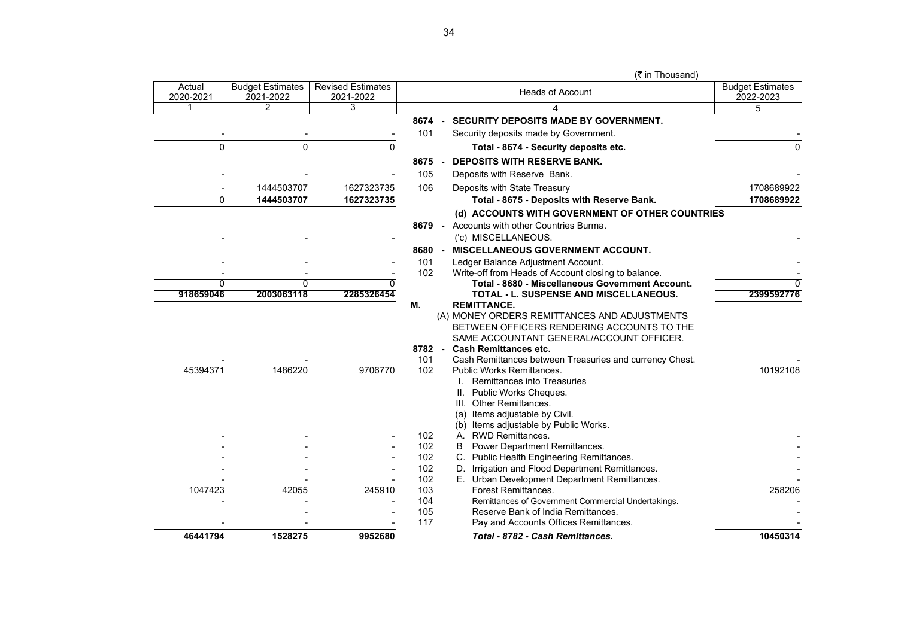(₹ in Thousand)

| Actual 2020-2021 | Budget Estimates 2021-2022 | Revised Estimates 2021-2022 | | Heads of Account | Budget Estimates 2022-2023 |
|---|---|---|---|---|---|
| 1 | 2 | 3 | | 4 | 5 |
| | | | 8674 - | **SECURITY DEPOSITS MADE BY GOVERNMENT.** | |
| - | - | - | 101 | Security deposits made by Government. | - |
| 0 | 0 | 0 | | **Total - 8674 - Security deposits etc.** | 0 |
| | | | 8675 - | **DEPOSITS WITH RESERVE BANK.** | |
| - | - | - | 105 | Deposits with Reserve Bank. | - |
| - | 1444503707 | 1627323735 | 106 | Deposits with State Treasury | 1708689922 |
| 0 | **1444503707** | **1627323735** | | **Total - 8675 - Deposits with Reserve Bank.** | **1708689922** |
| | | | | **(d) ACCOUNTS WITH GOVERNMENT OF OTHER COUNTRIES** | |
| | | | 8679 - | Accounts with other Countries Burma. | |
| - | - | - | | ('c) MISCELLANEOUS. | - |
| | | | 8680 - | **MISCELLANEOUS GOVERNMENT ACCOUNT.** | |
| - | - | - | 101 | Ledger Balance Adjustment Account. | - |
| - | - | - | 102 | Write-off from Heads of Account closing to balance. | - |
| 0 | 0 | 0 | | **Total - 8680 - Miscellaneous Government Account.** | 0 |
| **918659046** | **2003063118** | **2285326454** | | **TOTAL - L. SUSPENSE AND MISCELLANEOUS.** | **2399592776** |
| | | | **M.** | **REMITTANCE.** | |
| | | | | (A) MONEY ORDERS REMITTANCES AND ADJUSTMENTS BETWEEN OFFICERS RENDERING ACCOUNTS TO THE SAME ACCOUNTANT GENERAL/ACCOUNT OFFICER. | |
| | | | 8782 - | **Cash Remittances etc.** | |
| - | - | - | 101 | Cash Remittances between Treasuries and currency Chest. | - |
| 45394371 | 1486220 | 9706770 | 102 | Public Works Remittances. | 10192108 |
| | | | | I. Remittances into Treasuries | |
| | | | | II. Public Works Cheques. | |
| | | | | III. Other Remittances. | |
| | | | | (a) Items adjustable by Civil. | |
| | | | | (b) Items adjustable by Public Works. | |
| - | - | - | 102 | A. RWD Remittances. | - |
| - | - | - | 102 | B Power Department Remittances. | - |
| - | - | - | 102 | C. Public Health Engineering Remittances. | - |
| - | - | - | 102 | D. Irrigation and Flood Department Remittances. | - |
| - | - | - | 102 | E. Urban Development Department Remittances. | - |
| 1047423 | 42055 | 245910 | 103 | Forest Remittances. | 258206 |
| - | - | - | 104 | Remittances of Government Commercial Undertakings. | - |
| - | - | - | 105 | Reserve Bank of India Remittances. | - |
| - | - | - | 117 | Pay and Accounts Offices Remittances. | - |
| **46441794** | **1528275** | **9952680** | | ***Total - 8782 - Cash Remittances.*** | **10450314** |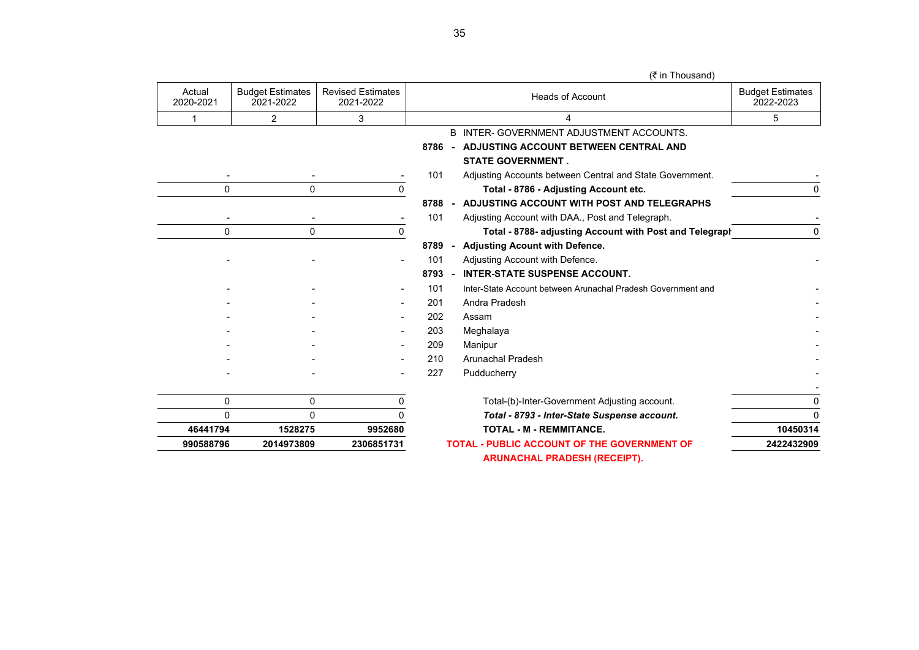(₹ in Thousand)

| Actual 2020-2021 | Budget Estimates 2021-2022 | Revised Estimates 2021-2022 | Heads of Account | | Budget Estimates 2022-2023 |
|---|---|---|---|---|---|
| 1 | 2 | 3 | 4 | | 5 |
| | | | B | INTER- GOVERNMENT ADJUSTMENT ACCOUNTS. | |
| | | | **8786 -** | **ADJUSTING ACCOUNT BETWEEN CENTRAL AND STATE GOVERNMENT .** | |
| - | - | - | 101 | Adjusting Accounts between Central and State Government. | - |
| 0 | 0 | 0 | | **Total - 8786 - Adjusting Account etc.** | 0 |
| | | | **8788 -** | **ADJUSTING ACCOUNT WITH POST AND TELEGRAPHS** | |
| - | - | - | 101 | Adjusting Account with DAA., Post and Telegraph. | - |
| 0 | 0 | 0 | | **Total - 8788- adjusting Account with Post and Telegraph** | 0 |
| | | | **8789 -** | **Adjusting Acount with Defence.** | |
| - | - | - | 101 | Adjusting Account with Defence. | - |
| | | | **8793 -** | **INTER-STATE SUSPENSE ACCOUNT.** | |
| - | - | - | 101 | Inter-State Account between Arunachal Pradesh Government and | - |
| - | - | - | 201 | Andra Pradesh | - |
| - | - | - | 202 | Assam | - |
| - | - | - | 203 | Meghalaya | - |
| - | - | - | 209 | Manipur | - |
| - | - | - | 210 | Arunachal Pradesh | - |
| - | - | - | 227 | Pudducherry | - |
| | | | | | - |
| 0 | 0 | 0 | | Total-(b)-Inter-Government Adjusting account. | 0 |
| 0 | 0 | 0 | | ***Total - 8793 - Inter-State Suspense account.*** | 0 |
| **46441794** | **1528275** | **9952680** | | **TOTAL - M - REMMITANCE.** | **10450314** |
| **990588796** | **2014973809** | **2306851731** | | **TOTAL - PUBLIC ACCOUNT OF THE GOVERNMENT OF ARUNACHAL PRADESH (RECEIPT).** | **2422432909** |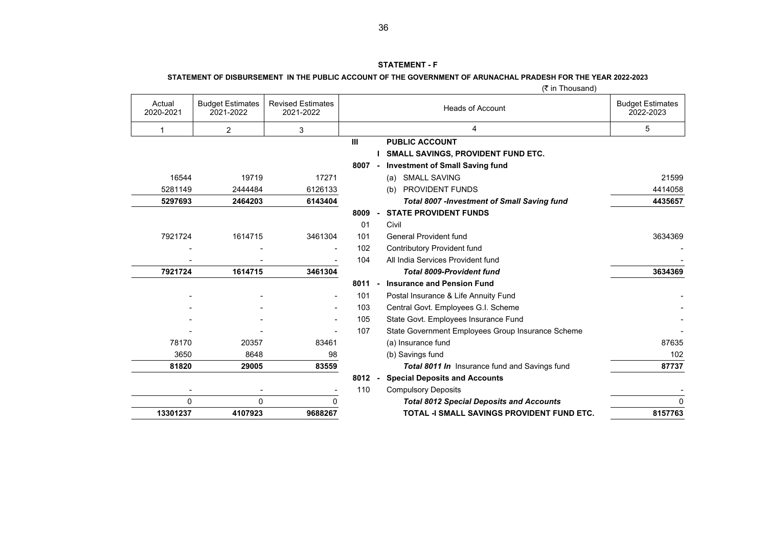**STATEMENT - F**

**STATEMENT OF DISBURSEMENT IN THE PUBLIC ACCOUNT OF THE GOVERNMENT OF ARUNACHAL PRADESH FOR THE YEAR 2022-2023**

(₹ in Thousand)

| Actual 2020-2021 | Budget Estimates 2021-2022 | Revised Estimates 2021-2022 | | Heads of Account | Budget Estimates 2022-2023 |
|---|---|---|---|---|---|
| 1 | 2 | 3 | | 4 | 5 |
| | | | **III** | **PUBLIC ACCOUNT** | |
| | | | **I** | **SMALL SAVINGS, PROVIDENT FUND ETC.** | |
| | | | **8007 -** | **Investment of Small Saving fund** | |
| 16544 | 19719 | 17271 | | (a) SMALL SAVING | 21599 |
| 5281149 | 2444484 | 6126133 | | (b) PROVIDENT FUNDS | 4414058 |
| **5297693** | **2464203** | **6143404** | | ***Total 8007 -Investment of Small Saving fund*** | **4435657** |
| | | | **8009 -** | **STATE PROVIDENT FUNDS** | |
| | | | 01 | Civil | |
| 7921724 | 1614715 | 3461304 | 101 | General Provident fund | 3634369 |
| - | - | - | 102 | Contributory Provident fund | - |
| - | - | - | 104 | All India Services Provident fund | - |
| **7921724** | **1614715** | **3461304** | | ***Total 8009-Provident fund*** | **3634369** |
| | | | **8011 -** | **Insurance and Pension Fund** | |
| - | - | - | 101 | Postal Insurance & Life Annuity Fund | - |
| - | - | - | 103 | Central Govt. Employees G.I. Scheme | - |
| - | - | - | 105 | State Govt. Employees Insurance Fund | - |
| - | - | - | 107 | State Government Employees Group Insurance Scheme | - |
| 78170 | 20357 | 83461 | | (a) Insurance fund | 87635 |
| 3650 | 8648 | 98 | | (b) Savings fund | 102 |
| **81820** | **29005** | **83559** | | ***Total 8011 In*** Insurance fund and Savings fund | **87737** |
| | | | **8012 -** | **Special Deposits and Accounts** | |
| - | - | - | 110 | Compulsory Deposits | - |
| 0 | 0 | 0 | | ***Total 8012 Special Deposits and Accounts*** | 0 |
| **13301237** | **4107923** | **9688267** | | **TOTAL -I SMALL SAVINGS PROVIDENT FUND ETC.** | **8157763** |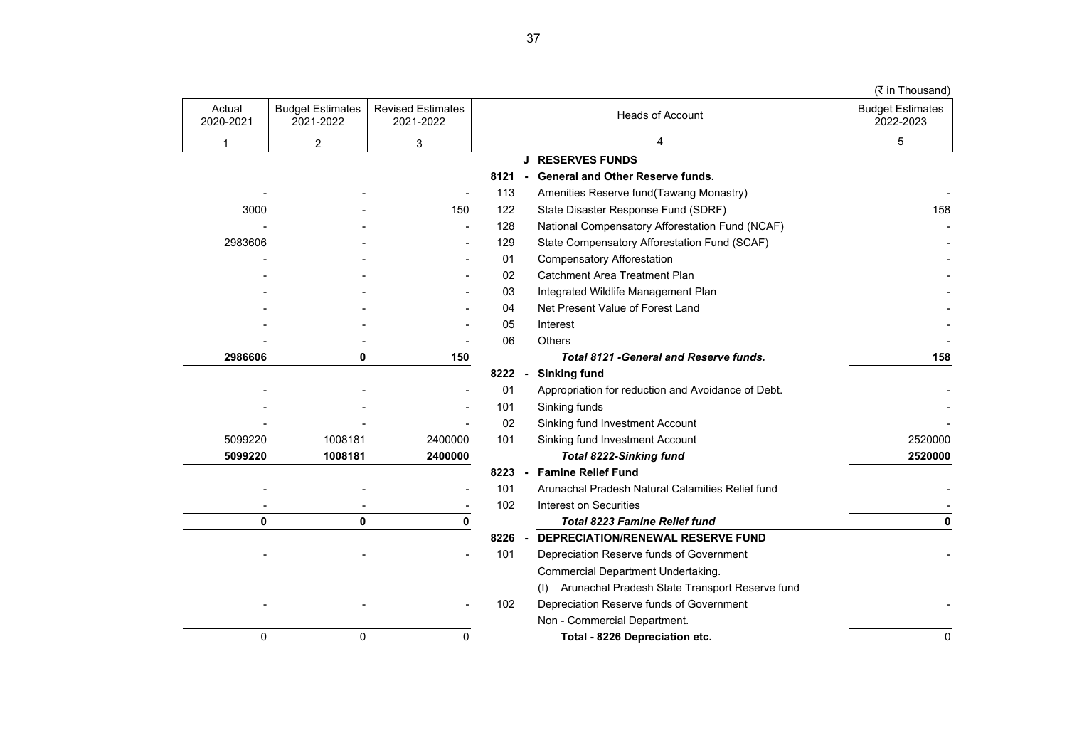(₹ in Thousand)

| Actual 2020-2021 | Budget Estimates 2021-2022 | Revised Estimates 2021-2022 | Heads of Account | | Budget Estimates 2022-2023 |
|---|---|---|---|---|---|
| 1 | 2 | 3 | 4 | | 5 |
| | | | J | **RESERVES FUNDS** | |
| | | | **8121 -** | **General and Other Reserve funds.** | |
| - | - | - | 113 | Amenities Reserve fund(Tawang Monastry) | - |
| 3000 | - | 150 | 122 | State Disaster Response Fund (SDRF) | 158 |
| - | - | - | 128 | National Compensatory Afforestation Fund (NCAF) | - |
| 2983606 | - | - | 129 | State Compensatory Afforestation Fund (SCAF) | - |
| - | - | - | 01 | Compensatory Afforestation | - |
| - | - | - | 02 | Catchment Area Treatment Plan | - |
| - | - | - | 03 | Integrated Wildlife Management Plan | - |
| - | - | - | 04 | Net Present Value of Forest Land | - |
| - | - | - | 05 | Interest | - |
| - | - | - | 06 | Others | - |
| **2986606** | **0** | **150** | | ***Total 8121 -General and Reserve funds.*** | **158** |
| | | | **8222 -** | **Sinking fund** | |
| - | - | - | 01 | Appropriation for reduction and Avoidance of Debt. | - |
| - | - | - | 101 | Sinking funds | - |
| - | - | - | 02 | Sinking fund Investment Account | - |
| 5099220 | 1008181 | 2400000 | 101 | Sinking fund Investment Account | 2520000 |
| **5099220** | **1008181** | **2400000** | | ***Total 8222-Sinking fund*** | **2520000** |
| | | | **8223 -** | **Famine Relief Fund** | |
| - | - | - | 101 | Arunachal Pradesh Natural Calamities Relief fund | - |
| - | - | - | 102 | Interest on Securities | - |
| **0** | **0** | **0** | | ***Total 8223 Famine Relief fund*** | **0** |
| | | | **8226 -** | **DEPRECIATION/RENEWAL RESERVE FUND** | |
| - | - | - | 101 | Depreciation Reserve funds of Government | - |
| | | | | Commercial Department Undertaking. | |
| | | | | (I) Arunachal Pradesh State Transport Reserve fund | |
| - | - | - | 102 | Depreciation Reserve funds of Government | - |
| | | | | Non - Commercial Department. | |
| 0 | 0 | 0 | | **Total - 8226 Depreciation etc.** | 0 |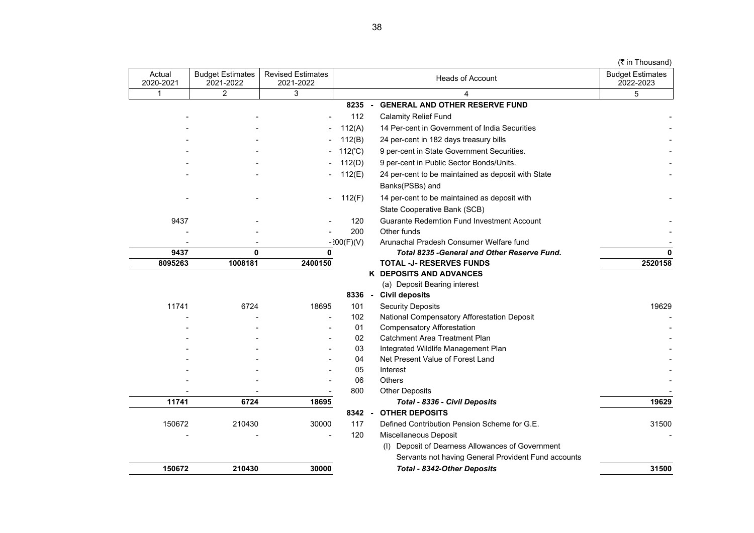(₹ in Thousand)

| Actual 2020-2021 | Budget Estimates 2021-2022 | Revised Estimates 2021-2022 | Heads of Account | | Budget Estimates 2022-2023 |
|---|---|---|---|---|---|
| 1 | 2 | 3 | 4 | | 5 |
| | | | 8235 - | **GENERAL AND OTHER RESERVE FUND** | |
| - | - | - | 112 | Calamity Relief Fund | - |
| - | - | - | 112(A) | 14 Per-cent in Government of India Securities | - |
| - | - | - | 112(B) | 24 per-cent in 182 days treasury bills | - |
| - | - | - | 112('C) | 9 per-cent in State Government Securities. | - |
| - | - | - | 112(D) | 9 per-cent in Public Sector Bonds/Units. | - |
| - | - | - | 112(E) | 24 per-cent to be maintained as deposit with State Banks(PSBs) and | - |
| - | - | - | 112(F) | 14 per-cent to be maintained as deposit with State Cooperative Bank (SCB) | - |
| 9437 | - | - | 120 | Guarante Redemtion Fund Investment Account | - |
| - | - | - | 200 | Other funds | - |
| - | - | - | 200(F)(V) | Arunachal Pradesh Consumer Welfare fund | - |
| **9437** | **0** | **0** | | ***Total 8235 -General and Other Reserve Fund.*** | **0** |
| **8095263** | **1008181** | **2400150** | | **TOTAL -J- RESERVES FUNDS** | **2520158** |
| | | | K | **DEPOSITS AND ADVANCES** | |
| | | | | (a) Deposit Bearing interest | |
| | | | 8336 - | **Civil deposits** | |
| 11741 | 6724 | 18695 | 101 | Security Deposits | 19629 |
| - | - | - | 102 | National Compensatory Afforestation Deposit | - |
| - | - | - | 01 | Compensatory Afforestation | - |
| - | - | - | 02 | Catchment Area Treatment Plan | - |
| - | - | - | 03 | Integrated Wildlife Management Plan | - |
| - | - | - | 04 | Net Present Value of Forest Land | - |
| - | - | - | 05 | Interest | - |
| - | - | - | 06 | Others | - |
| - | - | - | 800 | Other Deposits | - |
| **11741** | **6724** | **18695** | | ***Total - 8336 - Civil Deposits*** | **19629** |
| | | | 8342 - | **OTHER DEPOSITS** | |
| 150672 | 210430 | 30000 | 117 | Defined Contribution Pension Scheme for G.E. | 31500 |
| - | - | - | 120 | Miscellaneous Deposit | - |
| | | | | (I) Deposit of Dearness Allowances of Government Servants not having General Provident Fund accounts | |
| **150672** | **210430** | **30000** | | ***Total - 8342-Other Deposits*** | **31500** |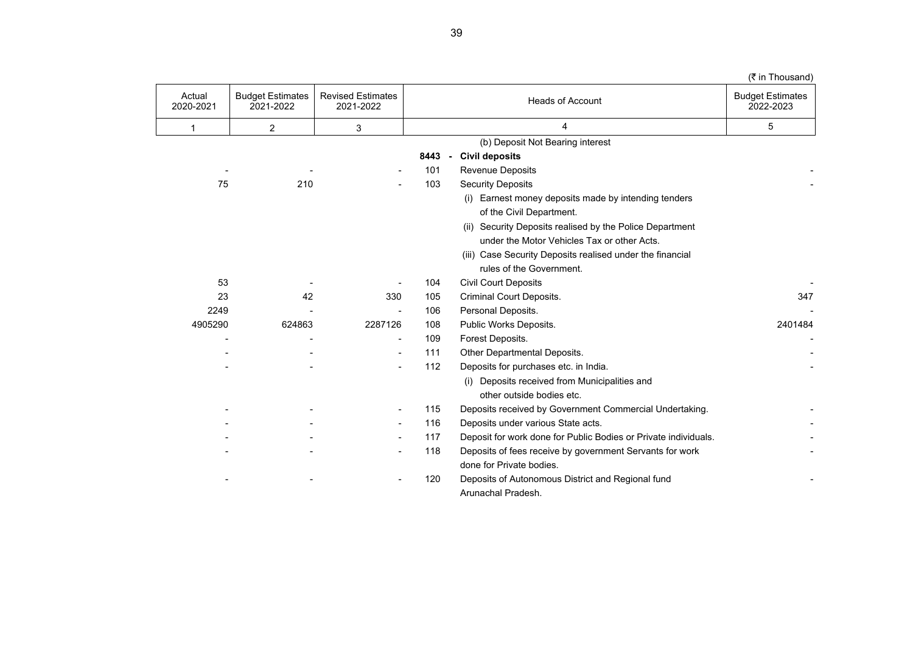(₹ in Thousand)

| Actual 2020-2021 | Budget Estimates 2021-2022 | Revised Estimates 2021-2022 | Heads of Account | | Budget Estimates 2022-2023 |
|---|---|---|---|---|---|
| 1 | 2 | 3 | 4 | | 5 |
| | | | | (b) Deposit Not Bearing interest | |
| | | | **8443 -** | **Civil deposits** | |
| - | - | - | 101 | Revenue Deposits | - |
| 75 | 210 | - | 103 | Security Deposits | - |
| | | | | (i) Earnest money deposits made by intending tenders of the Civil Department. | |
| | | | | (ii) Security Deposits realised by the Police Department under the Motor Vehicles Tax or other Acts. | |
| | | | | (iii) Case Security Deposits realised under the financial rules of the Government. | |
| 53 | - | - | 104 | Civil Court Deposits | - |
| 23 | 42 | 330 | 105 | Criminal Court Deposits. | 347 |
| 2249 | - | - | 106 | Personal Deposits. | - |
| 4905290 | 624863 | 2287126 | 108 | Public Works Deposits. | 2401484 |
| - | - | - | 109 | Forest Deposits. | - |
| - | - | - | 111 | Other Departmental Deposits. | - |
| - | - | - | 112 | Deposits for purchases etc. in India. | - |
| | | | | (i) Deposits received from Municipalities and other outside bodies etc. | |
| - | - | - | 115 | Deposits received by Government Commercial Undertaking. | - |
| - | - | - | 116 | Deposits under various State acts. | - |
| - | - | - | 117 | Deposit for work done for Public Bodies or Private individuals. | - |
| - | - | - | 118 | Deposits of fees receive by government Servants for work done for Private bodies. | - |
| - | - | - | 120 | Deposits of Autonomous District and Regional fund Arunachal Pradesh. | - |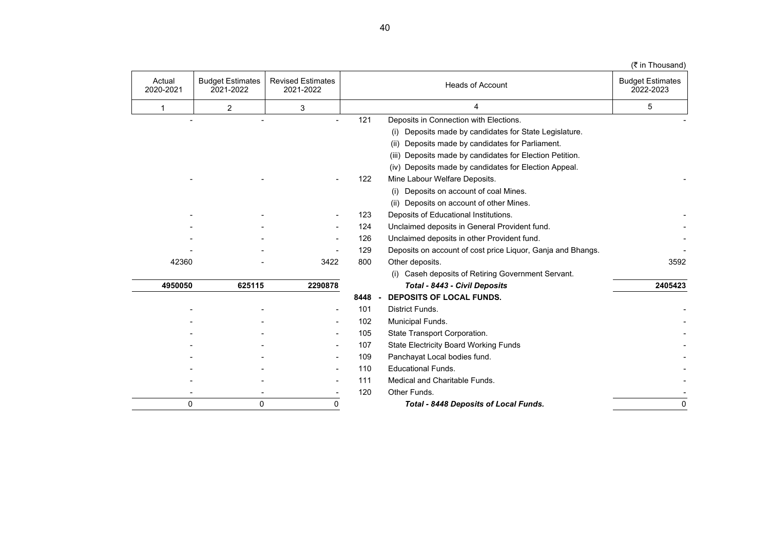(₹ in Thousand)

| Actual 2020-2021 | Budget Estimates 2021-2022 | Revised Estimates 2021-2022 | Heads of Account | | Budget Estimates 2022-2023 |
|---|---|---|---|---|---|
| 1 | 2 | 3 | 4 | | 5 |
| - | - | - | 121 | Deposits in Connection with Elections. | - |
| | | | | (i) Deposits made by candidates for State Legislature. | |
| | | | | (ii) Deposits made by candidates for Parliament. | |
| | | | | (iii) Deposits made by candidates for Election Petition. | |
| | | | | (iv) Deposits made by candidates for Election Appeal. | |
| - | - | - | 122 | Mine Labour Welfare Deposits. | - |
| | | | | (i) Deposits on account of coal Mines. | |
| | | | | (ii) Deposits on account of other Mines. | |
| - | - | - | 123 | Deposits of Educational Institutions. | - |
| - | - | - | 124 | Unclaimed deposits in General Provident fund. | - |
| - | - | - | 126 | Unclaimed deposits in other Provident fund. | - |
| - | - | - | 129 | Deposits on account of cost price Liquor, Ganja and Bhangs. | - |
| 42360 | - | 3422 | 800 | Other deposits. | 3592 |
| | | | | (i) Caseh deposits of Retiring Government Servant. | |
| **4950050** | **625115** | **2290878** | | ***Total - 8443 - Civil Deposits*** | **2405423** |
| | | | **8448 -** | **DEPOSITS OF LOCAL FUNDS.** | |
| - | - | - | 101 | District Funds. | - |
| - | - | - | 102 | Municipal Funds. | - |
| - | - | - | 105 | State Transport Corporation. | - |
| - | - | - | 107 | State Electricity Board Working Funds | - |
| - | - | - | 109 | Panchayat Local bodies fund. | - |
| - | - | - | 110 | Educational Funds. | - |
| - | - | - | 111 | Medical and Charitable Funds. | - |
| - | - | - | 120 | Other Funds. | - |
| 0 | 0 | 0 | | ***Total - 8448 Deposits of Local Funds.*** | 0 |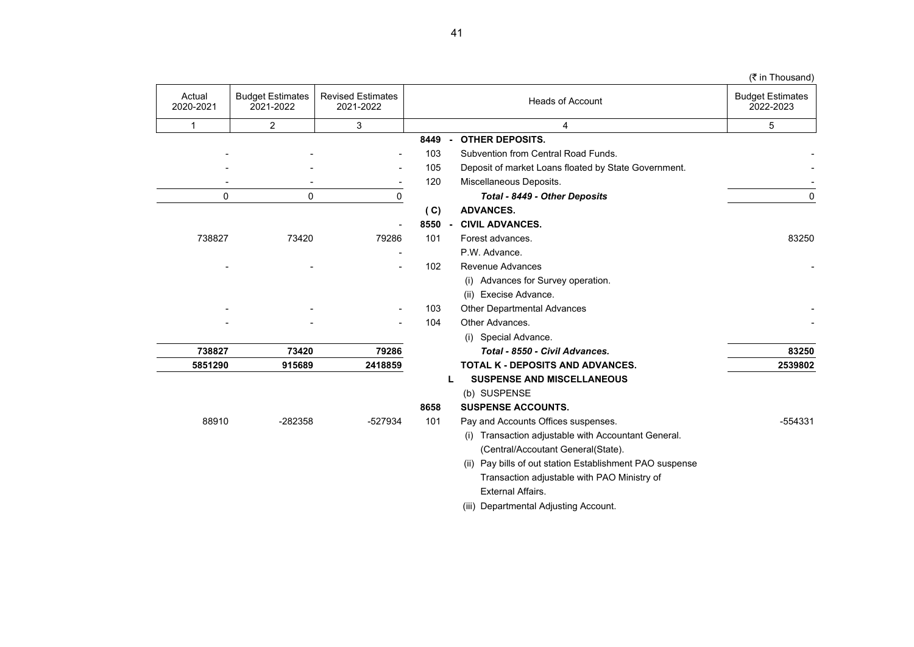(₹ in Thousand)

| Actual 2020-2021 | Budget Estimates 2021-2022 | Revised Estimates 2021-2022 | Heads of Account | | Budget Estimates 2022-2023 |
|---|---|---|---|---|---|
| 1 | 2 | 3 | 4 | | 5 |
| | | | **8449 -** | **OTHER DEPOSITS.** | |
| - | - | - | 103 | Subvention from Central Road Funds. | - |
| - | - | - | 105 | Deposit of market Loans floated by State Government. | - |
| - | - | - | 120 | Miscellaneous Deposits. | - |
| 0 | 0 | 0 | | ***Total - 8449 - Other Deposits*** | 0 |
| | | | **( C)** | **ADVANCES.** | |
| | | - | **8550 -** | **CIVIL ADVANCES.** | |
| 738827 | 73420 | 79286 | 101 | Forest advances. | 83250 |
| | | - | | P.W. Advance. | |
| - | - | - | 102 | Revenue Advances | - |
| | | | | (i) Advances for Survey operation. | |
| | | | | (ii) Execise Advance. | |
| - | - | - | 103 | Other Departmental Advances | - |
| - | - | - | 104 | Other Advances. | - |
| | | | | (i) Special Advance. | |
| **738827** | **73420** | **79286** | | ***Total - 8550 - Civil Advances.*** | **83250** |
| **5851290** | **915689** | **2418859** | | **TOTAL K - DEPOSITS AND ADVANCES.** | **2539802** |
| | | | **L** | **SUSPENSE AND MISCELLANEOUS** | |
| | | | | (b) SUSPENSE | |
| | | | **8658** | **SUSPENSE ACCOUNTS.** | |
| 88910 | -282358 | -527934 | 101 | Pay and Accounts Offices suspenses. | -554331 |
| | | | | (i) Transaction adjustable with Accountant General. (Central/Accoutant General(State). | |
| | | | | (ii) Pay bills of out station Establishment PAO suspense Transaction adjustable with PAO Ministry of External Affairs. | |
| | | | | (iii) Departmental Adjusting Account. | |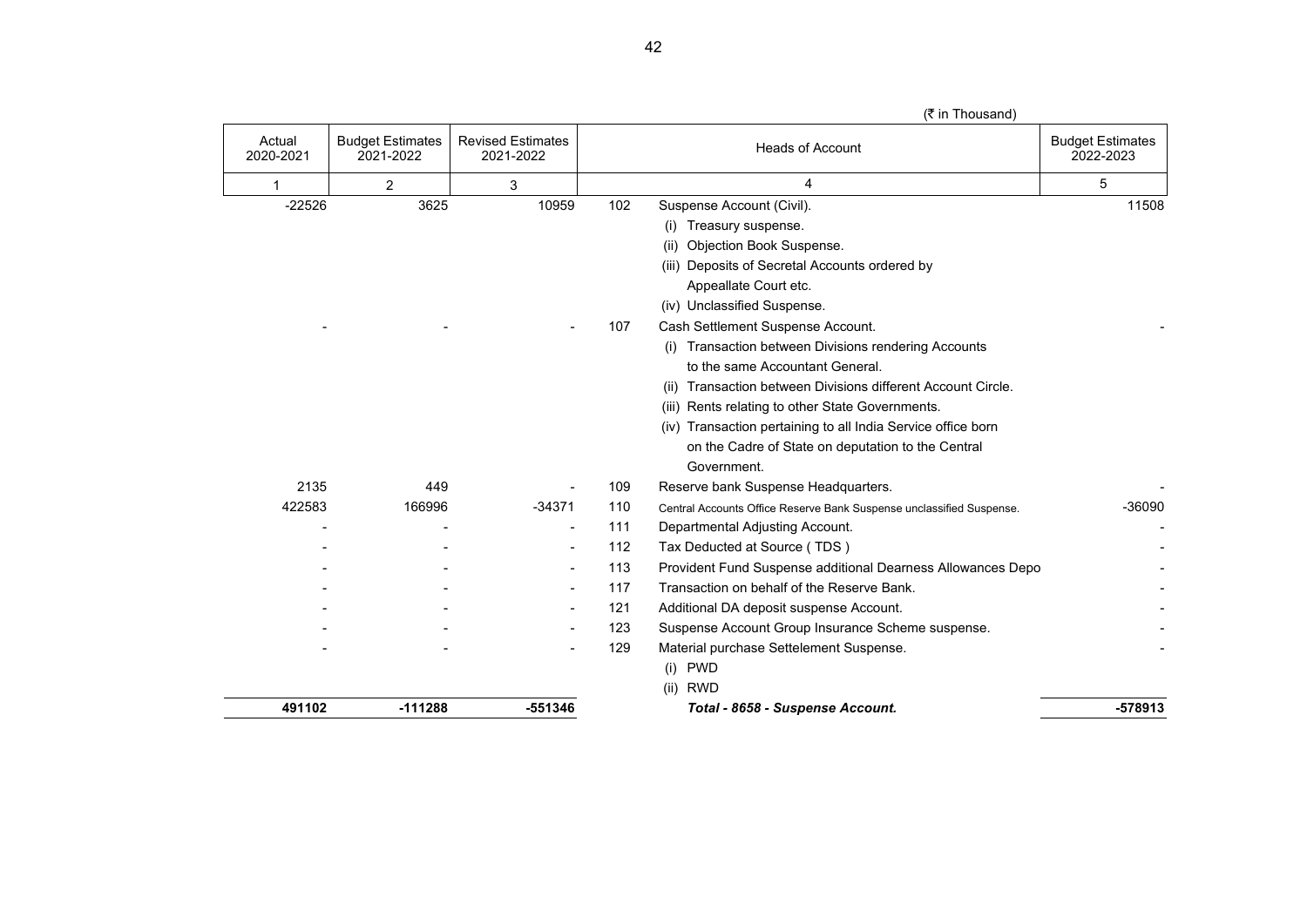(₹ in Thousand)

| Actual 2020-2021 | Budget Estimates 2021-2022 | Revised Estimates 2021-2022 | | Heads of Account | Budget Estimates 2022-2023 |
|---|---|---|---|---|---|
| 1 | 2 | 3 | | 4 | 5 |
| -22526 | 3625 | 10959 | 102 | Suspense Account (Civil). | 11508 |
| | | | | (i) Treasury suspense. | |
| | | | | (ii) Objection Book Suspense. | |
| | | | | (iii) Deposits of Secretal Accounts ordered by Appeallate Court etc. | |
| | | | | (iv) Unclassified Suspense. | |
| - | - | - | 107 | Cash Settlement Suspense Account. | - |
| | | | | (i) Transaction between Divisions rendering Accounts to the same Accountant General. | |
| | | | | (ii) Transaction between Divisions different Account Circle. | |
| | | | | (iii) Rents relating to other State Governments. | |
| | | | | (iv) Transaction pertaining to all India Service office born on the Cadre of State on deputation to the Central Government. | |
| 2135 | 449 | - | 109 | Reserve bank Suspense Headquarters. | - |
| 422583 | 166996 | -34371 | 110 | Central Accounts Office Reserve Bank Suspense unclassified Suspense. | -36090 |
| - | - | - | 111 | Departmental Adjusting Account. | - |
| - | - | - | 112 | Tax Deducted at Source ( TDS ) | - |
| - | - | - | 113 | Provident Fund Suspense additional Dearness Allowances Depo | - |
| - | - | - | 117 | Transaction on behalf of the Reserve Bank. | - |
| - | - | - | 121 | Additional DA deposit suspense Account. | - |
| - | - | - | 123 | Suspense Account Group Insurance Scheme suspense. | - |
| - | - | - | 129 | Material purchase Settelement Suspense. | - |
| | | | | (i) PWD | |
| | | | | (ii) RWD | |
| **491102** | **-111288** | **-551346** | | ***Total - 8658 - Suspense Account.*** | **-578913** |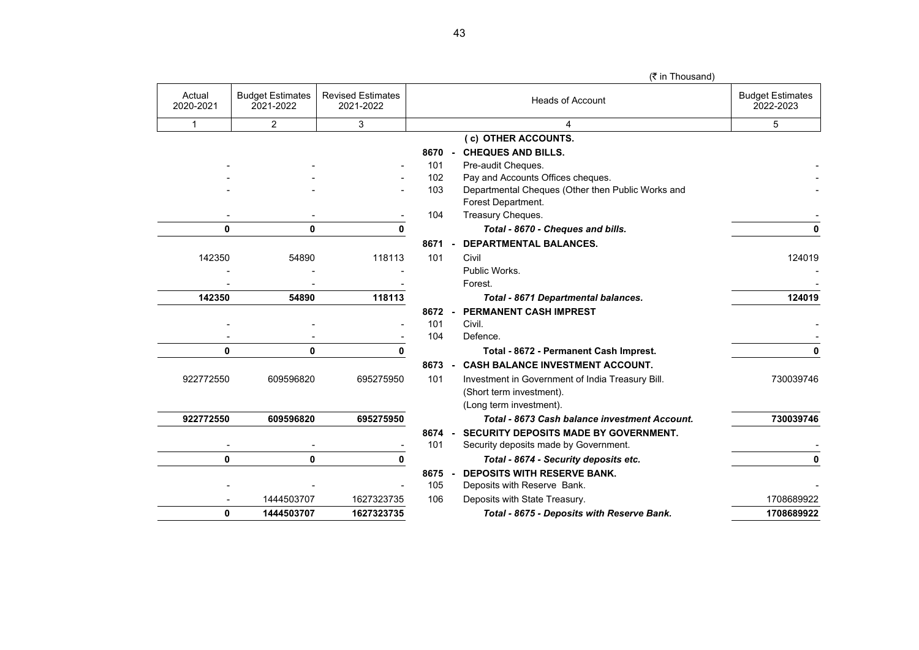(₹ in Thousand)

| Actual 2020-2021 | Budget Estimates 2021-2022 | Revised Estimates 2021-2022 | Heads of Account | | Budget Estimates 2022-2023 |
|---|---|---|---|---|---|
| 1 | 2 | 3 | 4 | | 5 |
| | | | | **( c) OTHER ACCOUNTS.** | |
| | | | **8670 -** | **CHEQUES AND BILLS.** | |
| - | - | - | 101 | Pre-audit Cheques. | - |
| - | - | - | 102 | Pay and Accounts Offices cheques. | - |
| - | - | - | 103 | Departmental Cheques (Other then Public Works and Forest Department. | - |
| - | - | - | 104 | Treasury Cheques. | - |
| **0** | **0** | **0** | | ***Total - 8670 - Cheques and bills.*** | **0** |
| | | | **8671 -** | **DEPARTMENTAL BALANCES.** | |
| 142350 | 54890 | 118113 | 101 | Civil | 124019 |
| - | - | - | | Public Works. | - |
| - | - | - | | Forest. | - |
| **142350** | **54890** | **118113** | | ***Total - 8671 Departmental balances.*** | **124019** |
| | | | **8672 -** | **PERMANENT CASH IMPREST** | |
| - | - | - | 101 | Civil. | - |
| - | - | - | 104 | Defence. | - |
| **0** | **0** | **0** | | **Total - 8672 - Permanent Cash Imprest.** | **0** |
| | | | **8673 -** | **CASH BALANCE INVESTMENT ACCOUNT.** | |
| 922772550 | 609596820 | 695275950 | 101 | Investment in Government of India Treasury Bill. (Short term investment). (Long term investment). | 730039746 |
| **922772550** | **609596820** | **695275950** | | ***Total - 8673 Cash balance investment Account.*** | **730039746** |
| | | | **8674 -** | **SECURITY DEPOSITS MADE BY GOVERNMENT.** | |
| - | - | - | 101 | Security deposits made by Government. | - |
| **0** | **0** | **0** | | ***Total - 8674 - Security deposits etc.*** | **0** |
| | | | **8675 -** | **DEPOSITS WITH RESERVE BANK.** | |
| - | - | - | 105 | Deposits with Reserve Bank. | - |
| - | 1444503707 | 1627323735 | 106 | Deposits with State Treasury. | 1708689922 |
| **0** | **1444503707** | **1627323735** | | ***Total - 8675 - Deposits with Reserve Bank.*** | **1708689922** |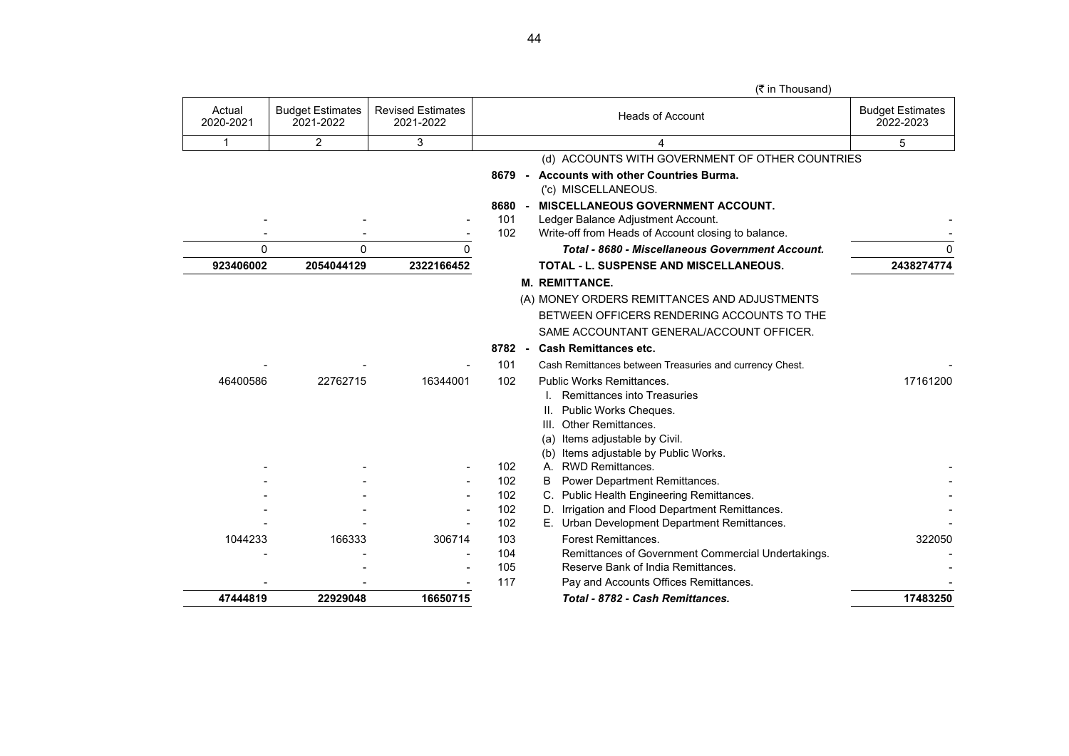(₹ in Thousand)

| Actual 2020-2021 | Budget Estimates 2021-2022 | Revised Estimates 2021-2022 | Heads of Account | | Budget Estimates 2022-2023 |
|---|---|---|---|---|---|
| 1 | 2 | 3 | 4 | | 5 |
| | | | | (d) ACCOUNTS WITH GOVERNMENT OF OTHER COUNTRIES | |
| | | | **8679 -** | **Accounts with other Countries Burma.** | |
| | | | | ('c) MISCELLANEOUS. | |
| | | | **8680 -** | **MISCELLANEOUS GOVERNMENT ACCOUNT.** | |
| - | - | - | 101 | Ledger Balance Adjustment Account. | - |
| - | - | - | 102 | Write-off from Heads of Account closing to balance. | - |
| 0 | 0 | 0 | | ***Total - 8680 - Miscellaneous Government Account.*** | 0 |
| **923406002** | **2054044129** | **2322166452** | | **TOTAL - L. SUSPENSE AND MISCELLANEOUS.** | **2438274774** |
| | | | | **M. REMITTANCE.** | |
| | | | | (A) MONEY ORDERS REMITTANCES AND ADJUSTMENTS BETWEEN OFFICERS RENDERING ACCOUNTS TO THE SAME ACCOUNTANT GENERAL/ACCOUNT OFFICER. | |
| | | | **8782 -** | **Cash Remittances etc.** | |
| - | - | - | 101 | Cash Remittances between Treasuries and currency Chest. | - |
| 46400586 | 22762715 | 16344001 | 102 | Public Works Remittances. | 17161200 |
| | | | | I. Remittances into Treasuries | |
| | | | | II. Public Works Cheques. | |
| | | | | III. Other Remittances. | |
| | | | | (a) Items adjustable by Civil. | |
| | | | | (b) Items adjustable by Public Works. | |
| - | - | - | 102 | A. RWD Remittances. | - |
| - | - | - | 102 | B Power Department Remittances. | - |
| - | - | - | 102 | C. Public Health Engineering Remittances. | - |
| - | - | - | 102 | D. Irrigation and Flood Department Remittances. | - |
| - | - | - | 102 | E. Urban Development Department Remittances. | - |
| 1044233 | 166333 | 306714 | 103 | Forest Remittances. | 322050 |
| - | - | - | 104 | Remittances of Government Commercial Undertakings. | - |
| | - | - | 105 | Reserve Bank of India Remittances. | - |
| - | - | - | 117 | Pay and Accounts Offices Remittances. | - |
| **47444819** | **22929048** | **16650715** | | ***Total - 8782 - Cash Remittances.*** | **17483250** |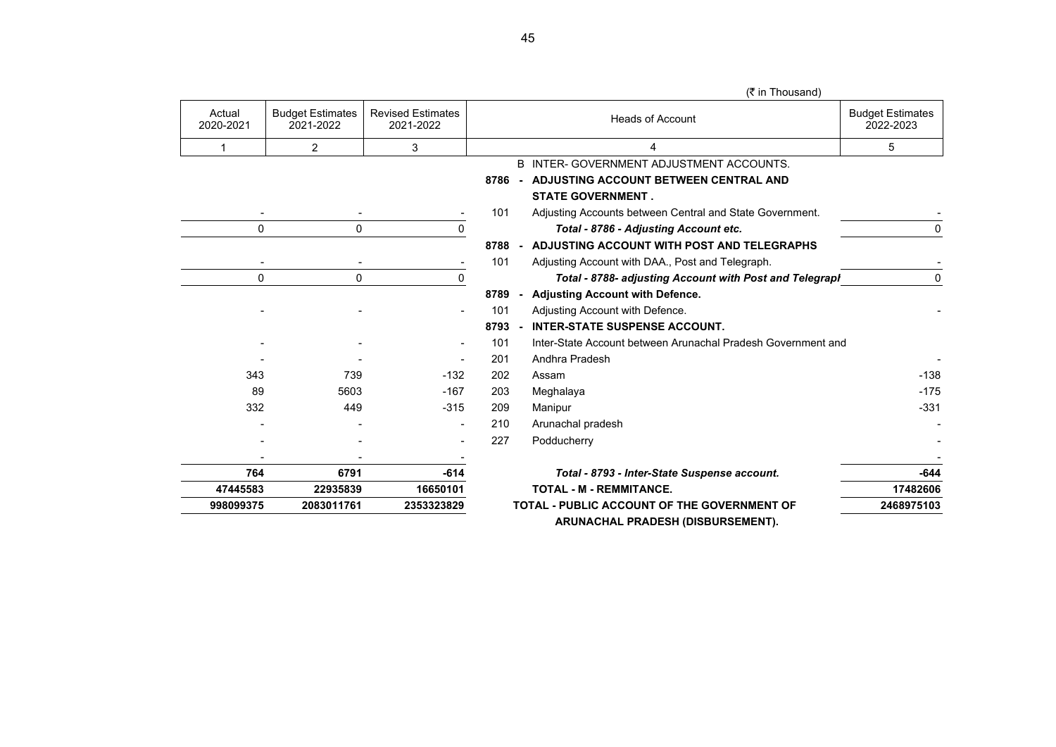(₹ in Thousand)

| Actual 2020-2021 | Budget Estimates 2021-2022 | Revised Estimates 2021-2022 | Heads of Account | | Budget Estimates 2022-2023 |
|---|---|---|---|---|---|
| 1 | 2 | 3 | 4 | | 5 |
| | | | | B INTER- GOVERNMENT ADJUSTMENT ACCOUNTS. | |
| | | | **8786 -** | **ADJUSTING ACCOUNT BETWEEN CENTRAL AND STATE GOVERNMENT .** | |
| - | - | - | 101 | Adjusting Accounts between Central and State Government. | - |
| 0 | 0 | 0 | | ***Total - 8786 - Adjusting Account etc.*** | 0 |
| | | | **8788 -** | **ADJUSTING ACCOUNT WITH POST AND TELEGRAPHS** | |
| - | - | - | 101 | Adjusting Account with DAA., Post and Telegraph. | - |
| 0 | 0 | 0 | | ***Total - 8788- adjusting Account with Post and Telegrapl*** | 0 |
| | | | **8789 -** | **Adjusting Account with Defence.** | |
| - | - | - | 101 | Adjusting Account with Defence. | - |
| | | | **8793 -** | **INTER-STATE SUSPENSE ACCOUNT.** | |
| - | - | - | 101 | Inter-State Account between Arunachal Pradesh Government and | |
| - | - | - | 201 | Andhra Pradesh | - |
| 343 | 739 | -132 | 202 | Assam | -138 |
| 89 | 5603 | -167 | 203 | Meghalaya | -175 |
| 332 | 449 | -315 | 209 | Manipur | -331 |
| - | - | - | 210 | Arunachal pradesh | - |
| - | - | - | 227 | Podducherry | - |
| - | - | - | | | - |
| **764** | **6791** | **-614** | | ***Total - 8793 - Inter-State Suspense account.*** | **-644** |
| **47445583** | **22935839** | **16650101** | | **TOTAL - M - REMMITANCE.** | **17482606** |
| **998099375** | **2083011761** | **2353323829** | | **TOTAL - PUBLIC ACCOUNT OF THE GOVERNMENT OF ARUNACHAL PRADESH (DISBURSEMENT).** | **2468975103** |